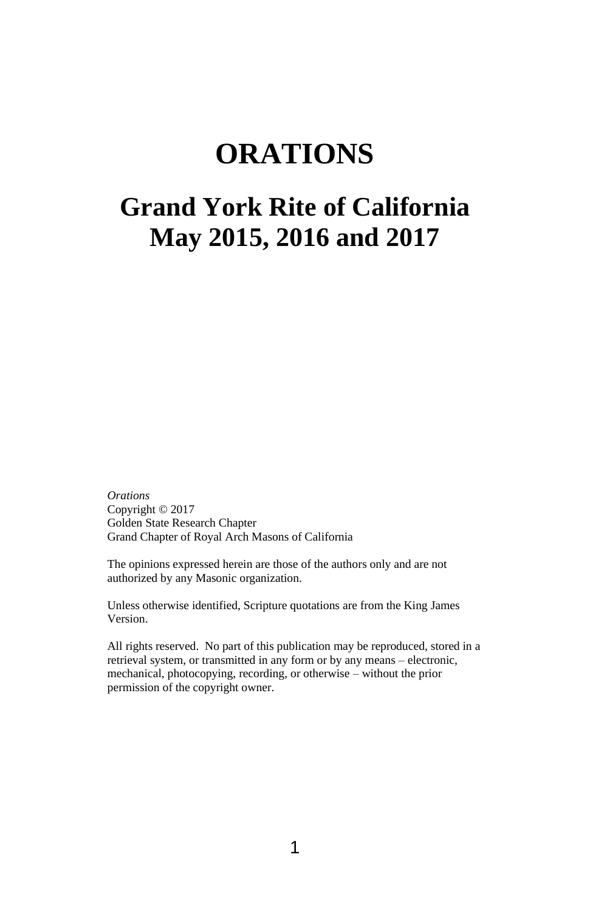# ORATIONS

## Grand York Rite of California May 2015, 2016 and 2017

*Orations*
Copyright © 2017
Golden State Research Chapter
Grand Chapter of Royal Arch Masons of California

The opinions expressed herein are those of the authors only and are not authorized by any Masonic organization.

Unless otherwise identified, Scripture quotations are from the King James Version.

All rights reserved. No part of this publication may be reproduced, stored in a retrieval system, or transmitted in any form or by any means – electronic, mechanical, photocopying, recording, or otherwise – without the prior permission of the copyright owner.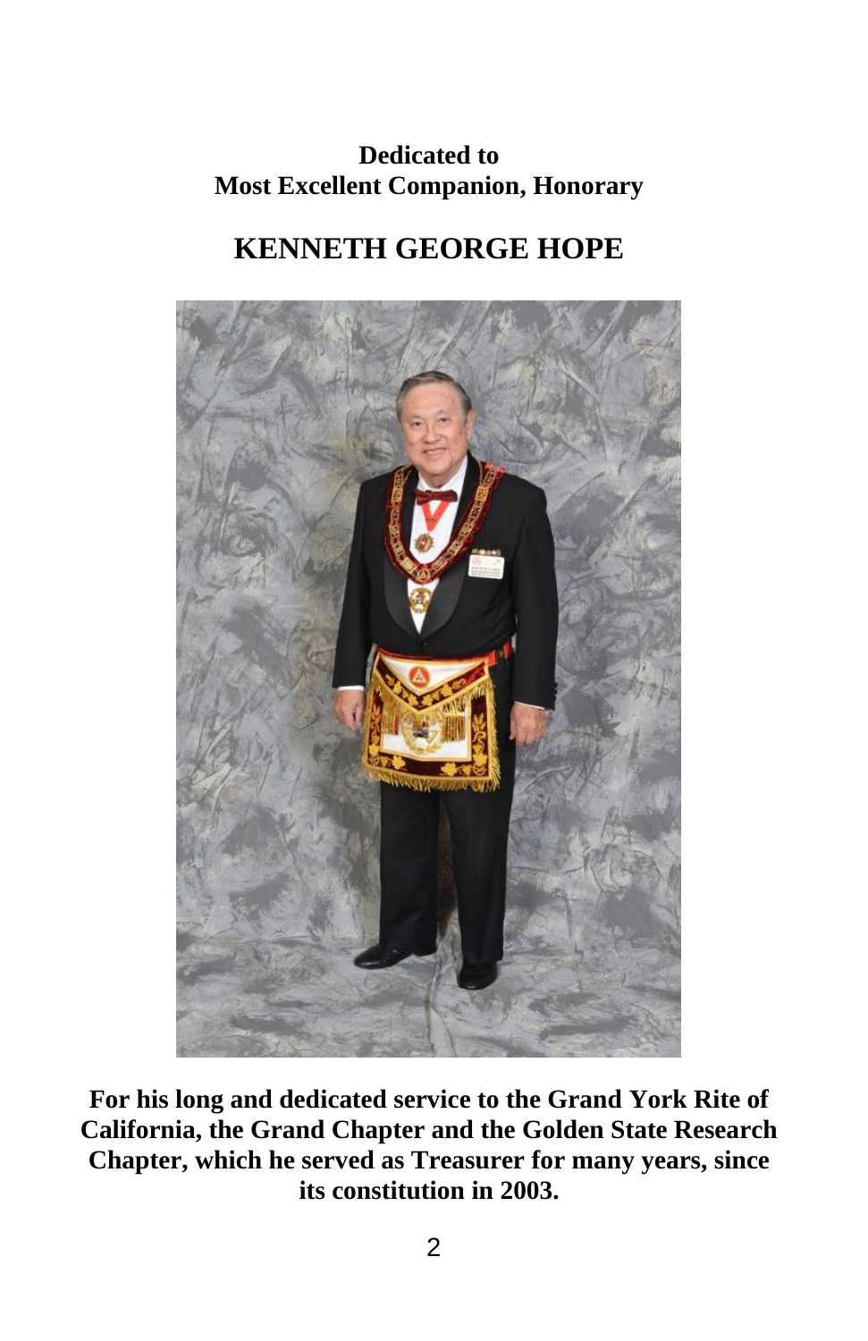**Dedicated to**
**Most Excellent Companion, Honorary**

# KENNETH GEORGE HOPE

**For his long and dedicated service to the Grand York Rite of California, the Grand Chapter and the Golden State Research Chapter, which he served as Treasurer for many years, since its constitution in 2003.**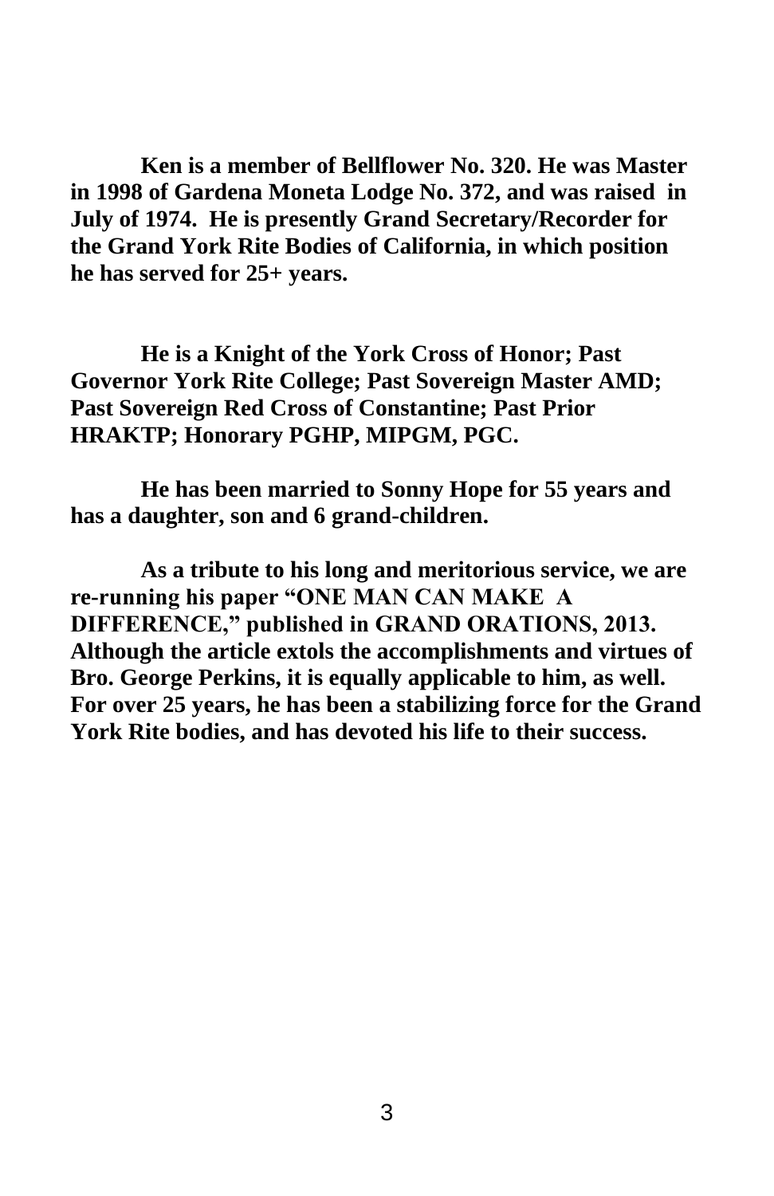**Ken is a member of Bellflower No. 320. He was Master in 1998 of Gardena Moneta Lodge No. 372, and was raised in July of 1974. He is presently Grand Secretary/Recorder for the Grand York Rite Bodies of California, in which position he has served for 25+ years.**

**He is a Knight of the York Cross of Honor; Past Governor York Rite College; Past Sovereign Master AMD; Past Sovereign Red Cross of Constantine; Past Prior HRAKTP; Honorary PGHP, MIPGM, PGC.**

**He has been married to Sonny Hope for 55 years and has a daughter, son and 6 grand-children.**

**As a tribute to his long and meritorious service, we are re-running his paper "ONE MAN CAN MAKE A DIFFERENCE," published in GRAND ORATIONS, 2013. Although the article extols the accomplishments and virtues of Bro. George Perkins, it is equally applicable to him, as well. For over 25 years, he has been a stabilizing force for the Grand York Rite bodies, and has devoted his life to their success.**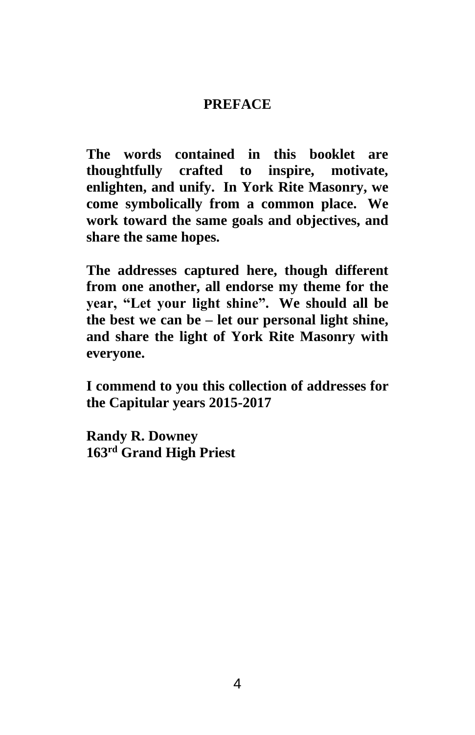# PREFACE

**The words contained in this booklet are thoughtfully crafted to inspire, motivate, enlighten, and unify. In York Rite Masonry, we come symbolically from a common place. We work toward the same goals and objectives, and share the same hopes.**

**The addresses captured here, though different from one another, all endorse my theme for the year, "Let your light shine". We should all be the best we can be – let our personal light shine, and share the light of York Rite Masonry with everyone.**

**I commend to you this collection of addresses for the Capitular years 2015-2017**

**Randy R. Downey**
**163rd Grand High Priest**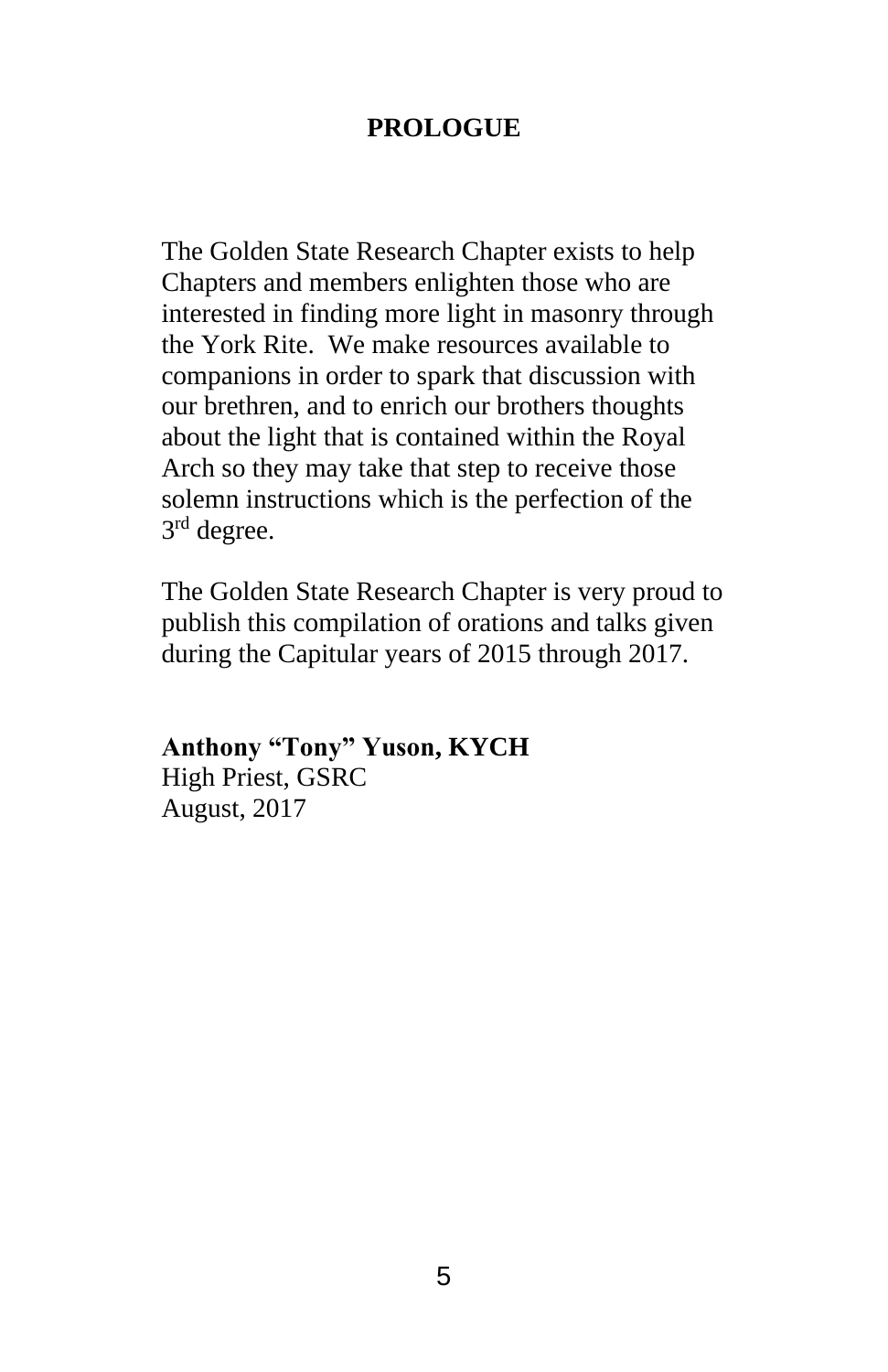# PROLOGUE

The Golden State Research Chapter exists to help Chapters and members enlighten those who are interested in finding more light in masonry through the York Rite. We make resources available to companions in order to spark that discussion with our brethren, and to enrich our brothers thoughts about the light that is contained within the Royal Arch so they may take that step to receive those solemn instructions which is the perfection of the 3rd degree.

The Golden State Research Chapter is very proud to publish this compilation of orations and talks given during the Capitular years of 2015 through 2017.

**Anthony "Tony" Yuson, KYCH**
High Priest, GSRC
August, 2017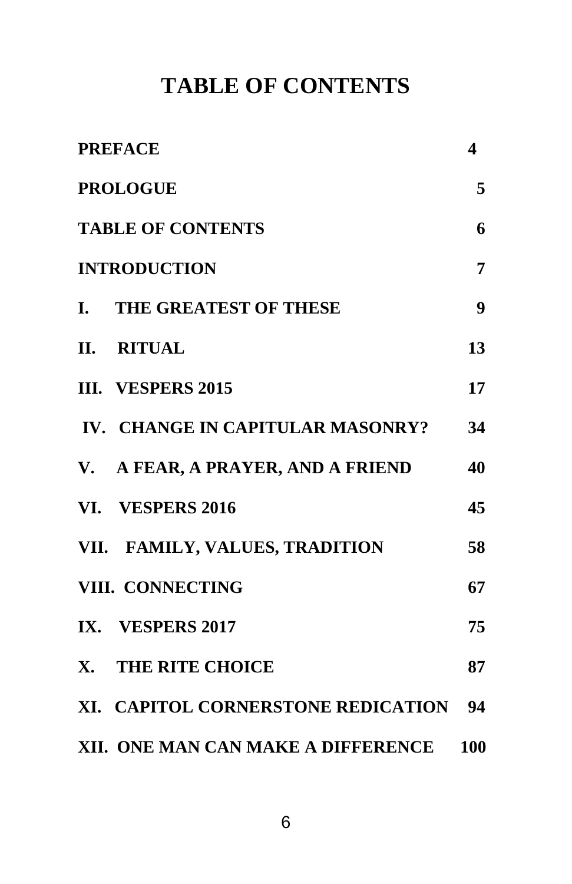# TABLE OF CONTENTS

| | |
|---|---|
| **PREFACE** | **4** |
| **PROLOGUE** | **5** |
| **TABLE OF CONTENTS** | **6** |
| **INTRODUCTION** | **7** |
| **I. THE GREATEST OF THESE** | **9** |
| **II. RITUAL** | **13** |
| **III. VESPERS 2015** | **17** |
| **IV. CHANGE IN CAPITULAR MASONRY?** | **34** |
| **V. A FEAR, A PRAYER, AND A FRIEND** | **40** |
| **VI. VESPERS 2016** | **45** |
| **VII. FAMILY, VALUES, TRADITION** | **58** |
| **VIII. CONNECTING** | **67** |
| **IX. VESPERS 2017** | **75** |
| **X. THE RITE CHOICE** | **87** |
| **XI. CAPITOL CORNERSTONE REDICATION** | **94** |
| **XII. ONE MAN CAN MAKE A DIFFERENCE** | **100** |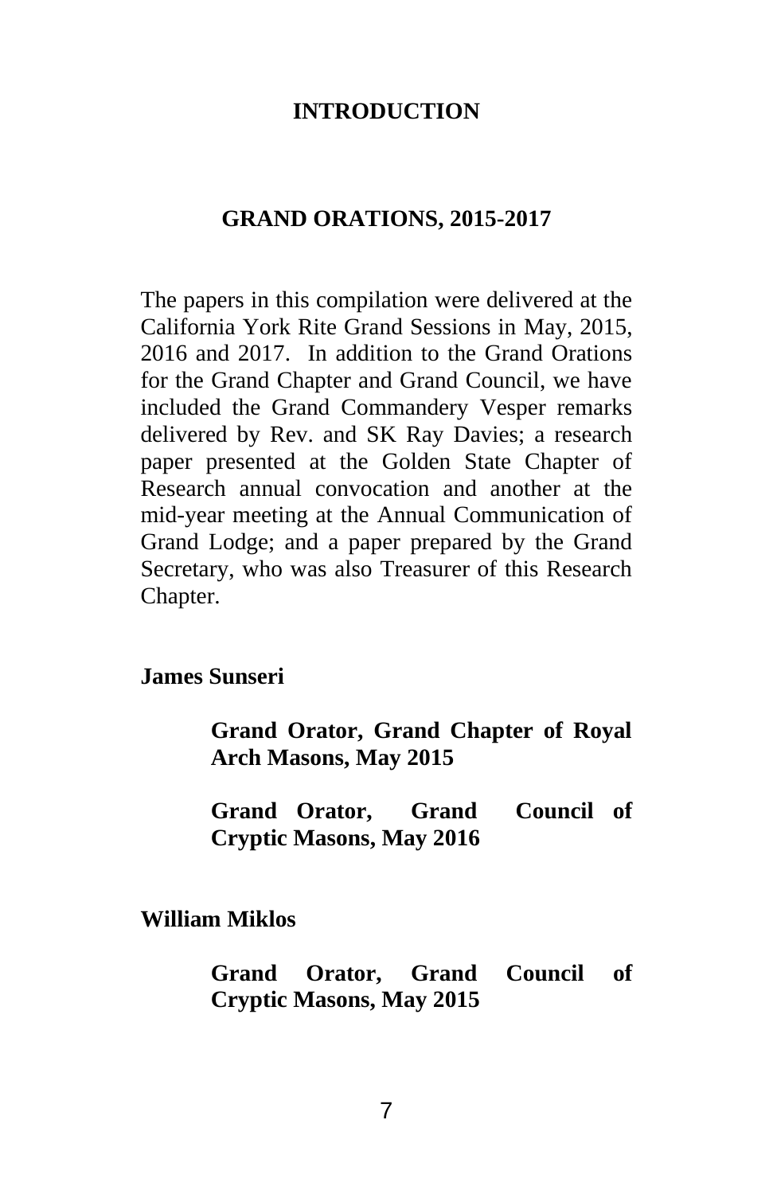# INTRODUCTION

## GRAND ORATIONS, 2015-2017

The papers in this compilation were delivered at the California York Rite Grand Sessions in May, 2015, 2016 and 2017. In addition to the Grand Orations for the Grand Chapter and Grand Council, we have included the Grand Commandery Vesper remarks delivered by Rev. and SK Ray Davies; a research paper presented at the Golden State Chapter of Research annual convocation and another at the mid-year meeting at the Annual Communication of Grand Lodge; and a paper prepared by the Grand Secretary, who was also Treasurer of this Research Chapter.

**James Sunseri**

> **Grand Orator, Grand Chapter of Royal Arch Masons, May 2015**
>
> **Grand Orator, Grand Council of Cryptic Masons, May 2016**

**William Miklos**

> **Grand Orator, Grand Council of Cryptic Masons, May 2015**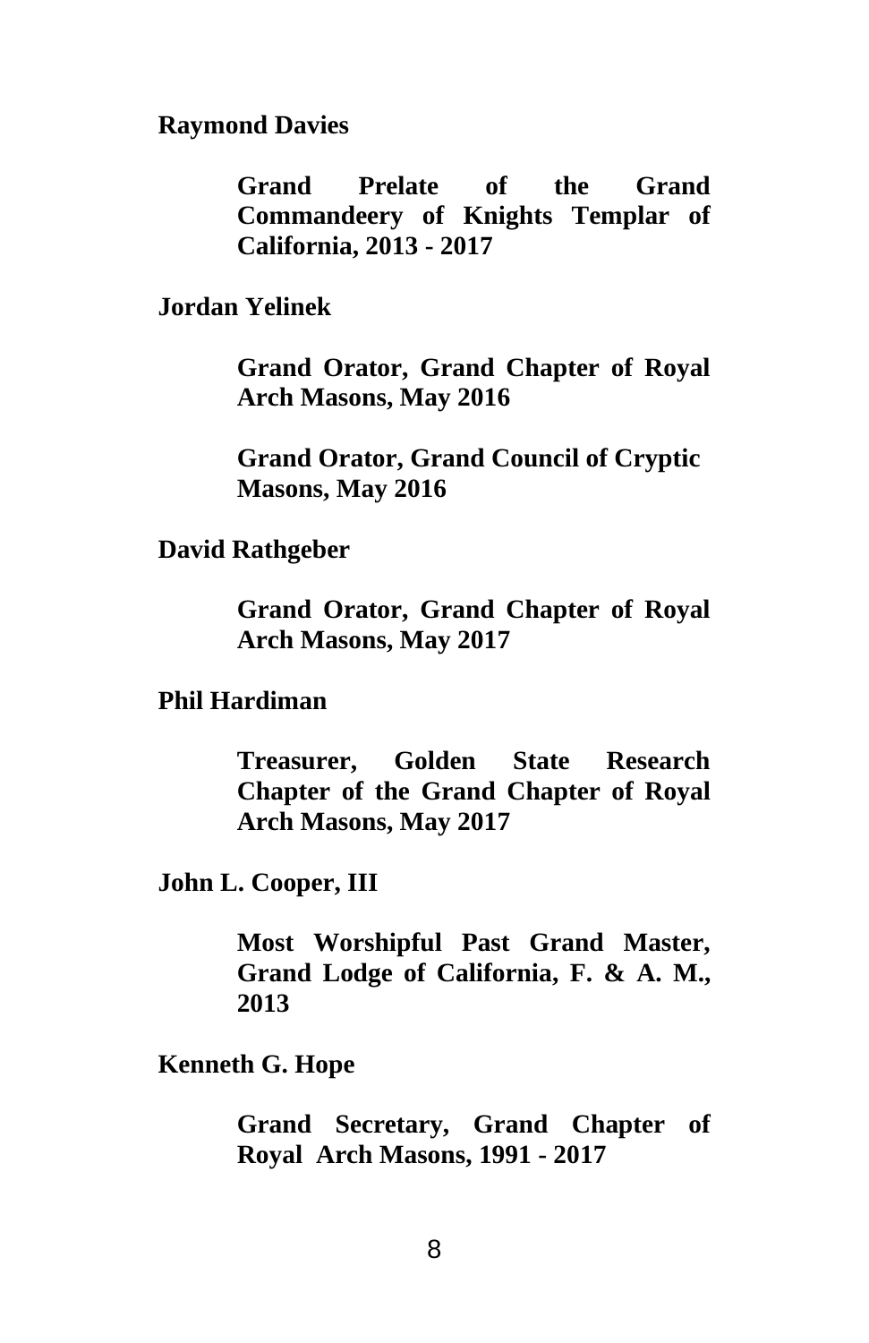**Raymond Davies**

> **Grand Prelate of the Grand Commandeery of Knights Templar of California, 2013 - 2017**

**Jordan Yelinek**

> **Grand Orator, Grand Chapter of Royal Arch Masons, May 2016**
>
> **Grand Orator, Grand Council of Cryptic Masons, May 2016**

**David Rathgeber**

> **Grand Orator, Grand Chapter of Royal Arch Masons, May 2017**

**Phil Hardiman**

> **Treasurer, Golden State Research Chapter of the Grand Chapter of Royal Arch Masons, May 2017**

**John L. Cooper, III**

> **Most Worshipful Past Grand Master, Grand Lodge of California, F. & A. M., 2013**

**Kenneth G. Hope**

> **Grand Secretary, Grand Chapter of Royal Arch Masons, 1991 - 2017**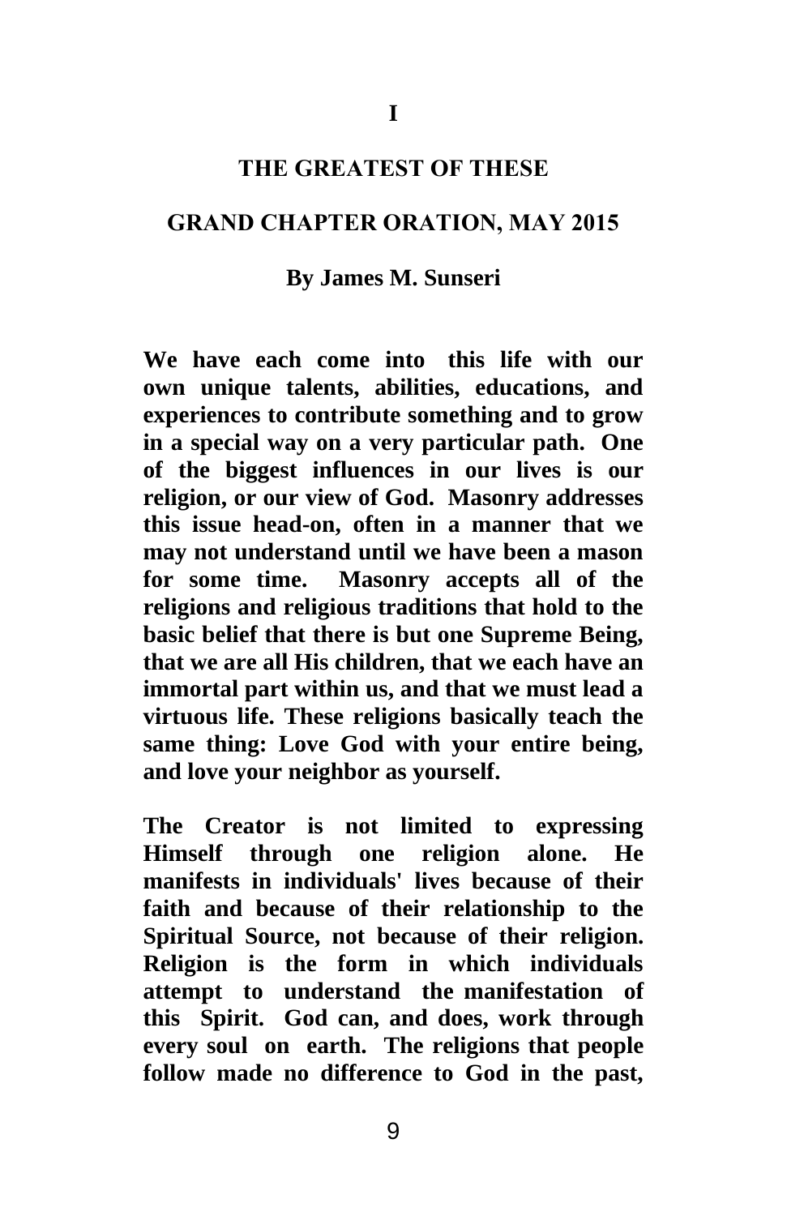# I

## THE GREATEST OF THESE

## GRAND CHAPTER ORATION, MAY 2015

**By James M. Sunseri**

**We have each come into this life with our own unique talents, abilities, educations, and experiences to contribute something and to grow in a special way on a very particular path. One of the biggest influences in our lives is our religion, or our view of God. Masonry addresses this issue head-on, often in a manner that we may not understand until we have been a mason for some time. Masonry accepts all of the religions and religious traditions that hold to the basic belief that there is but one Supreme Being, that we are all His children, that we each have an immortal part within us, and that we must lead a virtuous life. These religions basically teach the same thing: Love God with your entire being, and love your neighbor as yourself.**

**The Creator is not limited to expressing Himself through one religion alone. He manifests in individuals' lives because of their faith and because of their relationship to the Spiritual Source, not because of their religion. Religion is the form in which individuals attempt to understand the manifestation of this Spirit. God can, and does, work through every soul on earth. The religions that people follow made no difference to God in the past,**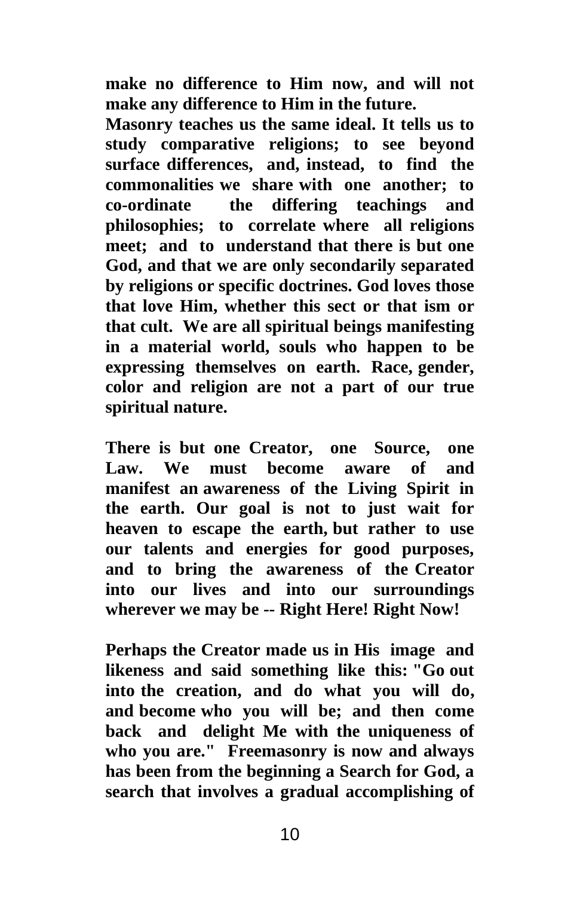**make no difference to Him now, and will not make any difference to Him in the future.**

**Masonry teaches us the same ideal. It tells us to study comparative religions; to see beyond surface differences, and, instead, to find the commonalities we share with one another; to co-ordinate the differing teachings and philosophies; to correlate where all religions meet; and to understand that there is but one God, and that we are only secondarily separated by religions or specific doctrines. God loves those that love Him, whether this sect or that ism or that cult. We are all spiritual beings manifesting in a material world, souls who happen to be expressing themselves on earth. Race, gender, color and religion are not a part of our true spiritual nature.**

**There is but one Creator, one Source, one Law. We must become aware of and manifest an awareness of the Living Spirit in the earth. Our goal is not to just wait for heaven to escape the earth, but rather to use our talents and energies for good purposes, and to bring the awareness of the Creator into our lives and into our surroundings wherever we may be -- Right Here! Right Now!**

**Perhaps the Creator made us in His image and likeness and said something like this: "Go out into the creation, and do what you will do, and become who you will be; and then come back and delight Me with the uniqueness of who you are." Freemasonry is now and always has been from the beginning a Search for God, a search that involves a gradual accomplishing of**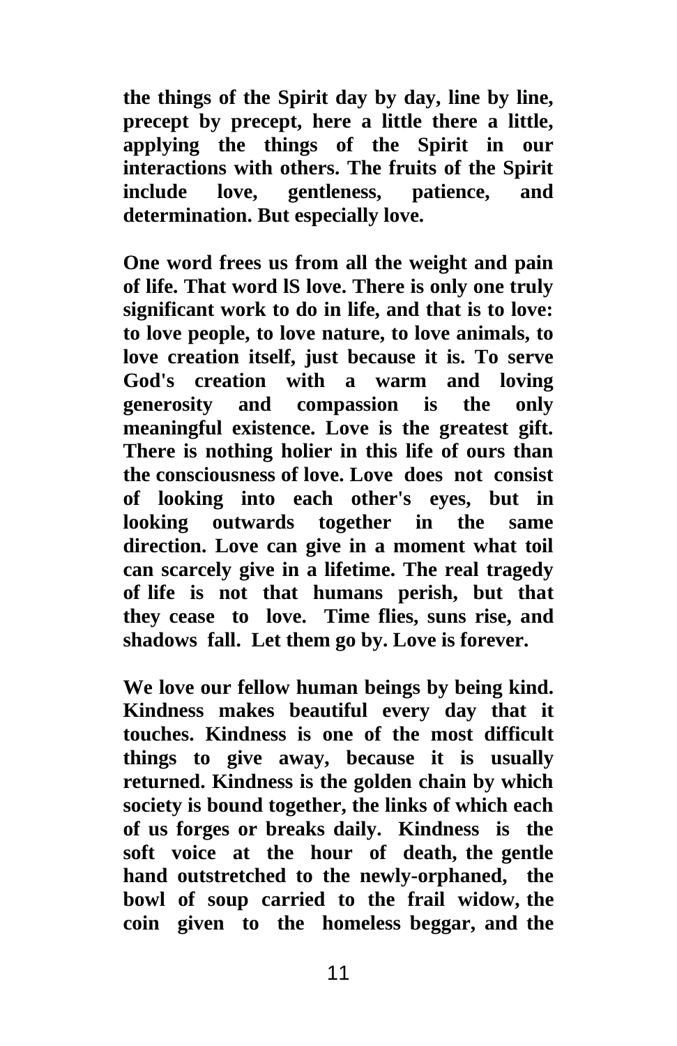**the things of the Spirit day by day, line by line, precept by precept, here a little there a little, applying the things of the Spirit in our interactions with others. The fruits of the Spirit include love, gentleness, patience, and determination. But especially love.**

**One word frees us from all the weight and pain of life. That word lS love. There is only one truly significant work to do in life, and that is to love: to love people, to love nature, to love animals, to love creation itself, just because it is. To serve God's creation with a warm and loving generosity and compassion is the only meaningful existence. Love is the greatest gift. There is nothing holier in this life of ours than the consciousness of love. Love does not consist of looking into each other's eyes, but in looking outwards together in the same direction. Love can give in a moment what toil can scarcely give in a lifetime. The real tragedy of life is not that humans perish, but that they cease to love. Time flies, suns rise, and shadows fall. Let them go by. Love is forever.**

**We love our fellow human beings by being kind. Kindness makes beautiful every day that it touches. Kindness is one of the most difficult things to give away, because it is usually returned. Kindness is the golden chain by which society is bound together, the links of which each of us forges or breaks daily. Kindness is the soft voice at the hour of death, the gentle hand outstretched to the newly-orphaned, the bowl of soup carried to the frail widow, the coin given to the homeless beggar, and the**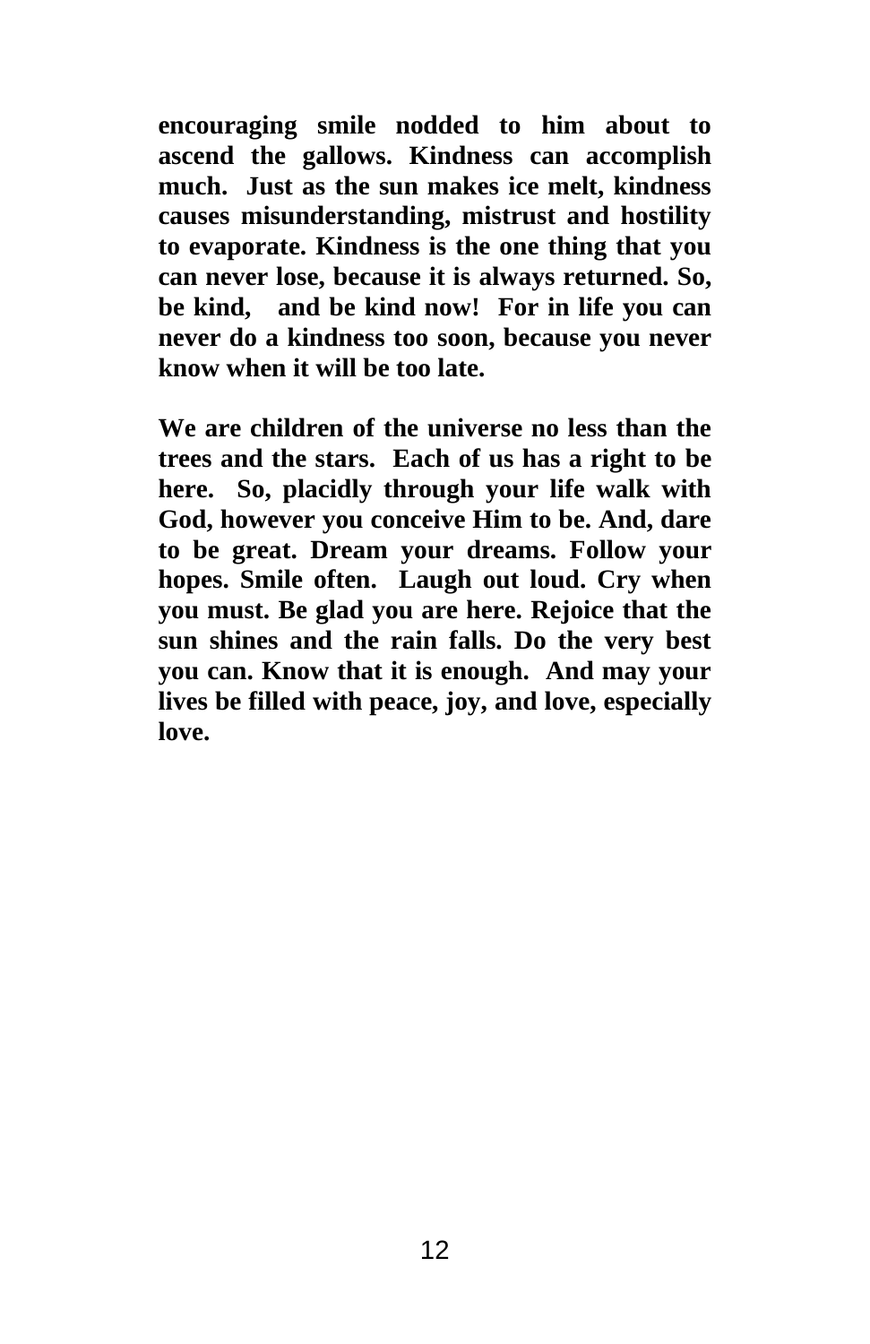**encouraging smile nodded to him about to ascend the gallows. Kindness can accomplish much. Just as the sun makes ice melt, kindness causes misunderstanding, mistrust and hostility to evaporate. Kindness is the one thing that you can never lose, because it is always returned. So, be kind, and be kind now! For in life you can never do a kindness too soon, because you never know when it will be too late.**

**We are children of the universe no less than the trees and the stars. Each of us has a right to be here. So, placidly through your life walk with God, however you conceive Him to be. And, dare to be great. Dream your dreams. Follow your hopes. Smile often. Laugh out loud. Cry when you must. Be glad you are here. Rejoice that the sun shines and the rain falls. Do the very best you can. Know that it is enough. And may your lives be filled with peace, joy, and love, especially love.**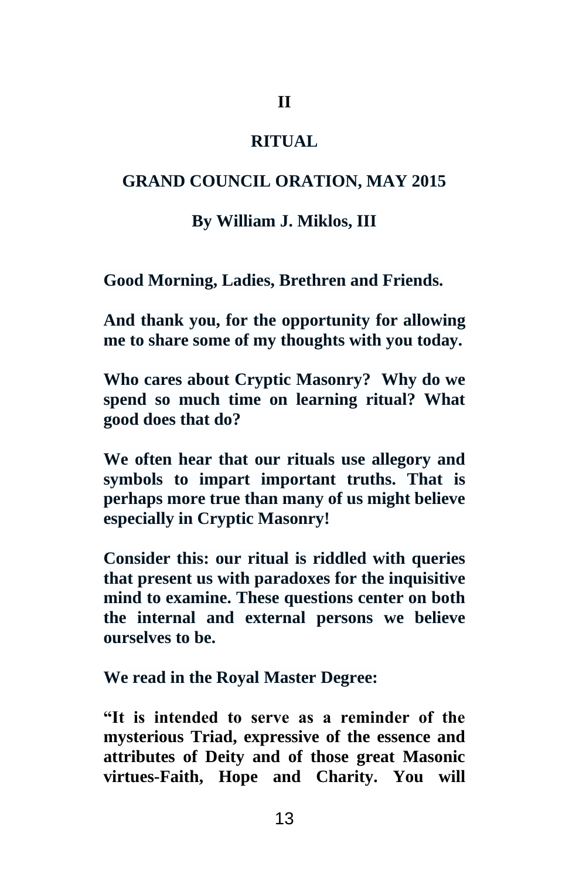# II

# RITUAL

## GRAND COUNCIL ORATION, MAY 2015

### By William J. Miklos, III

**Good Morning, Ladies, Brethren and Friends.**

**And thank you, for the opportunity for allowing me to share some of my thoughts with you today.**

**Who cares about Cryptic Masonry? Why do we spend so much time on learning ritual? What good does that do?**

**We often hear that our rituals use allegory and symbols to impart important truths. That is perhaps more true than many of us might believe especially in Cryptic Masonry!**

**Consider this: our ritual is riddled with queries that present us with paradoxes for the inquisitive mind to examine. These questions center on both the internal and external persons we believe ourselves to be.**

**We read in the Royal Master Degree:**

**"It is intended to serve as a reminder of the mysterious Triad, expressive of the essence and attributes of Deity and of those great Masonic virtues-Faith, Hope and Charity. You will**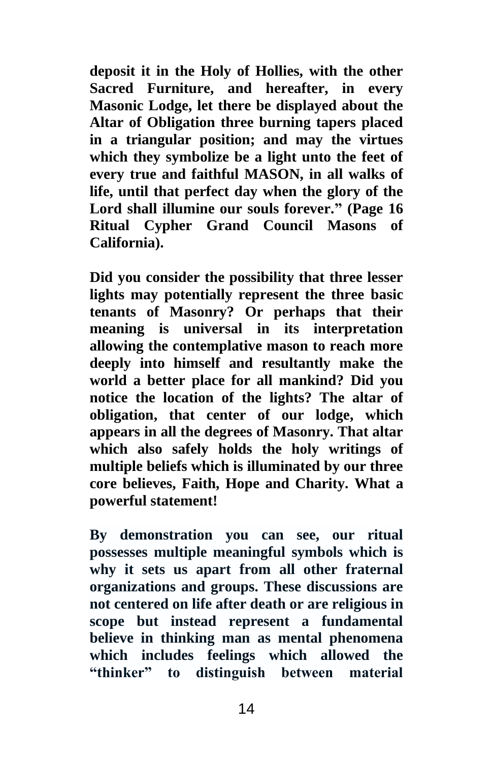**deposit it in the Holy of Hollies, with the other Sacred Furniture, and hereafter, in every Masonic Lodge, let there be displayed about the Altar of Obligation three burning tapers placed in a triangular position; and may the virtues which they symbolize be a light unto the feet of every true and faithful MASON, in all walks of life, until that perfect day when the glory of the Lord shall illumine our souls forever." (Page 16 Ritual Cypher Grand Council Masons of California).**

**Did you consider the possibility that three lesser lights may potentially represent the three basic tenants of Masonry? Or perhaps that their meaning is universal in its interpretation allowing the contemplative mason to reach more deeply into himself and resultantly make the world a better place for all mankind? Did you notice the location of the lights? The altar of obligation, that center of our lodge, which appears in all the degrees of Masonry. That altar which also safely holds the holy writings of multiple beliefs which is illuminated by our three core believes, Faith, Hope and Charity. What a powerful statement!**

**By demonstration you can see, our ritual possesses multiple meaningful symbols which is why it sets us apart from all other fraternal organizations and groups. These discussions are not centered on life after death or are religious in scope but instead represent a fundamental believe in thinking man as mental phenomena which includes feelings which allowed the "thinker" to distinguish between material**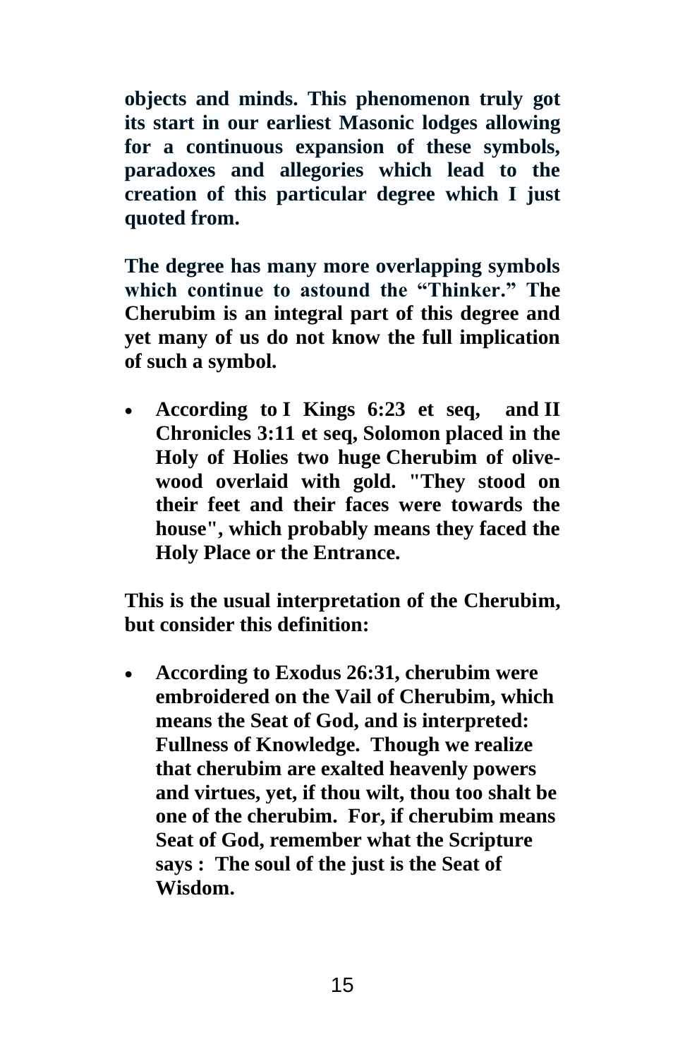**objects and minds. This phenomenon truly got its start in our earliest Masonic lodges allowing for a continuous expansion of these symbols, paradoxes and allegories which lead to the creation of this particular degree which I just quoted from.**

**The degree has many more overlapping symbols which continue to astound the "Thinker." The Cherubim is an integral part of this degree and yet many of us do not know the full implication of such a symbol.**

- **According to I Kings 6:23 et seq, and II Chronicles 3:11 et seq, Solomon placed in the Holy of Holies two huge Cherubim of olive-wood overlaid with gold. "They stood on their feet and their faces were towards the house", which probably means they faced the Holy Place or the Entrance.**

**This is the usual interpretation of the Cherubim, but consider this definition:**

- **According to Exodus 26:31, cherubim were embroidered on the Vail of Cherubim, which means the Seat of God, and is interpreted: Fullness of Knowledge. Though we realize that cherubim are exalted heavenly powers and virtues, yet, if thou wilt, thou too shalt be one of the cherubim. For, if cherubim means Seat of God, remember what the Scripture says : The soul of the just is the Seat of Wisdom.**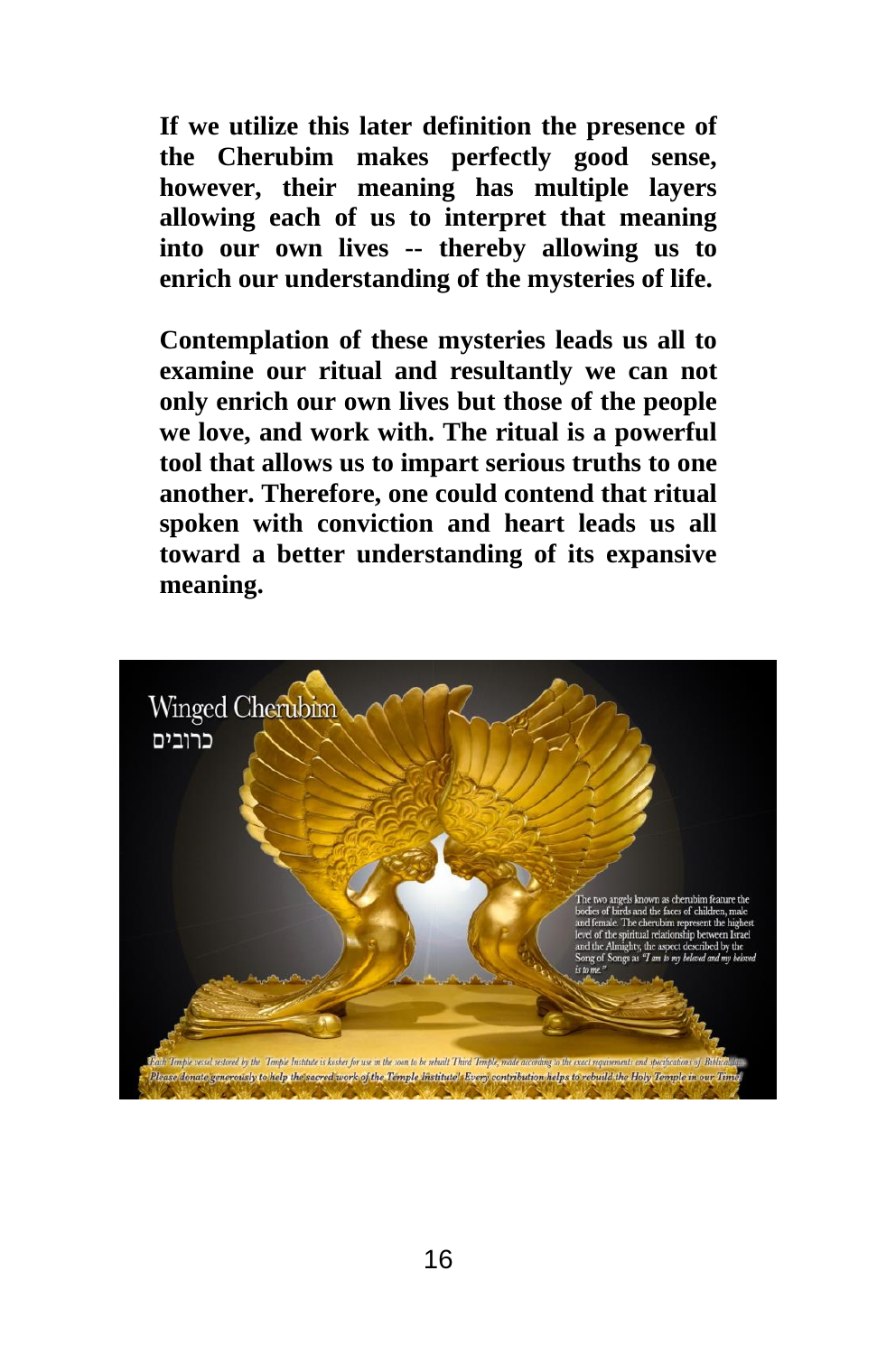**If we utilize this later definition the presence of the Cherubim makes perfectly good sense, however, their meaning has multiple layers allowing each of us to interpret that meaning into our own lives -- thereby allowing us to enrich our understanding of the mysteries of life.**

**Contemplation of these mysteries leads us all to examine our ritual and resultantly we can not only enrich our own lives but those of the people we love, and work with. The ritual is a powerful tool that allows us to impart serious truths to one another. Therefore, one could contend that ritual spoken with conviction and heart leads us all toward a better understanding of its expansive meaning.**

Winged Cherubim
כרובים

The two angels known as cherubim feature the bodies of birds and the faces of children, male and female. The cherubim represent the highest level of the spiritual relationship between Israel and the Almighty, the aspect described by the Song of Songs as *"I am to my beloved and my beloved is to me."*

*Each Temple vessel restored by the Temple Institute is kosher for use in the soon to be rebuilt Third Temple, made according to the exact requirements and specifications of Biblical law. Please donate generously to help the sacred work of the Temple Institute! Every contribution helps to rebuild the Holy Temple in our Time!*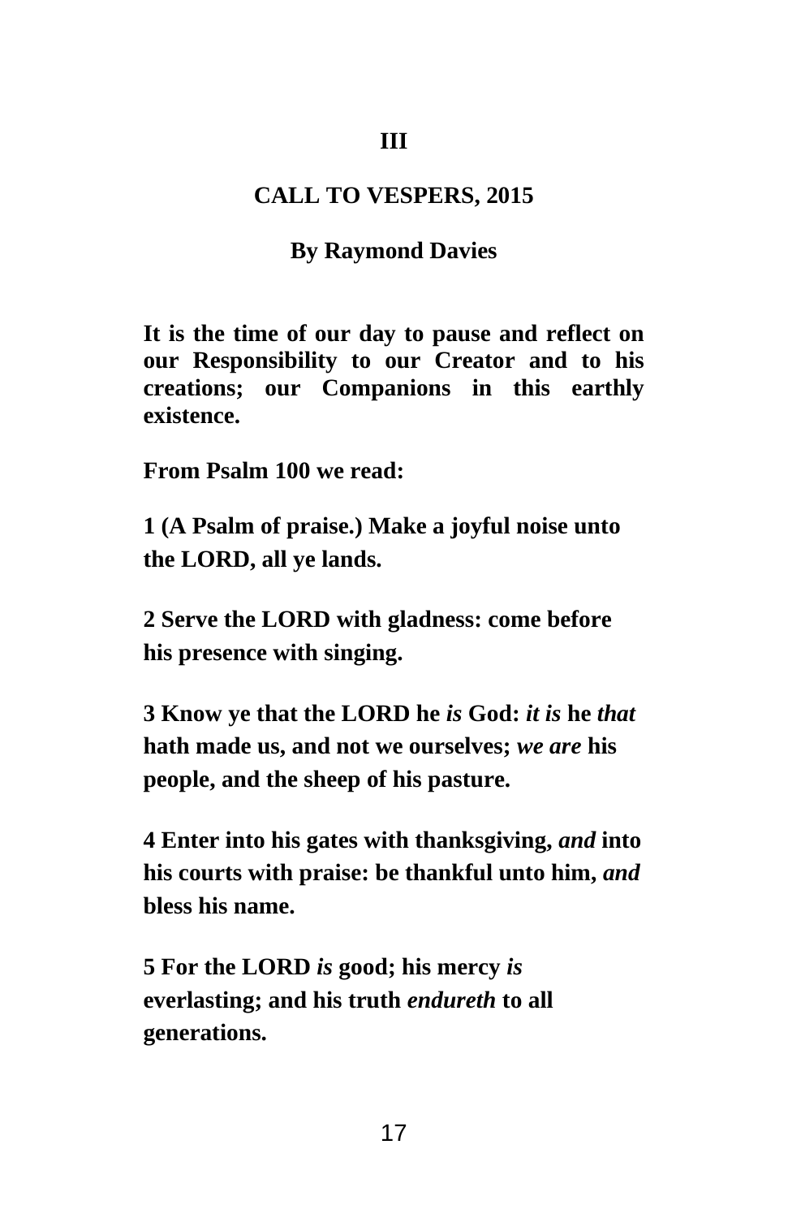# III

## CALL TO VESPERS, 2015

### By Raymond Davies

**It is the time of our day to pause and reflect on our Responsibility to our Creator and to his creations; our Companions in this earthly existence.**

**From Psalm 100 we read:**

**1 (A Psalm of praise.) Make a joyful noise unto the LORD, all ye lands.**

**2 Serve the LORD with gladness: come before his presence with singing.**

**3 Know ye that the LORD he *is* God: *it is* he *that* hath made us, and not we ourselves; *we are* his people, and the sheep of his pasture.**

**4 Enter into his gates with thanksgiving, *and* into his courts with praise: be thankful unto him, *and* bless his name.**

**5 For the LORD *is* good; his mercy *is* everlasting; and his truth *endureth* to all generations.**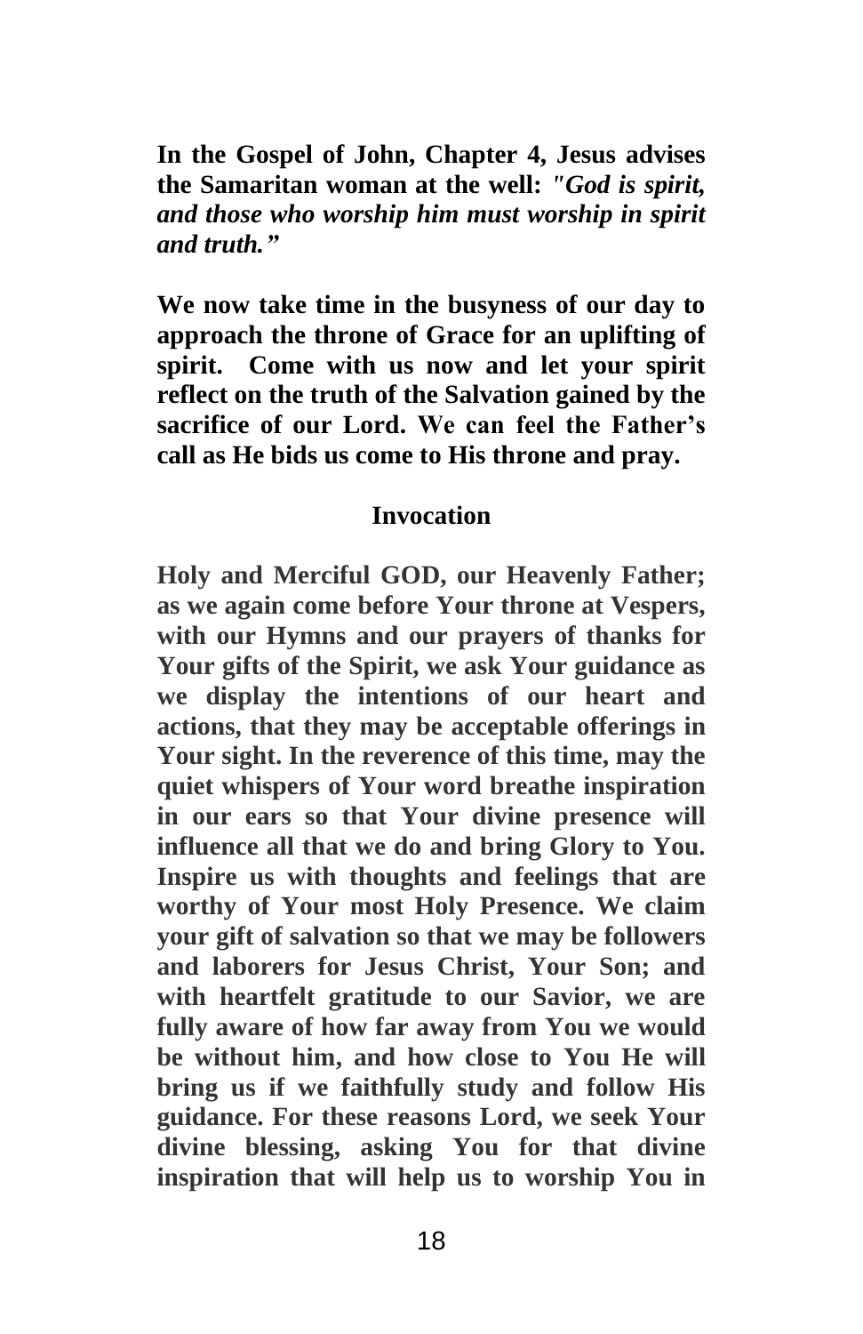**In the Gospel of John, Chapter 4, Jesus advises the Samaritan woman at the well:** ***"God is spirit, and those who worship him must worship in spirit and truth."***

**We now take time in the busyness of our day to approach the throne of Grace for an uplifting of spirit. Come with us now and let your spirit reflect on the truth of the Salvation gained by the sacrifice of our Lord. We can feel the Father's call as He bids us come to His throne and pray.**

## Invocation

**Holy and Merciful GOD, our Heavenly Father; as we again come before Your throne at Vespers, with our Hymns and our prayers of thanks for Your gifts of the Spirit, we ask Your guidance as we display the intentions of our heart and actions, that they may be acceptable offerings in Your sight. In the reverence of this time, may the quiet whispers of Your word breathe inspiration in our ears so that Your divine presence will influence all that we do and bring Glory to You. Inspire us with thoughts and feelings that are worthy of Your most Holy Presence. We claim your gift of salvation so that we may be followers and laborers for Jesus Christ, Your Son; and with heartfelt gratitude to our Savior, we are fully aware of how far away from You we would be without him, and how close to You He will bring us if we faithfully study and follow His guidance. For these reasons Lord, we seek Your divine blessing, asking You for that divine inspiration that will help us to worship You in**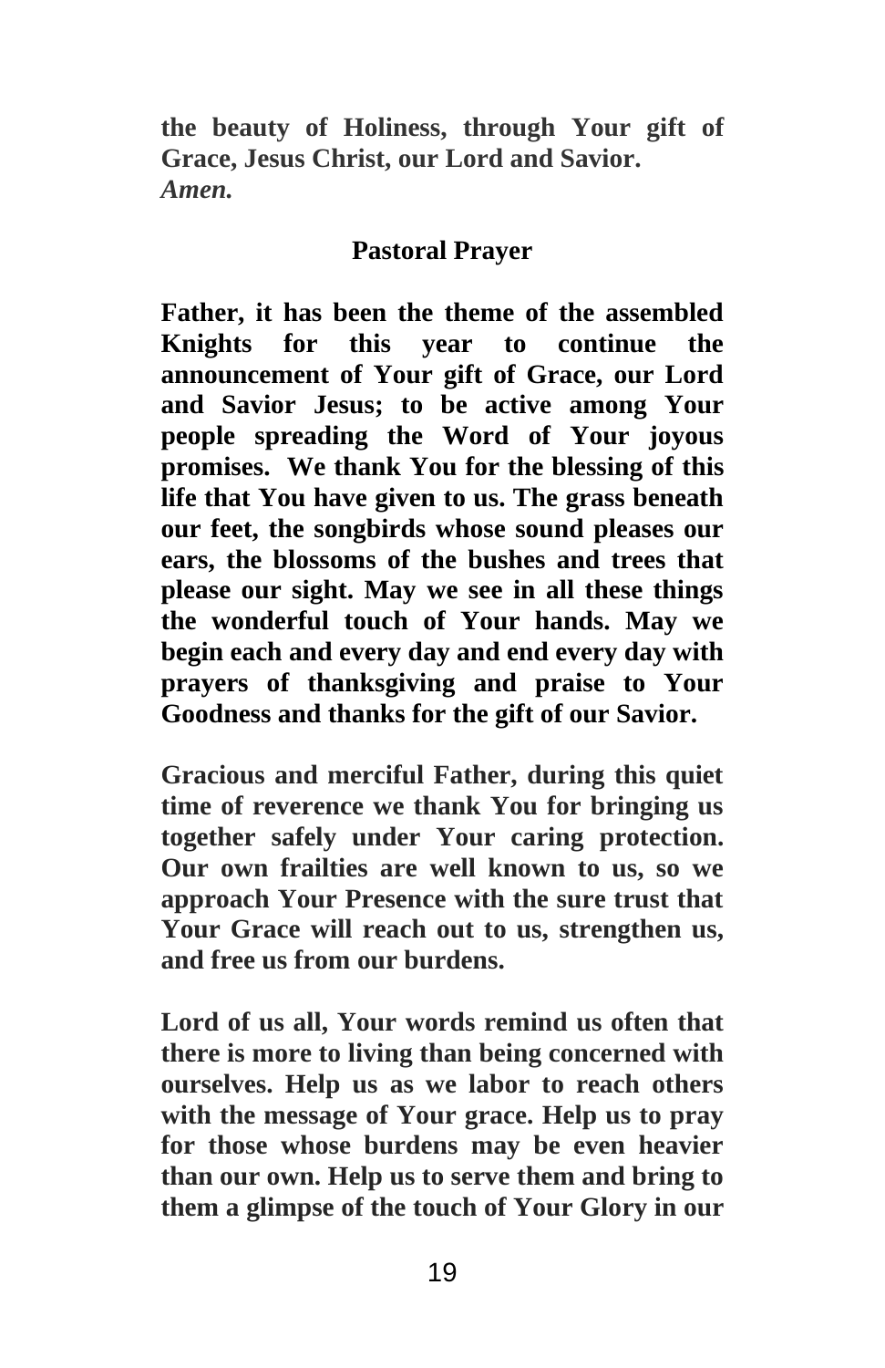**the beauty of Holiness, through Your gift of Grace, Jesus Christ, our Lord and Savior.**
***Amen.***

## Pastoral Prayer

**Father, it has been the theme of the assembled Knights for this year to continue the announcement of Your gift of Grace, our Lord and Savior Jesus; to be active among Your people spreading the Word of Your joyous promises. We thank You for the blessing of this life that You have given to us. The grass beneath our feet, the songbirds whose sound pleases our ears, the blossoms of the bushes and trees that please our sight. May we see in all these things the wonderful touch of Your hands. May we begin each and every day and end every day with prayers of thanksgiving and praise to Your Goodness and thanks for the gift of our Savior.**

**Gracious and merciful Father, during this quiet time of reverence we thank You for bringing us together safely under Your caring protection. Our own frailties are well known to us, so we approach Your Presence with the sure trust that Your Grace will reach out to us, strengthen us, and free us from our burdens.**

**Lord of us all, Your words remind us often that there is more to living than being concerned with ourselves. Help us as we labor to reach others with the message of Your grace. Help us to pray for those whose burdens may be even heavier than our own. Help us to serve them and bring to them a glimpse of the touch of Your Glory in our**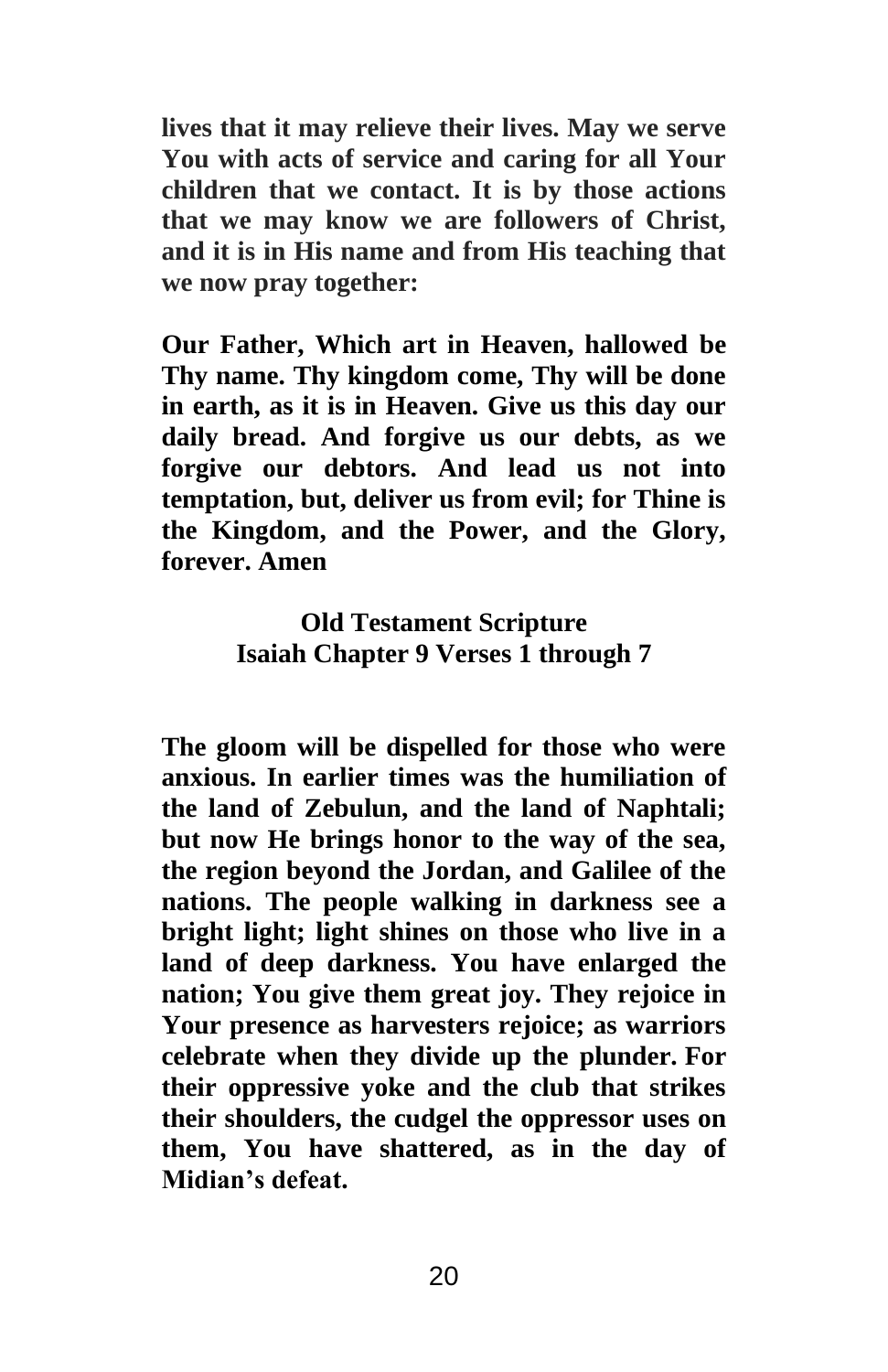**lives that it may relieve their lives. May we serve You with acts of service and caring for all Your children that we contact. It is by those actions that we may know we are followers of Christ, and it is in His name and from His teaching that we now pray together:**

**Our Father, Which art in Heaven, hallowed be Thy name. Thy kingdom come, Thy will be done in earth, as it is in Heaven. Give us this day our daily bread. And forgive us our debts, as we forgive our debtors. And lead us not into temptation, but, deliver us from evil; for Thine is the Kingdom, and the Power, and the Glory, forever. Amen**

### Old Testament Scripture
### Isaiah Chapter 9 Verses 1 through 7

**The gloom will be dispelled for those who were anxious. In earlier times was the humiliation of the land of Zebulun, and the land of Naphtali; but now He brings honor to the way of the sea, the region beyond the Jordan, and Galilee of the nations. The people walking in darkness see a bright light; light shines on those who live in a land of deep darkness. You have enlarged the nation; You give them great joy. They rejoice in Your presence as harvesters rejoice; as warriors celebrate when they divide up the plunder. For their oppressive yoke and the club that strikes their shoulders, the cudgel the oppressor uses on them, You have shattered, as in the day of Midian's defeat.**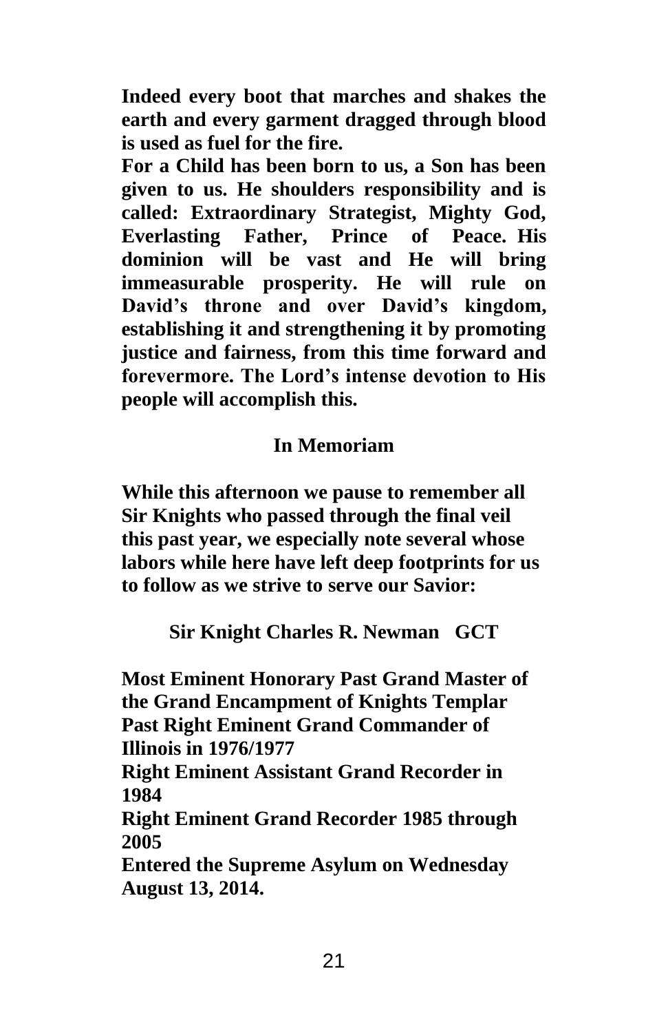**Indeed every boot that marches and shakes the earth and every garment dragged through blood is used as fuel for the fire.**

**For a Child has been born to us, a Son has been given to us. He shoulders responsibility and is called: Extraordinary Strategist, Mighty God, Everlasting Father, Prince of Peace. His dominion will be vast and He will bring immeasurable prosperity. He will rule on David's throne and over David's kingdom, establishing it and strengthening it by promoting justice and fairness, from this time forward and forevermore. The Lord's intense devotion to His people will accomplish this.**

## In Memoriam

**While this afternoon we pause to remember all Sir Knights who passed through the final veil this past year, we especially note several whose labors while here have left deep footprints for us to follow as we strive to serve our Savior:**

### Sir Knight Charles R. Newman GCT

**Most Eminent Honorary Past Grand Master of the Grand Encampment of Knights Templar**
**Past Right Eminent Grand Commander of Illinois in 1976/1977**
**Right Eminent Assistant Grand Recorder in 1984**
**Right Eminent Grand Recorder 1985 through 2005**
**Entered the Supreme Asylum on Wednesday August 13, 2014.**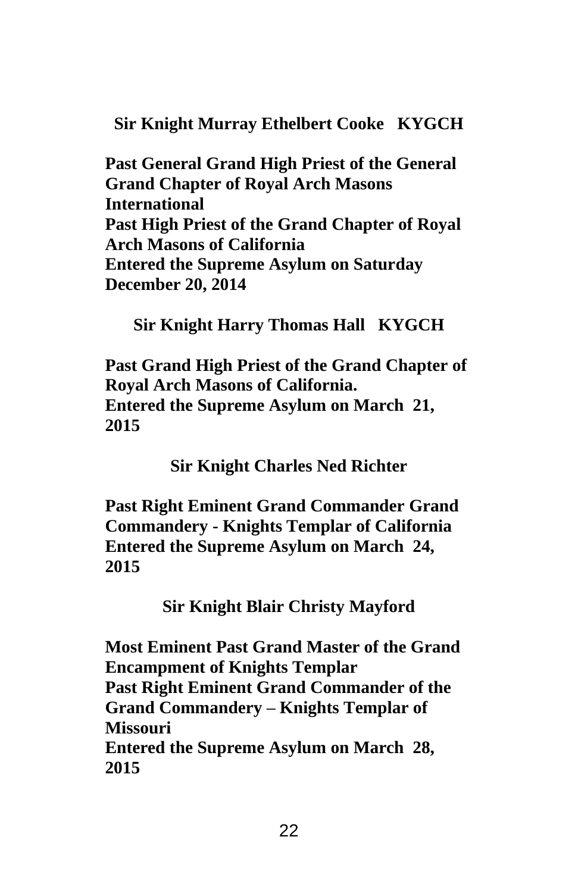**Sir Knight Murray Ethelbert Cooke KYGCH**

**Past General Grand High Priest of the General Grand Chapter of Royal Arch Masons International**
**Past High Priest of the Grand Chapter of Royal Arch Masons of California**
**Entered the Supreme Asylum on Saturday December 20, 2014**

**Sir Knight Harry Thomas Hall KYGCH**

**Past Grand High Priest of the Grand Chapter of Royal Arch Masons of California.**
**Entered the Supreme Asylum on March 21, 2015**

**Sir Knight Charles Ned Richter**

**Past Right Eminent Grand Commander Grand Commandery - Knights Templar of California**
**Entered the Supreme Asylum on March 24, 2015**

**Sir Knight Blair Christy Mayford**

**Most Eminent Past Grand Master of the Grand Encampment of Knights Templar**
**Past Right Eminent Grand Commander of the Grand Commandery – Knights Templar of Missouri**
**Entered the Supreme Asylum on March 28, 2015**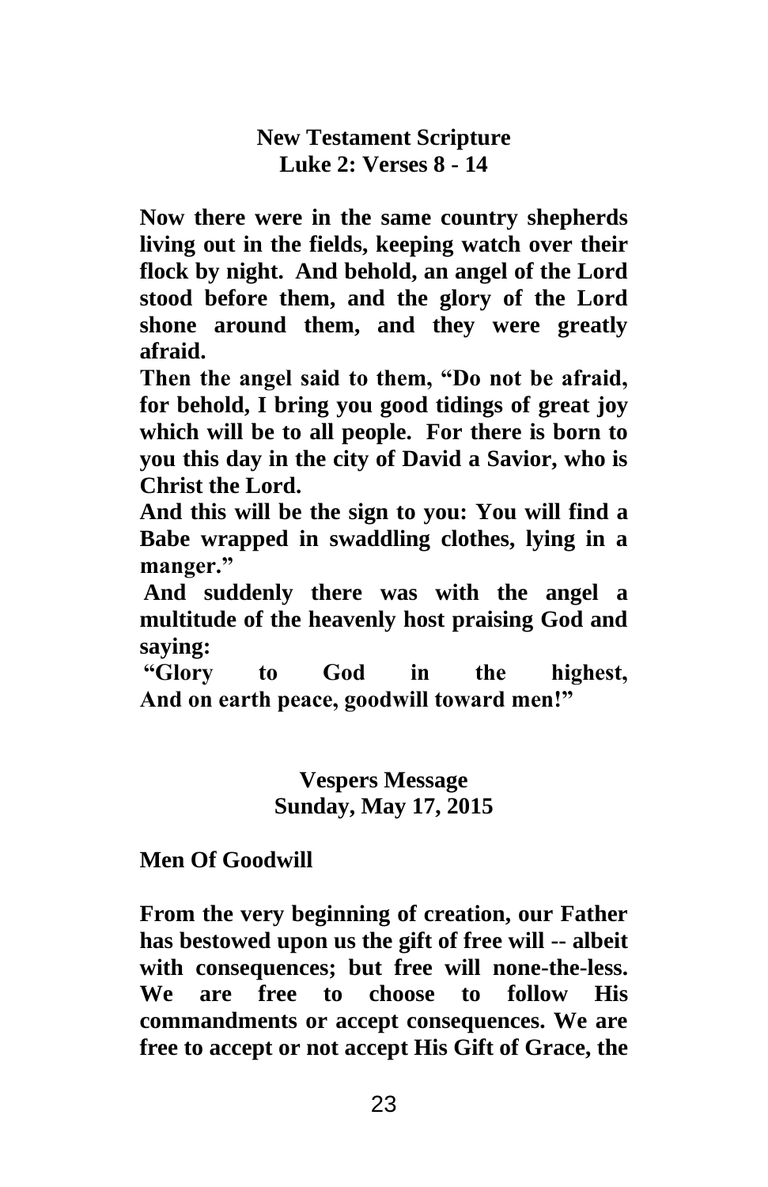**New Testament Scripture**
**Luke 2: Verses 8 - 14**

**Now there were in the same country shepherds living out in the fields, keeping watch over their flock by night. And behold, an angel of the Lord stood before them, and the glory of the Lord shone around them, and they were greatly afraid.**
**Then the angel said to them, "Do not be afraid, for behold, I bring you good tidings of great joy which will be to all people. For there is born to you this day in the city of David a Savior, who is Christ the Lord.**
**And this will be the sign to you: You will find a Babe wrapped in swaddling clothes, lying in a manger."**
**And suddenly there was with the angel a multitude of the heavenly host praising God and saying:**
**"Glory to God in the highest,**
**And on earth peace, goodwill toward men!"**

**Vespers Message**
**Sunday, May 17, 2015**

**Men Of Goodwill**

**From the very beginning of creation, our Father has bestowed upon us the gift of free will -- albeit with consequences; but free will none-the-less. We are free to choose to follow His commandments or accept consequences. We are free to accept or not accept His Gift of Grace, the**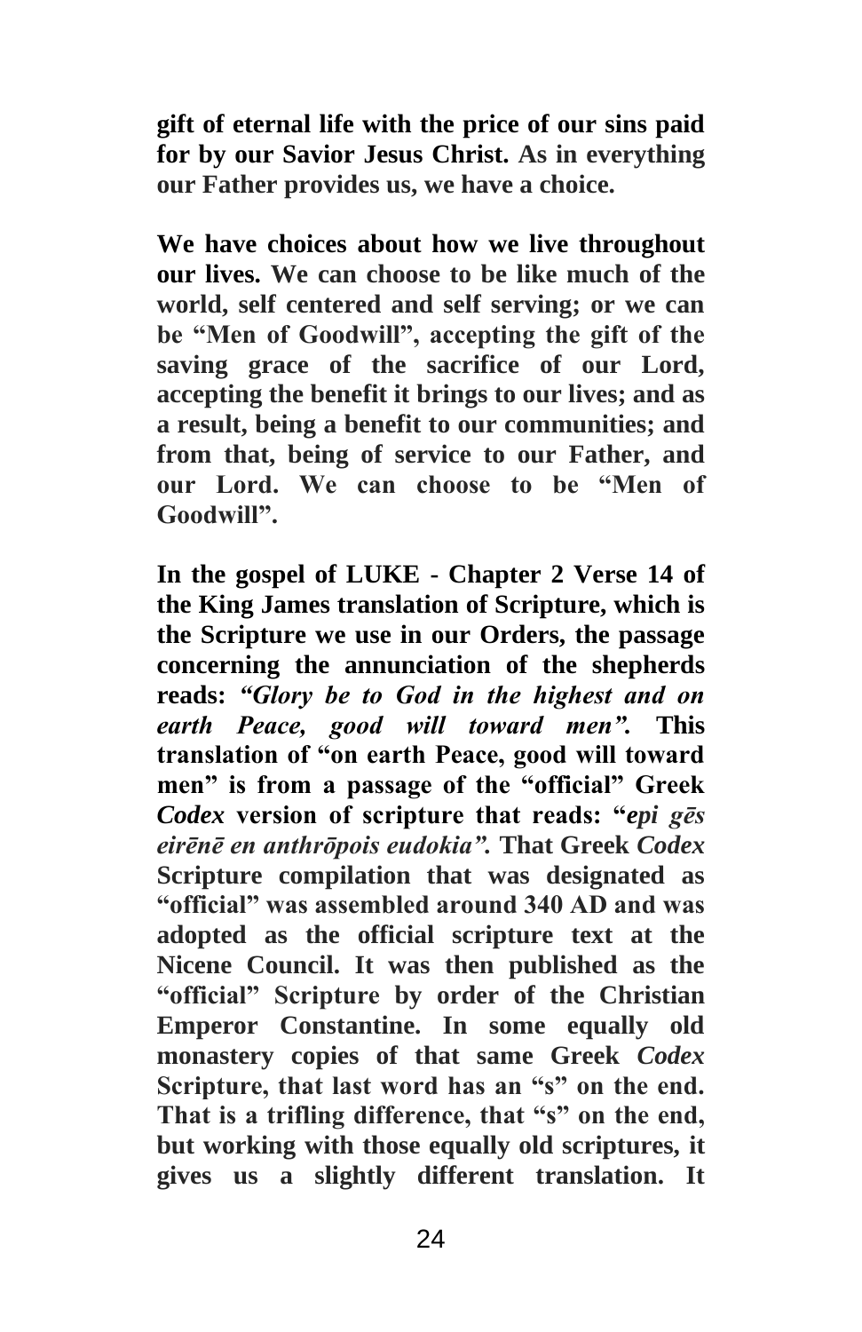**gift of eternal life with the price of our sins paid for by our Savior Jesus Christ. As in everything our Father provides us, we have a choice.**

**We have choices about how we live throughout our lives. We can choose to be like much of the world, self centered and self serving; or we can be "Men of Goodwill", accepting the gift of the saving grace of the sacrifice of our Lord, accepting the benefit it brings to our lives; and as a result, being a benefit to our communities; and from that, being of service to our Father, and our Lord. We can choose to be "Men of Goodwill".**

**In the gospel of LUKE - Chapter 2 Verse 14 of the King James translation of Scripture, which is the Scripture we use in our Orders, the passage concerning the annunciation of the shepherds reads: *"Glory be to God in the highest and on earth Peace, good will toward men".* This translation of "on earth Peace, good will toward men" is from a passage of the "official" Greek *Codex* version of scripture that reads: "*epi gēs eirēnē en anthrōpois eudokia".* That Greek *Codex* Scripture compilation that was designated as "official" was assembled around 340 AD and was adopted as the official scripture text at the Nicene Council. It was then published as the "official" Scripture by order of the Christian Emperor Constantine. In some equally old monastery copies of that same Greek *Codex* Scripture, that last word has an "s" on the end. That is a trifling difference, that "s" on the end, but working with those equally old scriptures, it gives us a slightly different translation. It**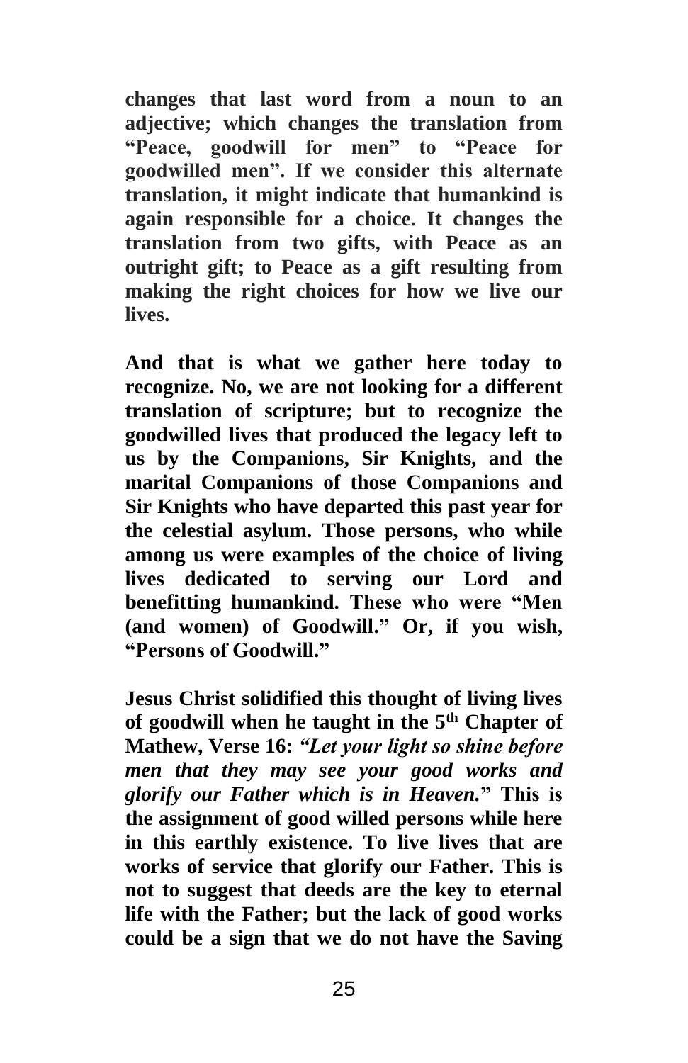**changes that last word from a noun to an adjective; which changes the translation from "Peace, goodwill for men" to "Peace for goodwilled men". If we consider this alternate translation, it might indicate that humankind is again responsible for a choice. It changes the translation from two gifts, with Peace as an outright gift; to Peace as a gift resulting from making the right choices for how we live our lives.**

**And that is what we gather here today to recognize. No, we are not looking for a different translation of scripture; but to recognize the goodwilled lives that produced the legacy left to us by the Companions, Sir Knights, and the marital Companions of those Companions and Sir Knights who have departed this past year for the celestial asylum. Those persons, who while among us were examples of the choice of living lives dedicated to serving our Lord and benefitting humankind. These who were "Men (and women) of Goodwill." Or, if you wish, "Persons of Goodwill."**

**Jesus Christ solidified this thought of living lives of goodwill when he taught in the 5th Chapter of Mathew, Verse 16: *"Let your light so shine before men that they may see your good works and glorify our Father which is in Heaven.*" This is the assignment of good willed persons while here in this earthly existence. To live lives that are works of service that glorify our Father. This is not to suggest that deeds are the key to eternal life with the Father; but the lack of good works could be a sign that we do not have the Saving**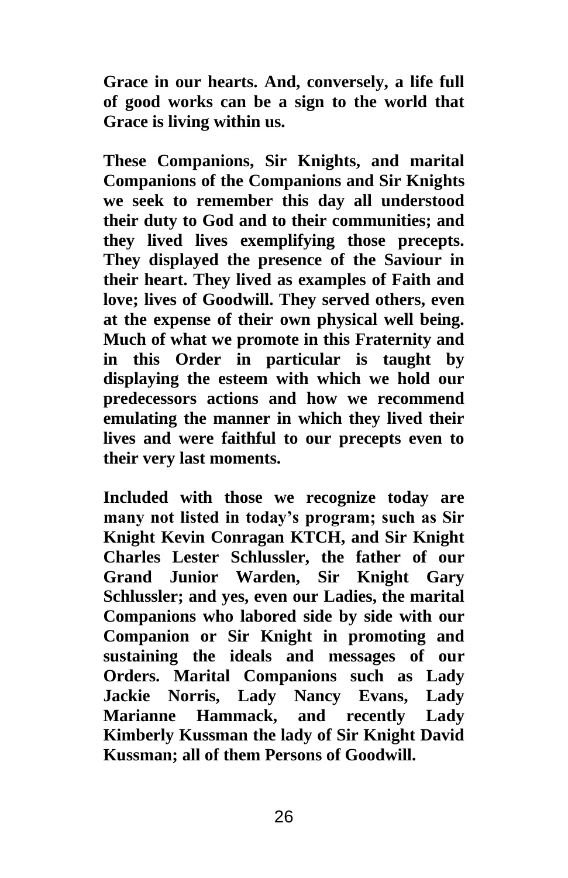**Grace in our hearts. And, conversely, a life full of good works can be a sign to the world that Grace is living within us.**

**These Companions, Sir Knights, and marital Companions of the Companions and Sir Knights we seek to remember this day all understood their duty to God and to their communities; and they lived lives exemplifying those precepts. They displayed the presence of the Saviour in their heart. They lived as examples of Faith and love; lives of Goodwill. They served others, even at the expense of their own physical well being. Much of what we promote in this Fraternity and in this Order in particular is taught by displaying the esteem with which we hold our predecessors actions and how we recommend emulating the manner in which they lived their lives and were faithful to our precepts even to their very last moments.**

**Included with those we recognize today are many not listed in today's program; such as Sir Knight Kevin Conragan KTCH, and Sir Knight Charles Lester Schlussler, the father of our Grand Junior Warden, Sir Knight Gary Schlussler; and yes, even our Ladies, the marital Companions who labored side by side with our Companion or Sir Knight in promoting and sustaining the ideals and messages of our Orders. Marital Companions such as Lady Jackie Norris, Lady Nancy Evans, Lady Marianne Hammack, and recently Lady Kimberly Kussman the lady of Sir Knight David Kussman; all of them Persons of Goodwill.**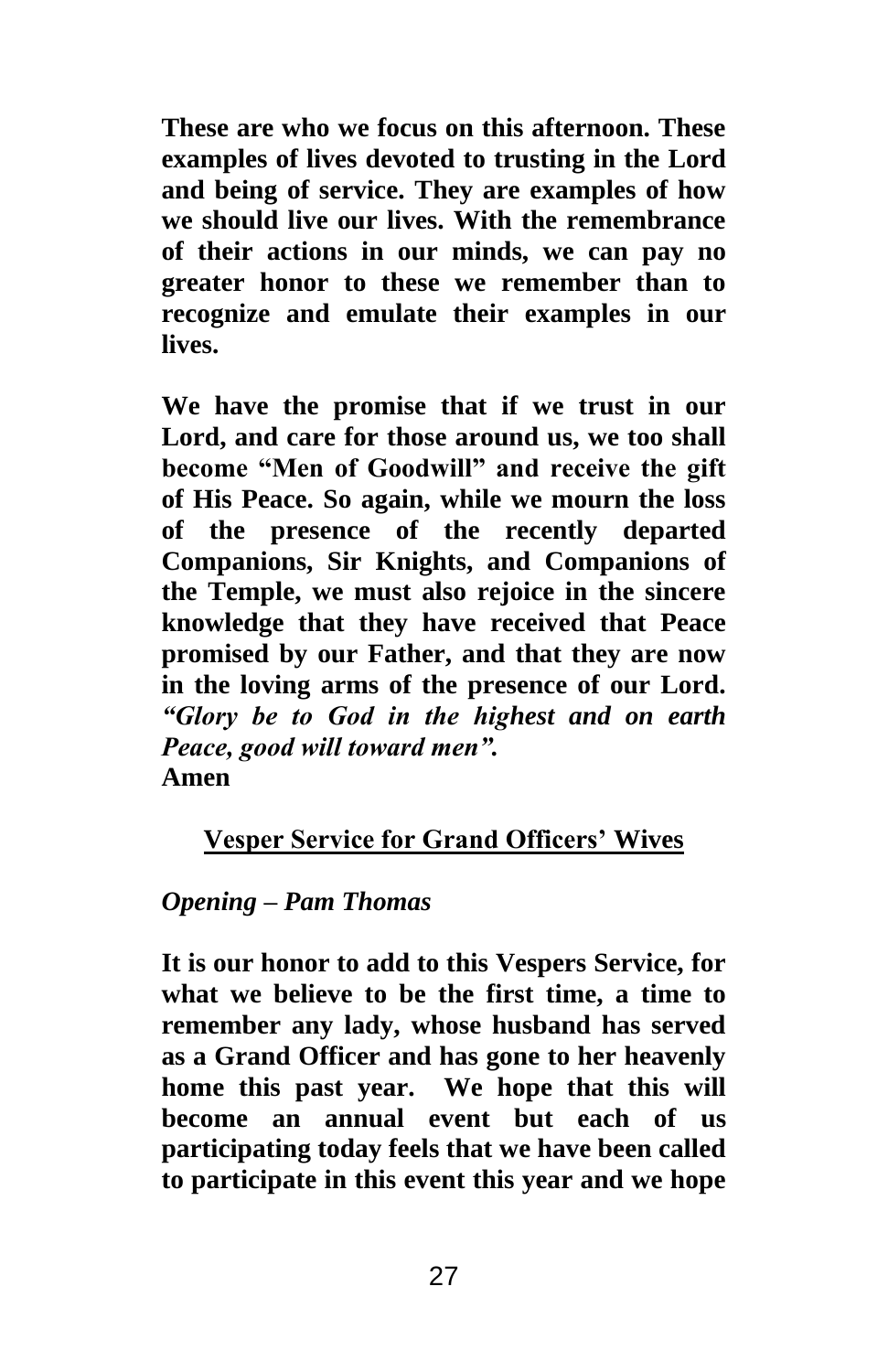**These are who we focus on this afternoon. These examples of lives devoted to trusting in the Lord and being of service. They are examples of how we should live our lives. With the remembrance of their actions in our minds, we can pay no greater honor to these we remember than to recognize and emulate their examples in our lives.**

**We have the promise that if we trust in our Lord, and care for those around us, we too shall become "Men of Goodwill" and receive the gift of His Peace. So again, while we mourn the loss of the presence of the recently departed Companions, Sir Knights, and Companions of the Temple, we must also rejoice in the sincere knowledge that they have received that Peace promised by our Father, and that they are now in the loving arms of the presence of our Lord.** ***"Glory be to God in the highest and on earth Peace, good will toward men".***
**Amen**

## Vesper Service for Grand Officers' Wives

***Opening – Pam Thomas***

**It is our honor to add to this Vespers Service, for what we believe to be the first time, a time to remember any lady, whose husband has served as a Grand Officer and has gone to her heavenly home this past year. We hope that this will become an annual event but each of us participating today feels that we have been called to participate in this event this year and we hope**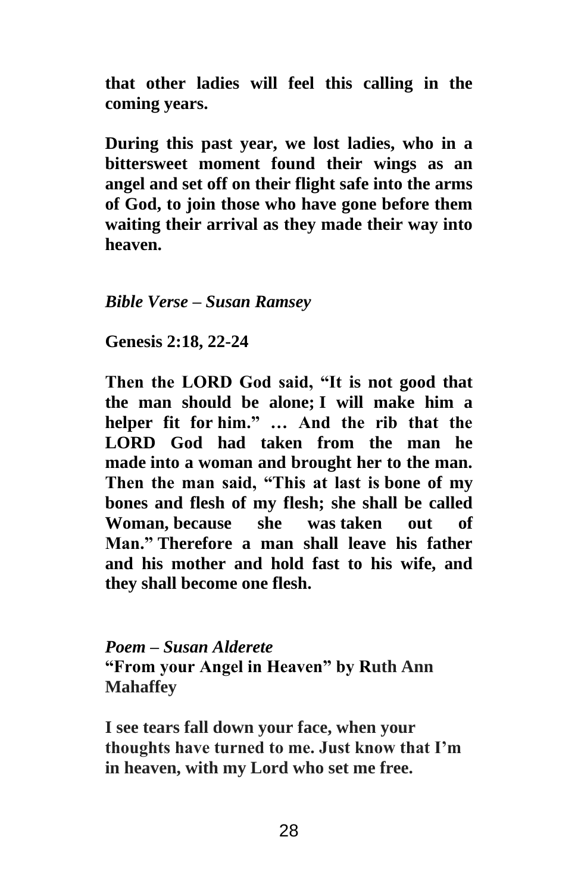**that other ladies will feel this calling in the coming years.**

**During this past year, we lost ladies, who in a bittersweet moment found their wings as an angel and set off on their flight safe into the arms of God, to join those who have gone before them waiting their arrival as they made their way into heaven.**

***Bible Verse – Susan Ramsey***

**Genesis 2:18, 22-24**

**Then the LORD God said, "It is not good that the man should be alone; I will make him a helper fit for him." … And the rib that the LORD God had taken from the man he made into a woman and brought her to the man. Then the man said, "This at last is bone of my bones and flesh of my flesh; she shall be called Woman, because she was taken out of Man." Therefore a man shall leave his father and his mother and hold fast to his wife, and they shall become one flesh.**

***Poem – Susan Alderete***
**"From your Angel in Heaven" by Ruth Ann Mahaffey**

**I see tears fall down your face, when your thoughts have turned to me. Just know that I'm in heaven, with my Lord who set me free.**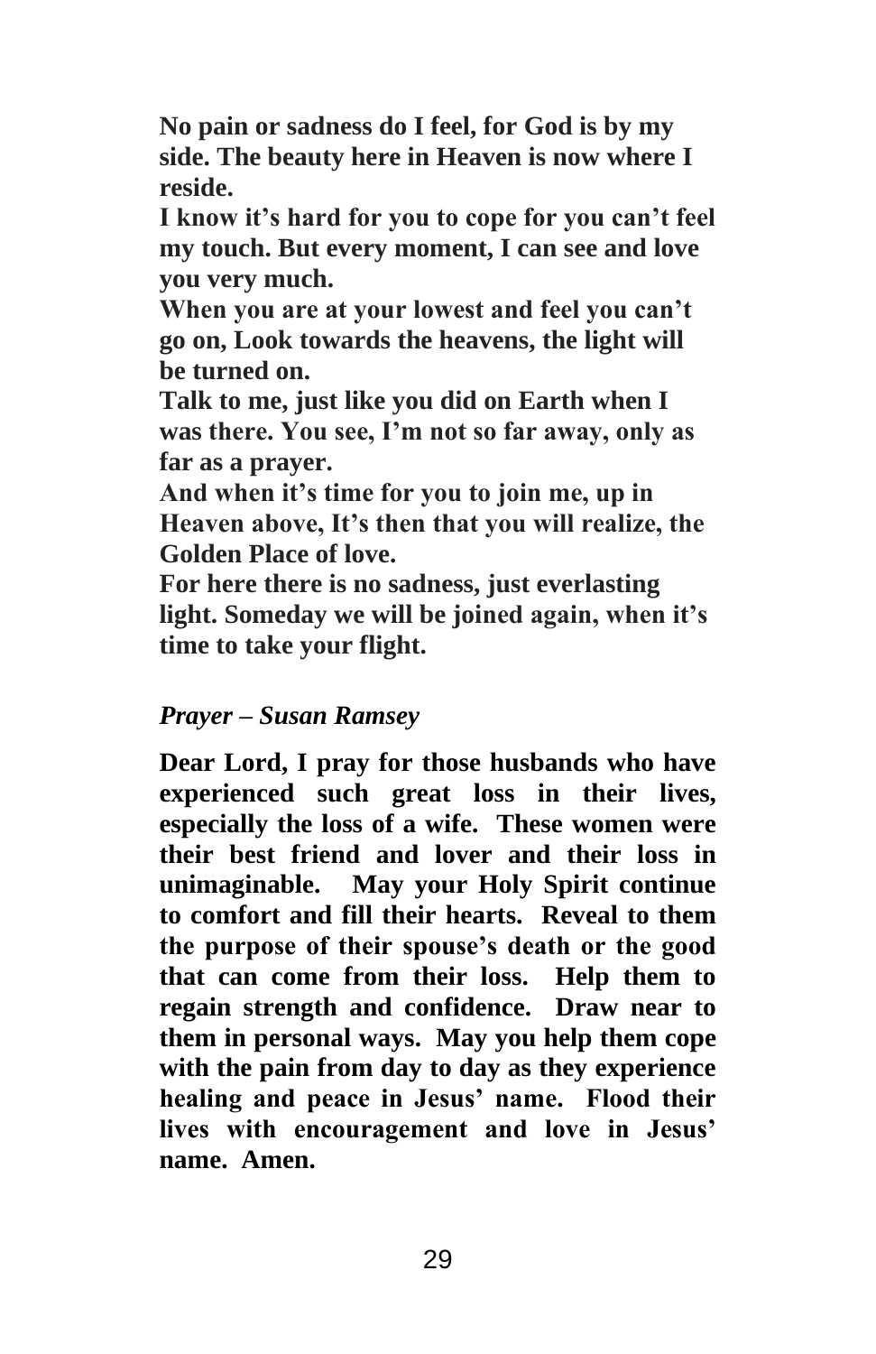**No pain or sadness do I feel, for God is by my side. The beauty here in Heaven is now where I reside.**

**I know it's hard for you to cope for you can't feel my touch. But every moment, I can see and love you very much.**

**When you are at your lowest and feel you can't go on, Look towards the heavens, the light will be turned on.**

**Talk to me, just like you did on Earth when I was there. You see, I'm not so far away, only as far as a prayer.**

**And when it's time for you to join me, up in Heaven above, It's then that you will realize, the Golden Place of love.**

**For here there is no sadness, just everlasting light. Someday we will be joined again, when it's time to take your flight.**

***Prayer – Susan Ramsey***

**Dear Lord, I pray for those husbands who have experienced such great loss in their lives, especially the loss of a wife. These women were their best friend and lover and their loss in unimaginable. May your Holy Spirit continue to comfort and fill their hearts. Reveal to them the purpose of their spouse's death or the good that can come from their loss. Help them to regain strength and confidence. Draw near to them in personal ways. May you help them cope with the pain from day to day as they experience healing and peace in Jesus' name. Flood their lives with encouragement and love in Jesus' name. Amen.**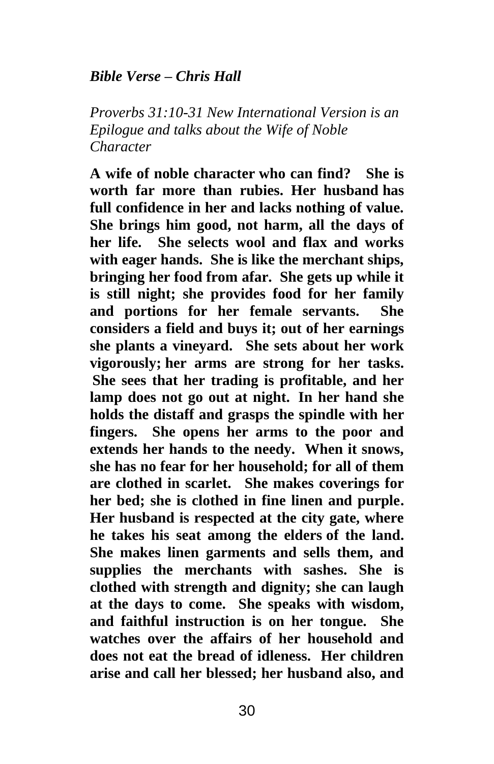*Bible Verse – Chris Hall*

*Proverbs 31:10-31 New International Version is an Epilogue and talks about the Wife of Noble Character*

**A wife of noble character who can find? She is worth far more than rubies. Her husband has full confidence in her and lacks nothing of value. She brings him good, not harm, all the days of her life. She selects wool and flax and works with eager hands. She is like the merchant ships, bringing her food from afar. She gets up while it is still night; she provides food for her family and portions for her female servants. She considers a field and buys it; out of her earnings she plants a vineyard. She sets about her work vigorously; her arms are strong for her tasks. She sees that her trading is profitable, and her lamp does not go out at night. In her hand she holds the distaff and grasps the spindle with her fingers. She opens her arms to the poor and extends her hands to the needy. When it snows, she has no fear for her household; for all of them are clothed in scarlet. She makes coverings for her bed; she is clothed in fine linen and purple. Her husband is respected at the city gate, where he takes his seat among the elders of the land. She makes linen garments and sells them, and supplies the merchants with sashes. She is clothed with strength and dignity; she can laugh at the days to come. She speaks with wisdom, and faithful instruction is on her tongue. She watches over the affairs of her household and does not eat the bread of idleness. Her children arise and call her blessed; her husband also, and**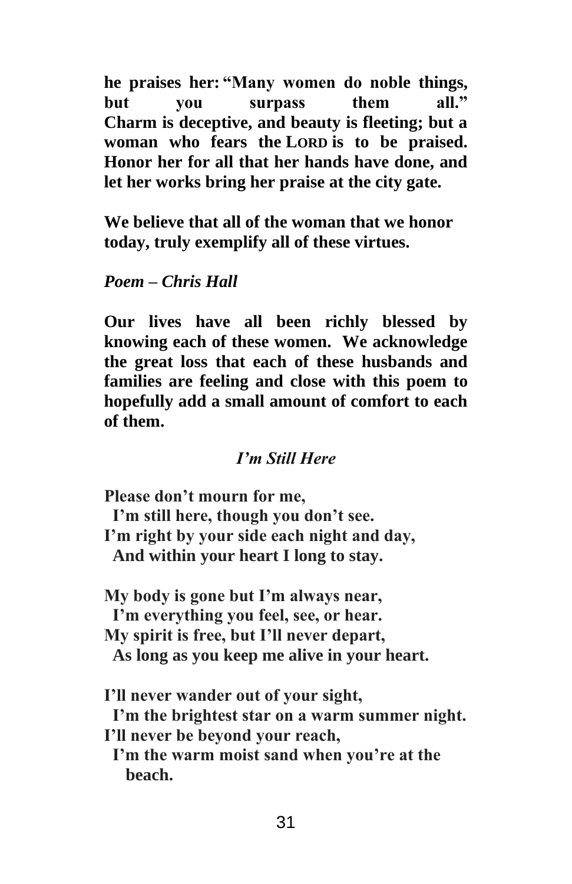**he praises her: "Many women do noble things, but you surpass them all." Charm is deceptive, and beauty is fleeting; but a woman who fears the LORD is to be praised. Honor her for all that her hands have done, and let her works bring her praise at the city gate.**

**We believe that all of the woman that we honor today, truly exemplify all of these virtues.**

***Poem – Chris Hall***

**Our lives have all been richly blessed by knowing each of these women. We acknowledge the great loss that each of these husbands and families are feeling and close with this poem to hopefully add a small amount of comfort to each of them.**

***I'm Still Here***

**Please don't mourn for me,**  
**I'm still here, though you don't see.**  
**I'm right by your side each night and day,**  
**And within your heart I long to stay.**

**My body is gone but I'm always near,**  
**I'm everything you feel, see, or hear.**  
**My spirit is free, but I'll never depart,**  
**As long as you keep me alive in your heart.**

**I'll never wander out of your sight,**  
**I'm the brightest star on a warm summer night.**  
**I'll never be beyond your reach,**  
**I'm the warm moist sand when you're at the beach.**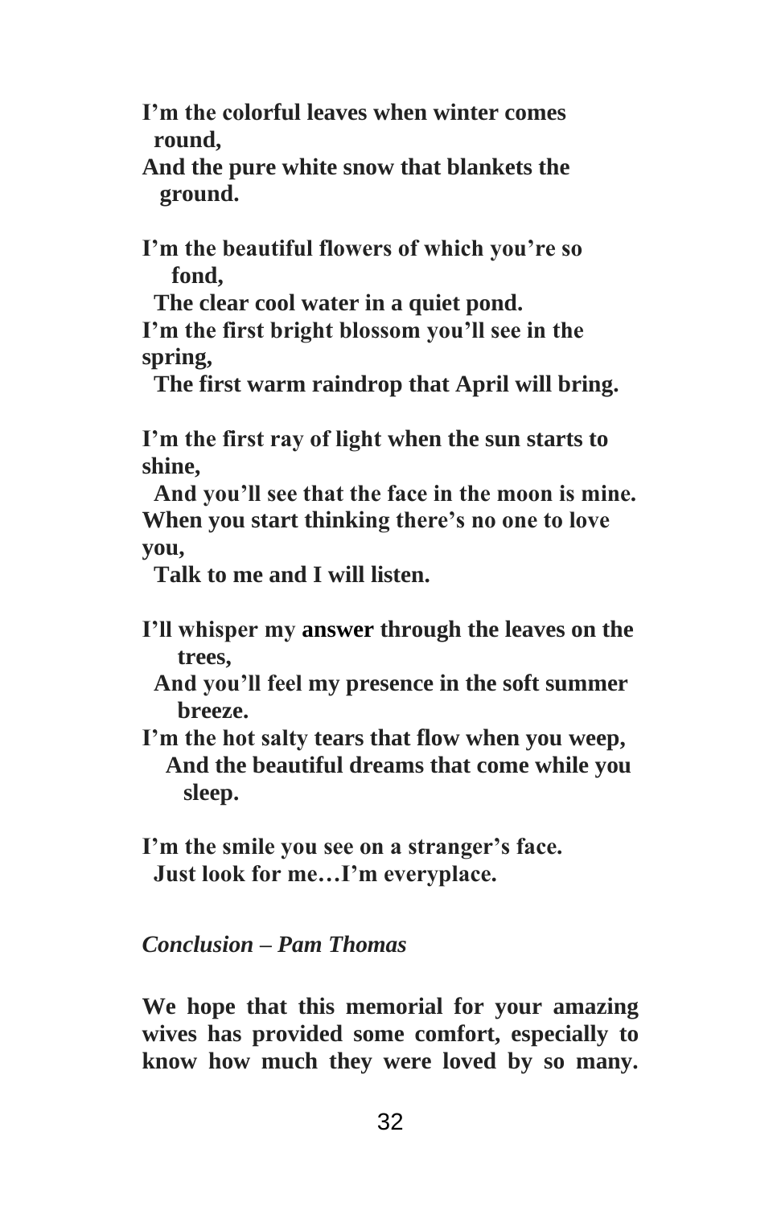**I'm the colorful leaves when winter comes round,**
**And the pure white snow that blankets the ground.**

**I'm the beautiful flowers of which you're so fond,**
**The clear cool water in a quiet pond.**
**I'm the first bright blossom you'll see in the spring,**
**The first warm raindrop that April will bring.**

**I'm the first ray of light when the sun starts to shine,**
**And you'll see that the face in the moon is mine.**
**When you start thinking there's no one to love you,**
**Talk to me and I will listen.**

**I'll whisper my answer through the leaves on the trees,**
**And you'll feel my presence in the soft summer breeze.**
**I'm the hot salty tears that flow when you weep,**
**And the beautiful dreams that come while you sleep.**

**I'm the smile you see on a stranger's face.**
**Just look for me…I'm everyplace.**

***Conclusion – Pam Thomas***

**We hope that this memorial for your amazing wives has provided some comfort, especially to know how much they were loved by so many.**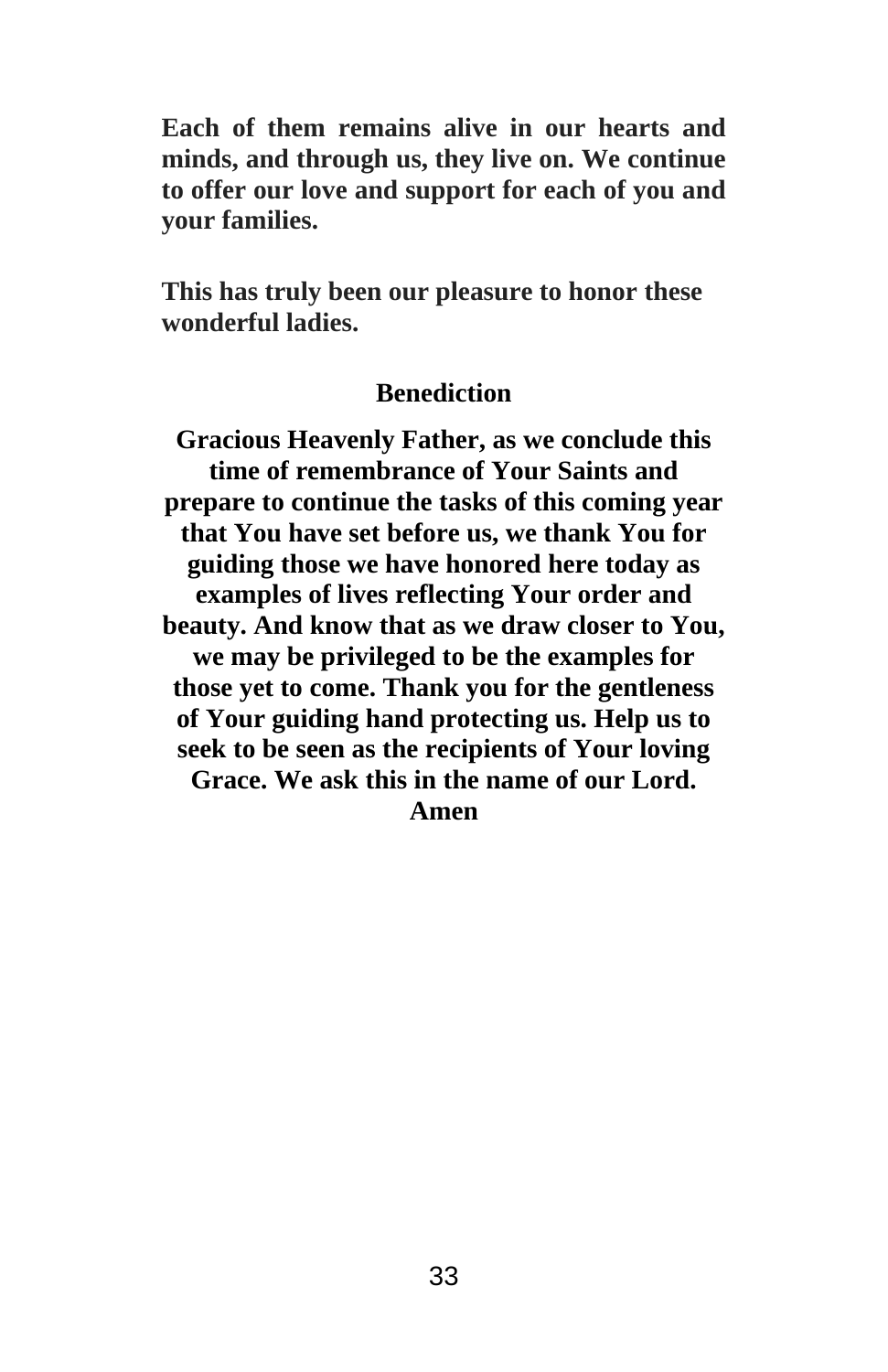**Each of them remains alive in our hearts and minds, and through us, they live on. We continue to offer our love and support for each of you and your families.**

**This has truly been our pleasure to honor these wonderful ladies.**

## Benediction

**Gracious Heavenly Father, as we conclude this time of remembrance of Your Saints and prepare to continue the tasks of this coming year that You have set before us, we thank You for guiding those we have honored here today as examples of lives reflecting Your order and beauty. And know that as we draw closer to You, we may be privileged to be the examples for those yet to come. Thank you for the gentleness of Your guiding hand protecting us. Help us to seek to be seen as the recipients of Your loving Grace. We ask this in the name of our Lord. Amen**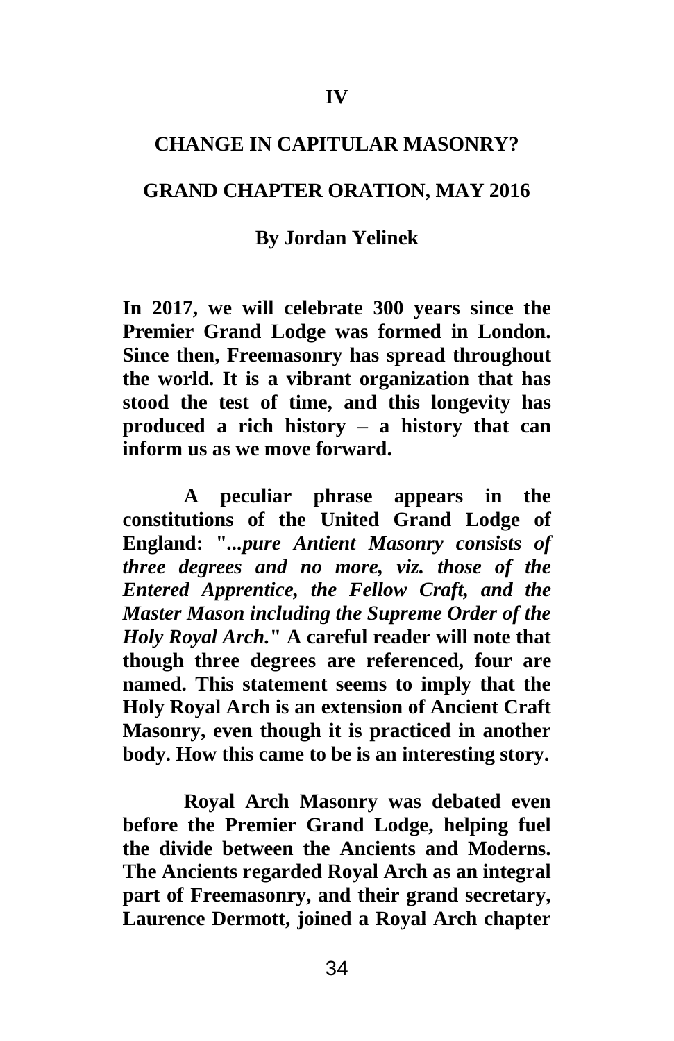# IV

## CHANGE IN CAPITULAR MASONRY?

## GRAND CHAPTER ORATION, MAY 2016

**By Jordan Yelinek**

**In 2017, we will celebrate 300 years since the Premier Grand Lodge was formed in London. Since then, Freemasonry has spread throughout the world. It is a vibrant organization that has stood the test of time, and this longevity has produced a rich history – a history that can inform us as we move forward.**

**A peculiar phrase appears in the constitutions of the United Grand Lodge of England: "*...pure Antient Masonry consists of three degrees and no more, viz. those of the Entered Apprentice, the Fellow Craft, and the Master Mason including the Supreme Order of the Holy Royal Arch.*" A careful reader will note that though three degrees are referenced, four are named. This statement seems to imply that the Holy Royal Arch is an extension of Ancient Craft Masonry, even though it is practiced in another body. How this came to be is an interesting story.**

**Royal Arch Masonry was debated even before the Premier Grand Lodge, helping fuel the divide between the Ancients and Moderns. The Ancients regarded Royal Arch as an integral part of Freemasonry, and their grand secretary, Laurence Dermott, joined a Royal Arch chapter**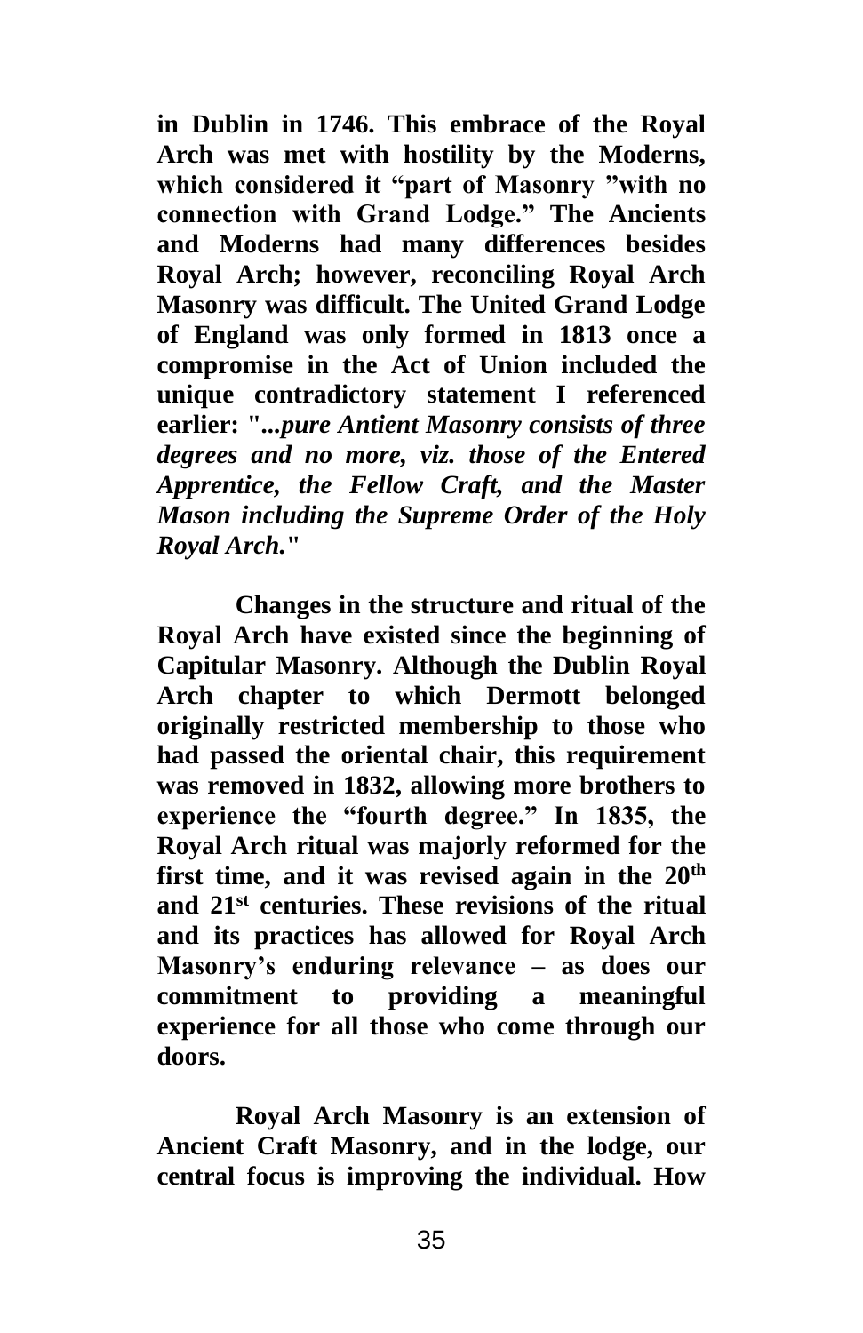**in Dublin in 1746. This embrace of the Royal Arch was met with hostility by the Moderns, which considered it "part of Masonry "with no connection with Grand Lodge." The Ancients and Moderns had many differences besides Royal Arch; however, reconciling Royal Arch Masonry was difficult. The United Grand Lodge of England was only formed in 1813 once a compromise in the Act of Union included the unique contradictory statement I referenced earlier: "*...pure Antient Masonry consists of three degrees and no more, viz. those of the Entered Apprentice, the Fellow Craft, and the Master Mason including the Supreme Order of the Holy Royal Arch.*"**

**Changes in the structure and ritual of the Royal Arch have existed since the beginning of Capitular Masonry. Although the Dublin Royal Arch chapter to which Dermott belonged originally restricted membership to those who had passed the oriental chair, this requirement was removed in 1832, allowing more brothers to experience the "fourth degree." In 1835, the Royal Arch ritual was majorly reformed for the first time, and it was revised again in the 20th and 21st centuries. These revisions of the ritual and its practices has allowed for Royal Arch Masonry's enduring relevance – as does our commitment to providing a meaningful experience for all those who come through our doors.**

**Royal Arch Masonry is an extension of Ancient Craft Masonry, and in the lodge, our central focus is improving the individual. How**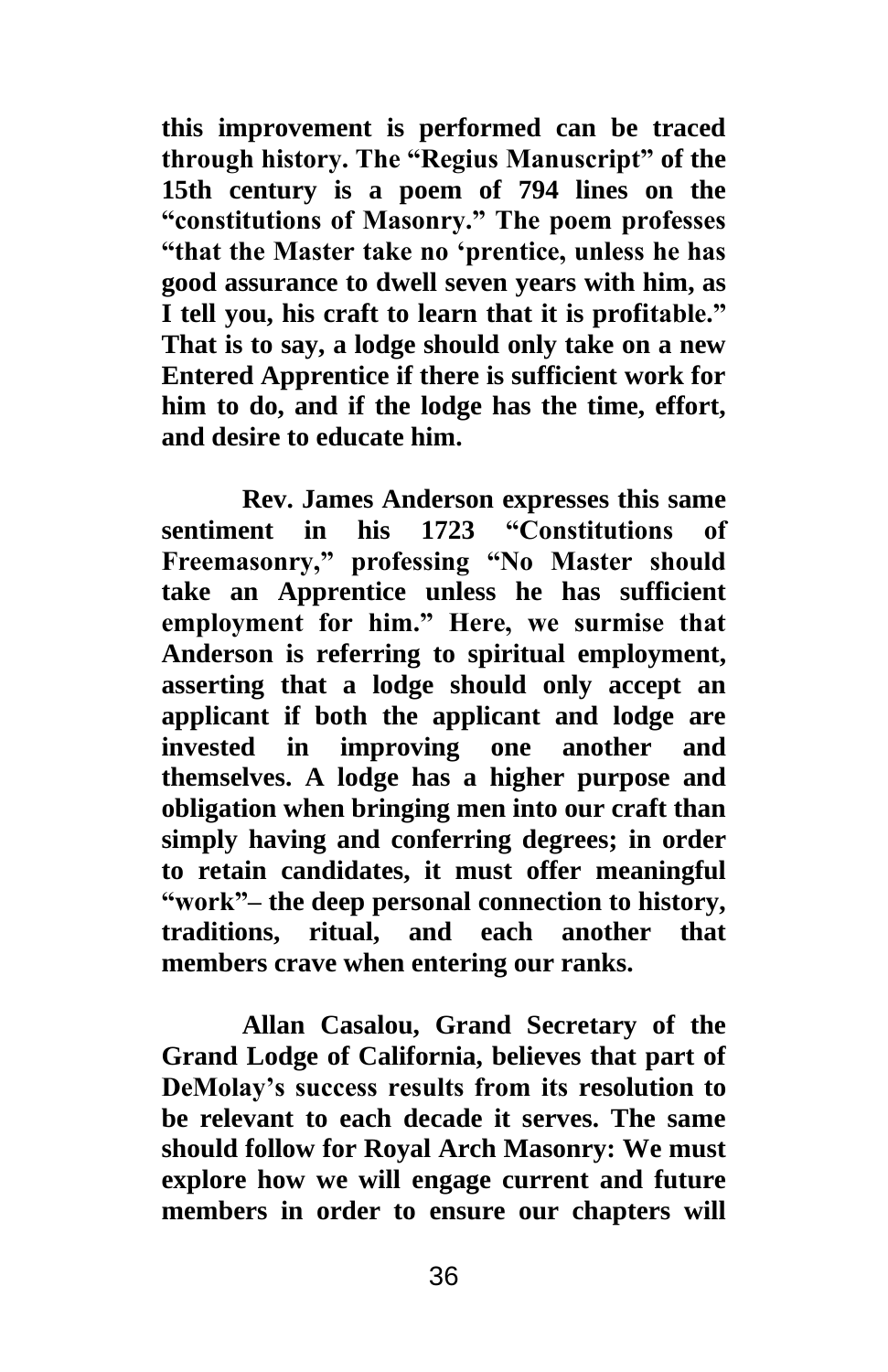**this improvement is performed can be traced through history. The "Regius Manuscript" of the 15th century is a poem of 794 lines on the "constitutions of Masonry." The poem professes "that the Master take no 'prentice, unless he has good assurance to dwell seven years with him, as I tell you, his craft to learn that it is profitable." That is to say, a lodge should only take on a new Entered Apprentice if there is sufficient work for him to do, and if the lodge has the time, effort, and desire to educate him.**

**Rev. James Anderson expresses this same sentiment in his 1723 "Constitutions of Freemasonry," professing "No Master should take an Apprentice unless he has sufficient employment for him." Here, we surmise that Anderson is referring to spiritual employment, asserting that a lodge should only accept an applicant if both the applicant and lodge are invested in improving one another and themselves. A lodge has a higher purpose and obligation when bringing men into our craft than simply having and conferring degrees; in order to retain candidates, it must offer meaningful "work"– the deep personal connection to history, traditions, ritual, and each another that members crave when entering our ranks.**

**Allan Casalou, Grand Secretary of the Grand Lodge of California, believes that part of DeMolay's success results from its resolution to be relevant to each decade it serves. The same should follow for Royal Arch Masonry: We must explore how we will engage current and future members in order to ensure our chapters will**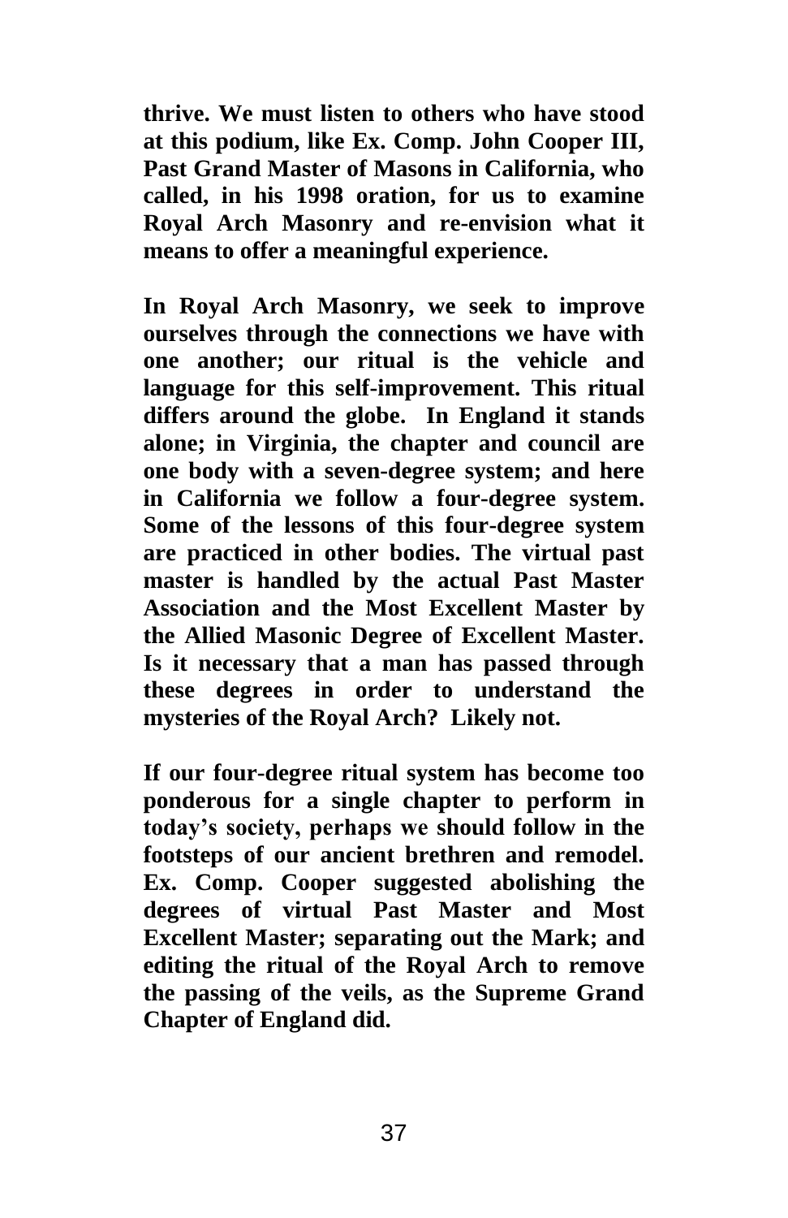**thrive. We must listen to others who have stood at this podium, like Ex. Comp. John Cooper III, Past Grand Master of Masons in California, who called, in his 1998 oration, for us to examine Royal Arch Masonry and re-envision what it means to offer a meaningful experience.**

**In Royal Arch Masonry, we seek to improve ourselves through the connections we have with one another; our ritual is the vehicle and language for this self-improvement. This ritual differs around the globe. In England it stands alone; in Virginia, the chapter and council are one body with a seven-degree system; and here in California we follow a four-degree system. Some of the lessons of this four-degree system are practiced in other bodies. The virtual past master is handled by the actual Past Master Association and the Most Excellent Master by the Allied Masonic Degree of Excellent Master. Is it necessary that a man has passed through these degrees in order to understand the mysteries of the Royal Arch? Likely not.**

**If our four-degree ritual system has become too ponderous for a single chapter to perform in today's society, perhaps we should follow in the footsteps of our ancient brethren and remodel. Ex. Comp. Cooper suggested abolishing the degrees of virtual Past Master and Most Excellent Master; separating out the Mark; and editing the ritual of the Royal Arch to remove the passing of the veils, as the Supreme Grand Chapter of England did.**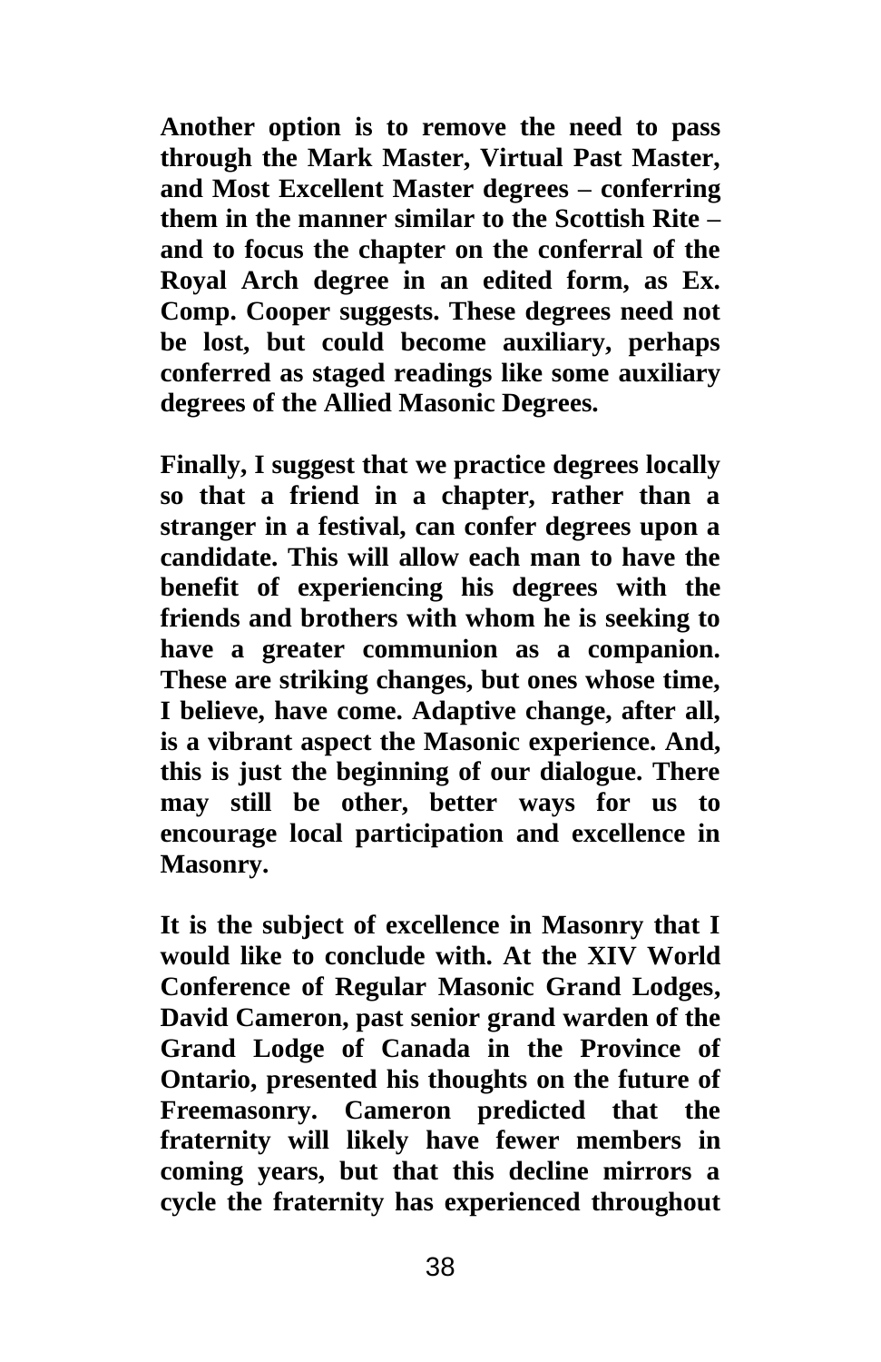**Another option is to remove the need to pass through the Mark Master, Virtual Past Master, and Most Excellent Master degrees – conferring them in the manner similar to the Scottish Rite – and to focus the chapter on the conferral of the Royal Arch degree in an edited form, as Ex. Comp. Cooper suggests. These degrees need not be lost, but could become auxiliary, perhaps conferred as staged readings like some auxiliary degrees of the Allied Masonic Degrees.**

**Finally, I suggest that we practice degrees locally so that a friend in a chapter, rather than a stranger in a festival, can confer degrees upon a candidate. This will allow each man to have the benefit of experiencing his degrees with the friends and brothers with whom he is seeking to have a greater communion as a companion. These are striking changes, but ones whose time, I believe, have come. Adaptive change, after all, is a vibrant aspect the Masonic experience. And, this is just the beginning of our dialogue. There may still be other, better ways for us to encourage local participation and excellence in Masonry.**

**It is the subject of excellence in Masonry that I would like to conclude with. At the XIV World Conference of Regular Masonic Grand Lodges, David Cameron, past senior grand warden of the Grand Lodge of Canada in the Province of Ontario, presented his thoughts on the future of Freemasonry. Cameron predicted that the fraternity will likely have fewer members in coming years, but that this decline mirrors a cycle the fraternity has experienced throughout**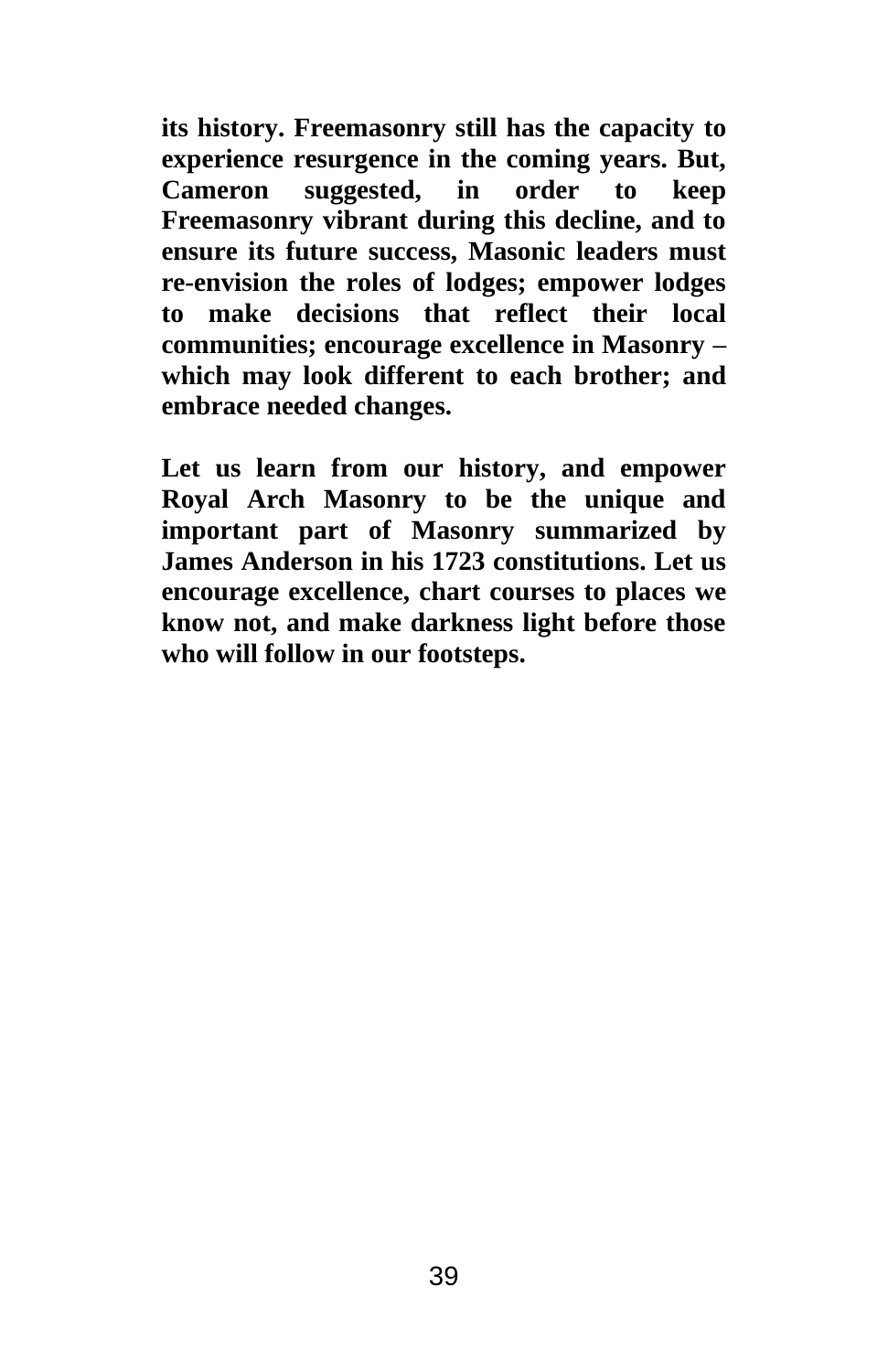**its history. Freemasonry still has the capacity to experience resurgence in the coming years. But, Cameron suggested, in order to keep Freemasonry vibrant during this decline, and to ensure its future success, Masonic leaders must re-envision the roles of lodges; empower lodges to make decisions that reflect their local communities; encourage excellence in Masonry – which may look different to each brother; and embrace needed changes.**

**Let us learn from our history, and empower Royal Arch Masonry to be the unique and important part of Masonry summarized by James Anderson in his 1723 constitutions. Let us encourage excellence, chart courses to places we know not, and make darkness light before those who will follow in our footsteps.**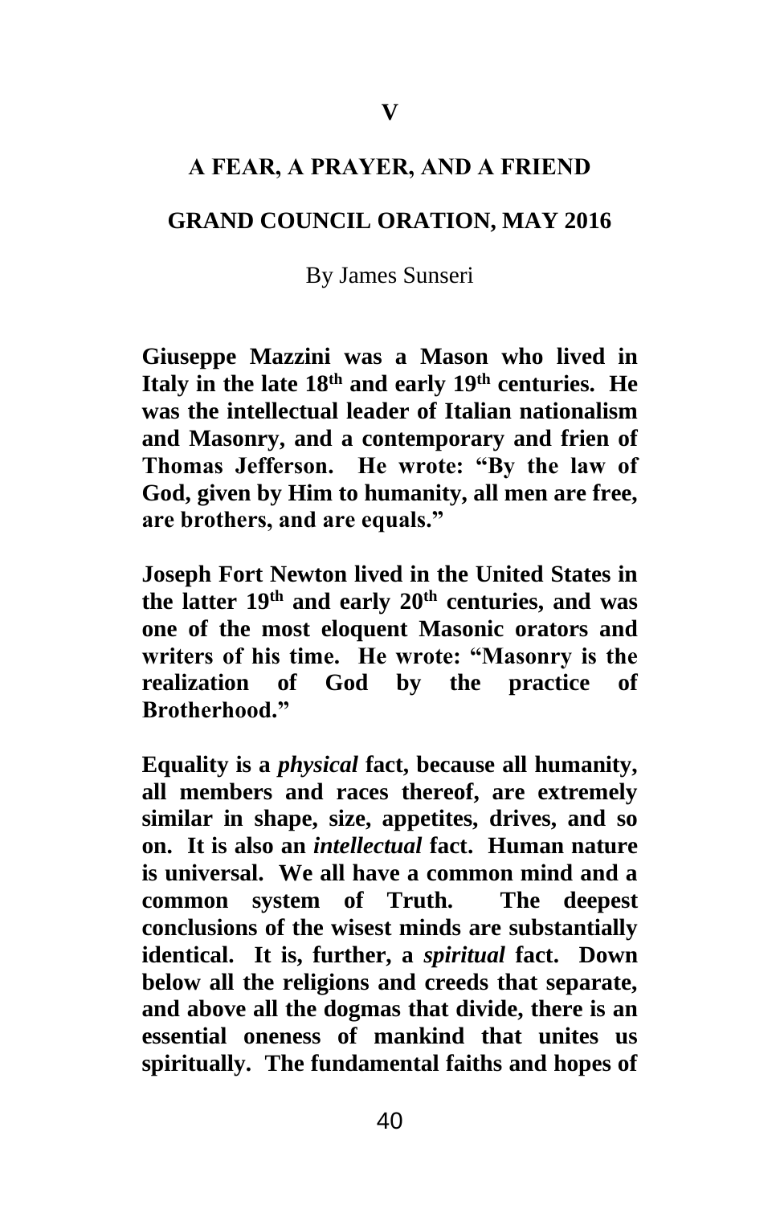# V

## A FEAR, A PRAYER, AND A FRIEND

## GRAND COUNCIL ORATION, MAY 2016

By James Sunseri

**Giuseppe Mazzini was a Mason who lived in Italy in the late 18th and early 19th centuries. He was the intellectual leader of Italian nationalism and Masonry, and a contemporary and frien of Thomas Jefferson. He wrote: "By the law of God, given by Him to humanity, all men are free, are brothers, and are equals."**

**Joseph Fort Newton lived in the United States in the latter 19th and early 20th centuries, and was one of the most eloquent Masonic orators and writers of his time. He wrote: "Masonry is the realization of God by the practice of Brotherhood."**

**Equality is a *physical* fact, because all humanity, all members and races thereof, are extremely similar in shape, size, appetites, drives, and so on. It is also an *intellectual* fact. Human nature is universal. We all have a common mind and a common system of Truth. The deepest conclusions of the wisest minds are substantially identical. It is, further, a *spiritual* fact. Down below all the religions and creeds that separate, and above all the dogmas that divide, there is an essential oneness of mankind that unites us spiritually. The fundamental faiths and hopes of**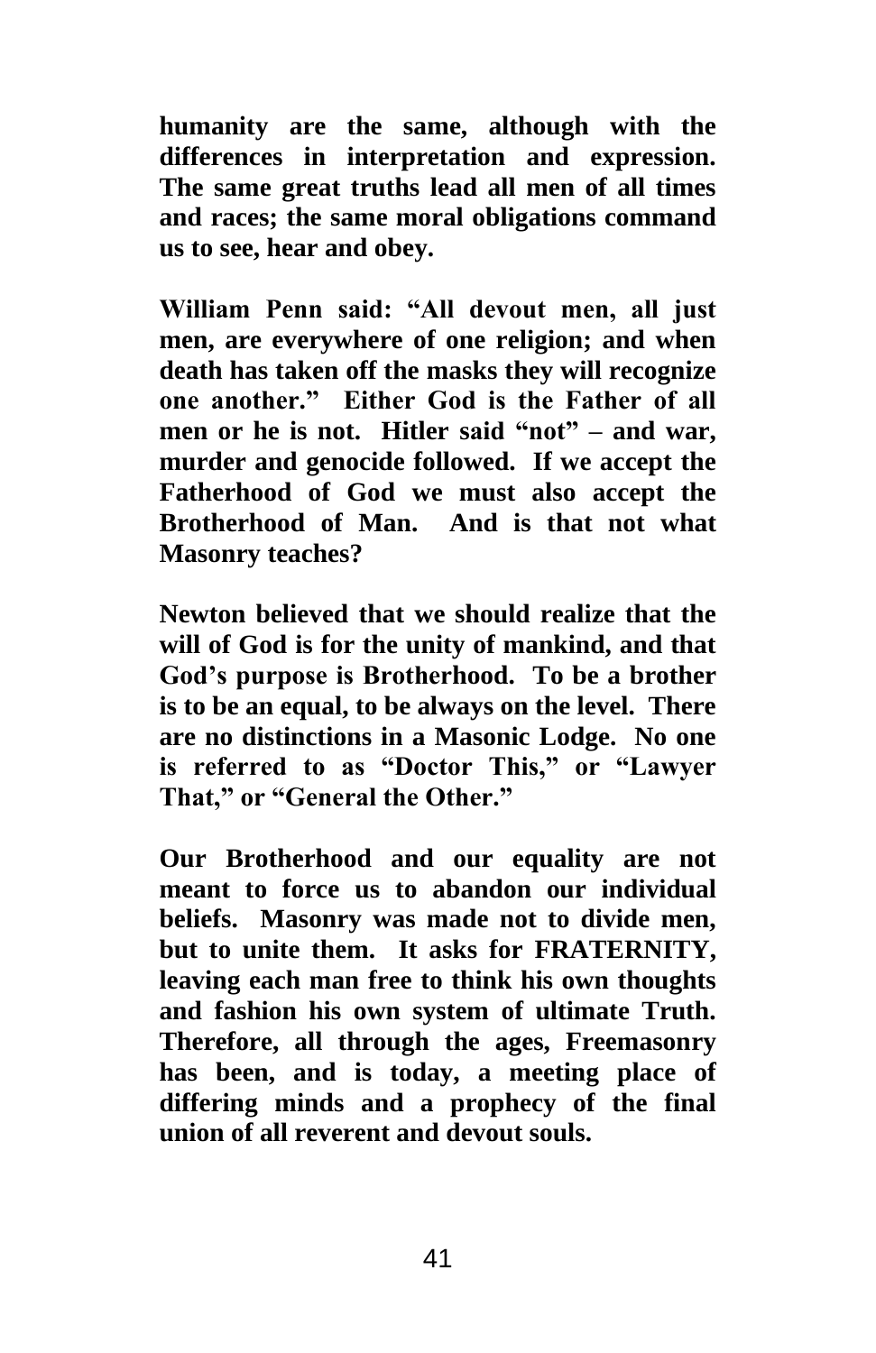**humanity are the same, although with the differences in interpretation and expression. The same great truths lead all men of all times and races; the same moral obligations command us to see, hear and obey.**

**William Penn said: "All devout men, all just men, are everywhere of one religion; and when death has taken off the masks they will recognize one another." Either God is the Father of all men or he is not. Hitler said "not" – and war, murder and genocide followed. If we accept the Fatherhood of God we must also accept the Brotherhood of Man. And is that not what Masonry teaches?**

**Newton believed that we should realize that the will of God is for the unity of mankind, and that God's purpose is Brotherhood. To be a brother is to be an equal, to be always on the level. There are no distinctions in a Masonic Lodge. No one is referred to as "Doctor This," or "Lawyer That," or "General the Other."**

**Our Brotherhood and our equality are not meant to force us to abandon our individual beliefs. Masonry was made not to divide men, but to unite them. It asks for FRATERNITY, leaving each man free to think his own thoughts and fashion his own system of ultimate Truth. Therefore, all through the ages, Freemasonry has been, and is today, a meeting place of differing minds and a prophecy of the final union of all reverent and devout souls.**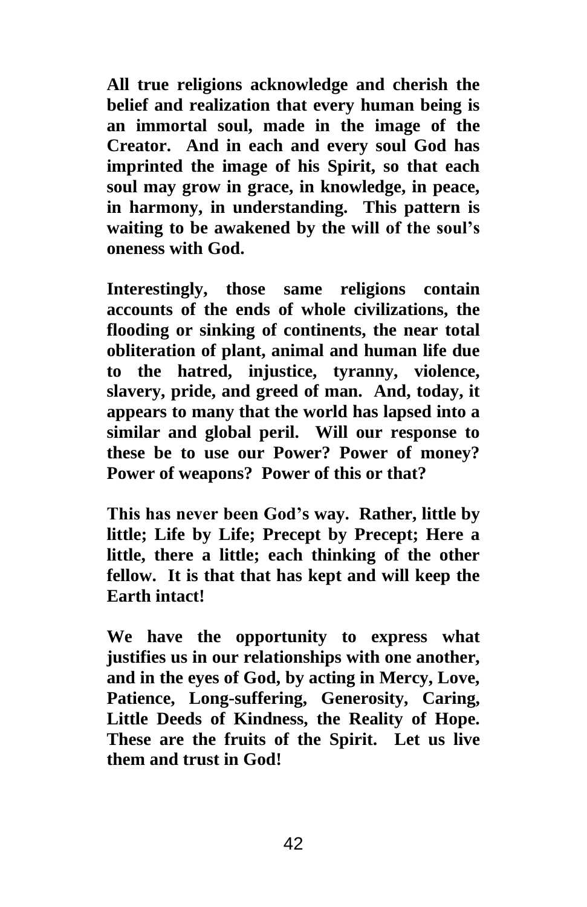**All true religions acknowledge and cherish the belief and realization that every human being is an immortal soul, made in the image of the Creator. And in each and every soul God has imprinted the image of his Spirit, so that each soul may grow in grace, in knowledge, in peace, in harmony, in understanding. This pattern is waiting to be awakened by the will of the soul's oneness with God.**

**Interestingly, those same religions contain accounts of the ends of whole civilizations, the flooding or sinking of continents, the near total obliteration of plant, animal and human life due to the hatred, injustice, tyranny, violence, slavery, pride, and greed of man. And, today, it appears to many that the world has lapsed into a similar and global peril. Will our response to these be to use our Power? Power of money? Power of weapons? Power of this or that?**

**This has never been God's way. Rather, little by little; Life by Life; Precept by Precept; Here a little, there a little; each thinking of the other fellow. It is that that has kept and will keep the Earth intact!**

**We have the opportunity to express what justifies us in our relationships with one another, and in the eyes of God, by acting in Mercy, Love, Patience, Long-suffering, Generosity, Caring, Little Deeds of Kindness, the Reality of Hope. These are the fruits of the Spirit. Let us live them and trust in God!**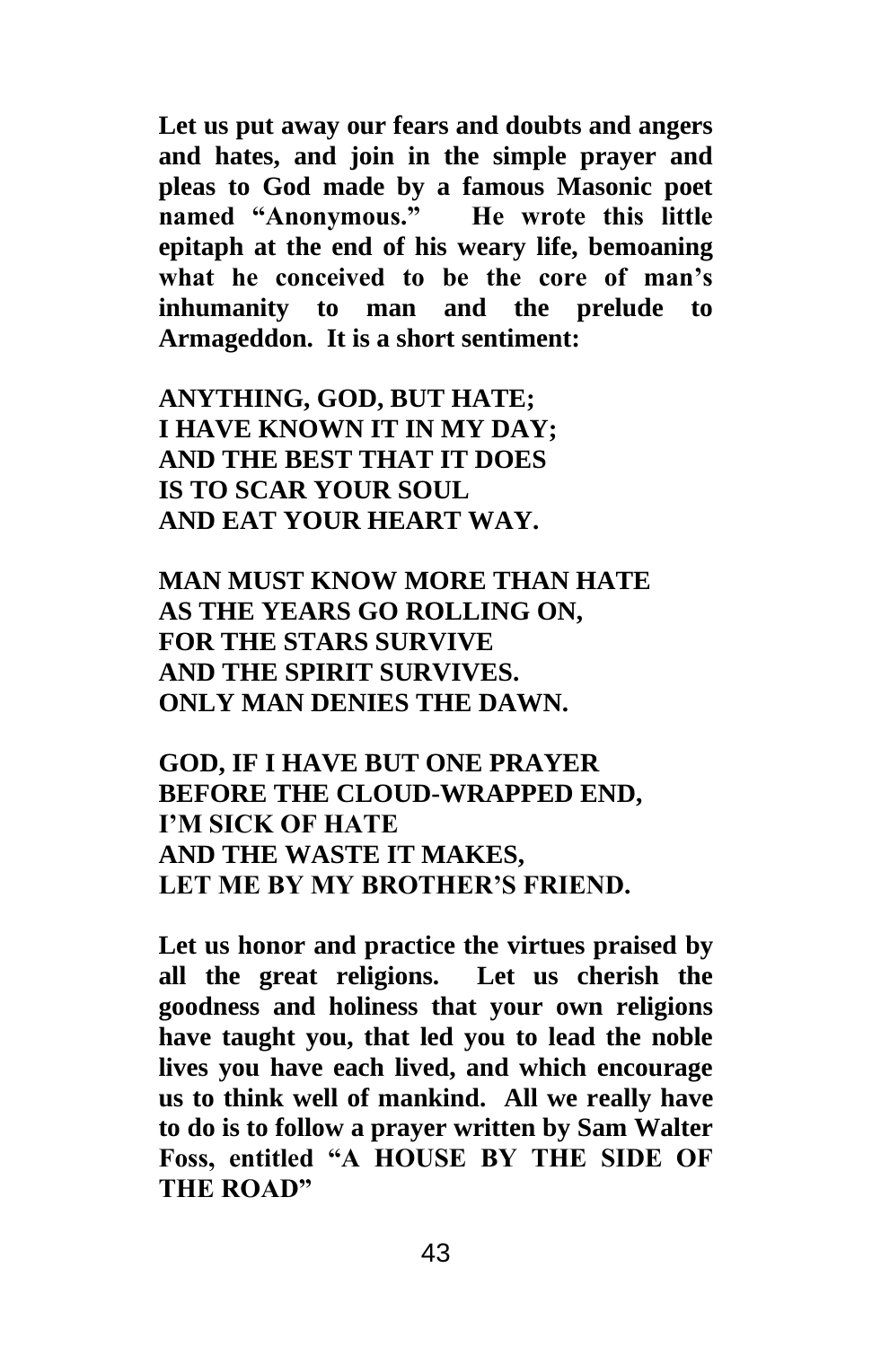**Let us put away our fears and doubts and angers and hates, and join in the simple prayer and pleas to God made by a famous Masonic poet named "Anonymous." He wrote this little epitaph at the end of his weary life, bemoaning what he conceived to be the core of man's inhumanity to man and the prelude to Armageddon. It is a short sentiment:**

**ANYTHING, GOD, BUT HATE;**
**I HAVE KNOWN IT IN MY DAY;**
**AND THE BEST THAT IT DOES**
**IS TO SCAR YOUR SOUL**
**AND EAT YOUR HEART WAY.**

**MAN MUST KNOW MORE THAN HATE**
**AS THE YEARS GO ROLLING ON,**
**FOR THE STARS SURVIVE**
**AND THE SPIRIT SURVIVES.**
**ONLY MAN DENIES THE DAWN.**

**GOD, IF I HAVE BUT ONE PRAYER**
**BEFORE THE CLOUD-WRAPPED END,**
**I'M SICK OF HATE**
**AND THE WASTE IT MAKES,**
**LET ME BY MY BROTHER'S FRIEND.**

**Let us honor and practice the virtues praised by all the great religions. Let us cherish the goodness and holiness that your own religions have taught you, that led you to lead the noble lives you have each lived, and which encourage us to think well of mankind. All we really have to do is to follow a prayer written by Sam Walter Foss, entitled "A HOUSE BY THE SIDE OF THE ROAD"**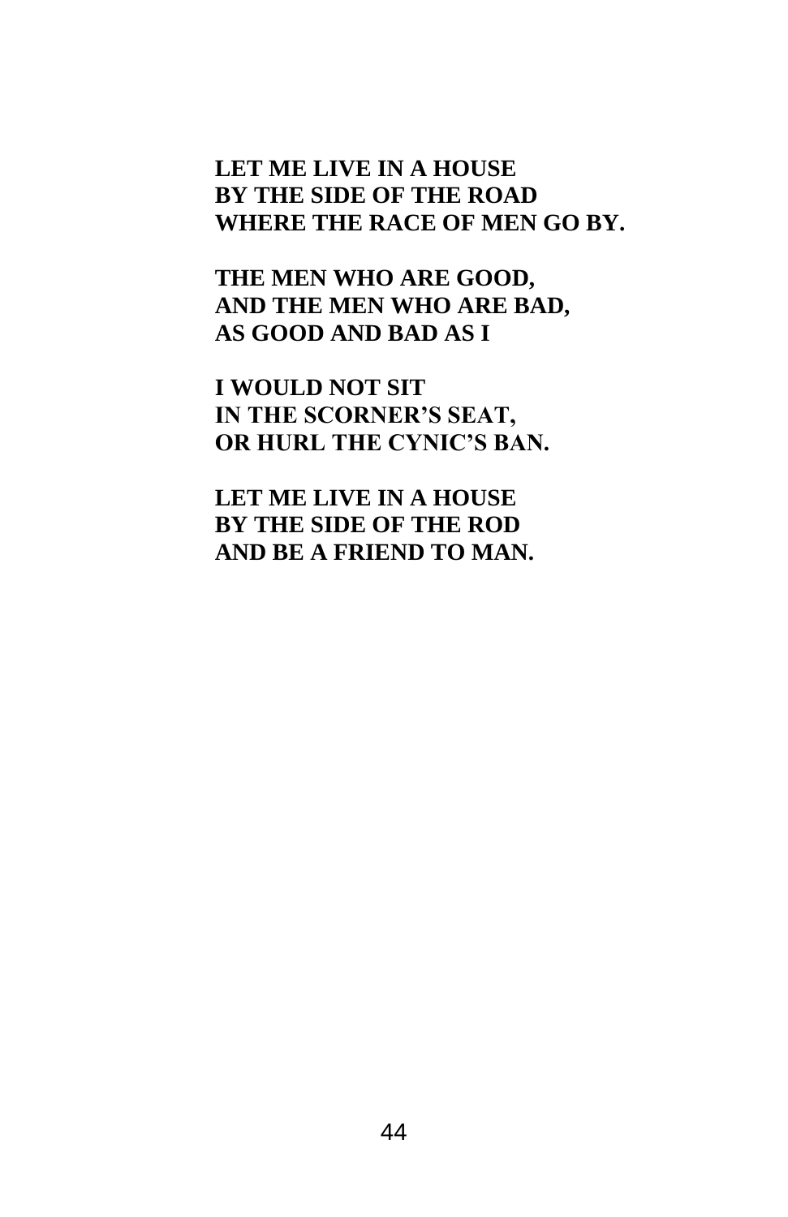**LET ME LIVE IN A HOUSE**
**BY THE SIDE OF THE ROAD**
**WHERE THE RACE OF MEN GO BY.**

**THE MEN WHO ARE GOOD,**
**AND THE MEN WHO ARE BAD,**
**AS GOOD AND BAD AS I**

**I WOULD NOT SIT**
**IN THE SCORNER'S SEAT,**
**OR HURL THE CYNIC'S BAN.**

**LET ME LIVE IN A HOUSE**
**BY THE SIDE OF THE ROD**
**AND BE A FRIEND TO MAN.**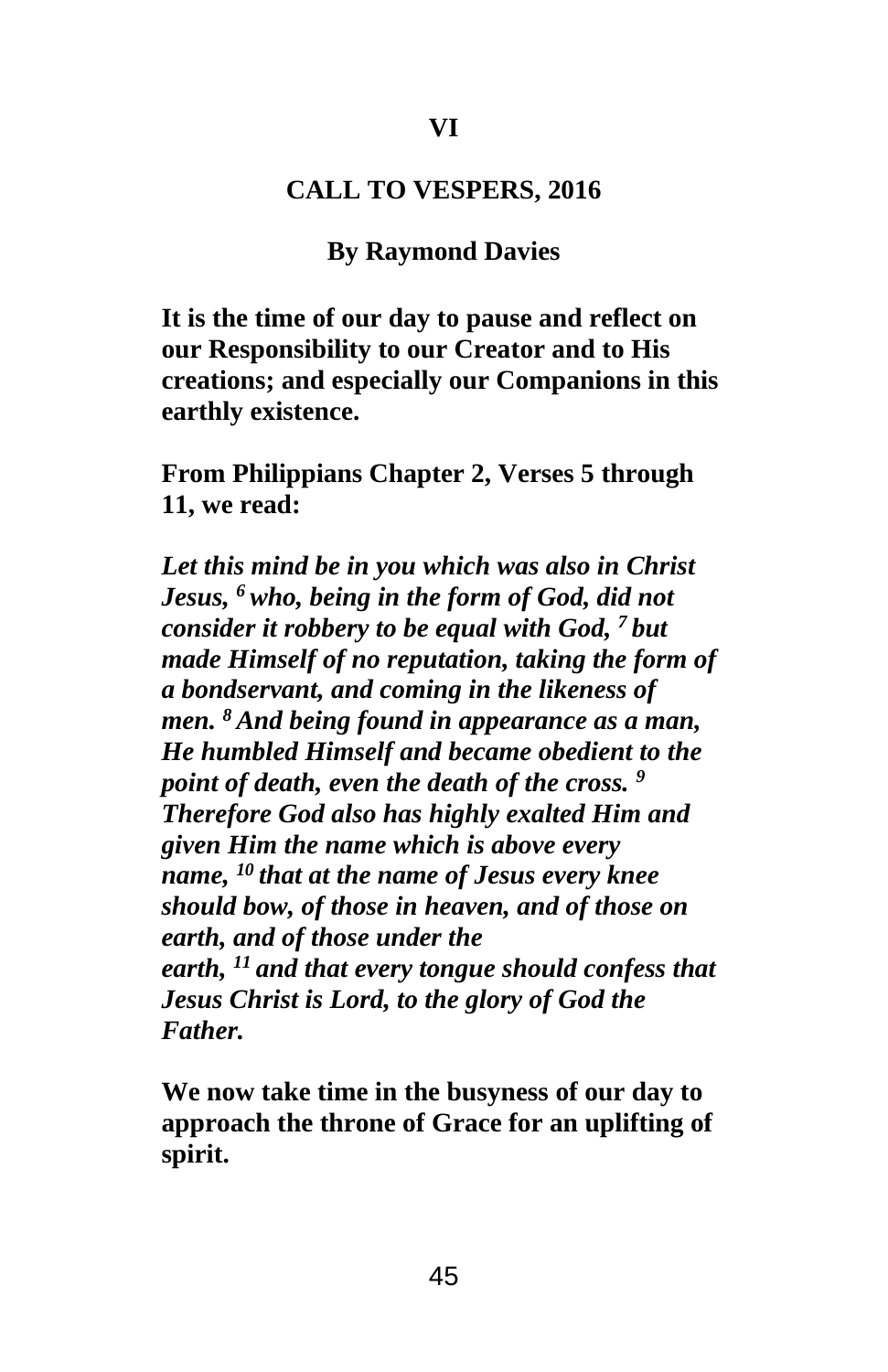**VI**

## CALL TO VESPERS, 2016

**By Raymond Davies**

**It is the time of our day to pause and reflect on our Responsibility to our Creator and to His creations; and especially our Companions in this earthly existence.**

**From Philippians Chapter 2, Verses 5 through 11, we read:**

***Let this mind be in you which was also in Christ Jesus, [6] who, being in the form of God, did not consider it robbery to be equal with God, [7] but made Himself of no reputation, taking the form of a bondservant, and coming in the likeness of men. [8] And being found in appearance as a man, He humbled Himself and became obedient to the point of death, even the death of the cross. [9] Therefore God also has highly exalted Him and given Him the name which is above every name, [10] that at the name of Jesus every knee should bow, of those in heaven, and of those on earth, and of those under the earth, [11] and that every tongue should confess that Jesus Christ is Lord, to the glory of God the Father.***

**We now take time in the busyness of our day to approach the throne of Grace for an uplifting of spirit.**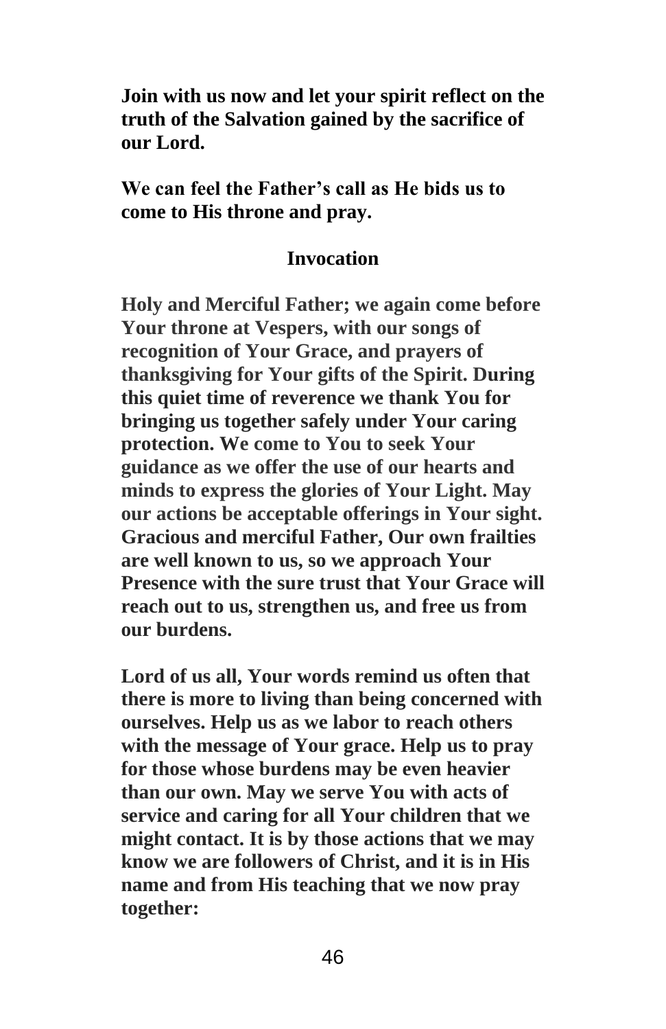**Join with us now and let your spirit reflect on the truth of the Salvation gained by the sacrifice of our Lord.**

**We can feel the Father's call as He bids us to come to His throne and pray.**

## Invocation

**Holy and Merciful Father; we again come before Your throne at Vespers, with our songs of recognition of Your Grace, and prayers of thanksgiving for Your gifts of the Spirit. During this quiet time of reverence we thank You for bringing us together safely under Your caring protection. We come to You to seek Your guidance as we offer the use of our hearts and minds to express the glories of Your Light. May our actions be acceptable offerings in Your sight. Gracious and merciful Father, Our own frailties are well known to us, so we approach Your Presence with the sure trust that Your Grace will reach out to us, strengthen us, and free us from our burdens.**

**Lord of us all, Your words remind us often that there is more to living than being concerned with ourselves. Help us as we labor to reach others with the message of Your grace. Help us to pray for those whose burdens may be even heavier than our own. May we serve You with acts of service and caring for all Your children that we might contact. It is by those actions that we may know we are followers of Christ, and it is in His name and from His teaching that we now pray together:**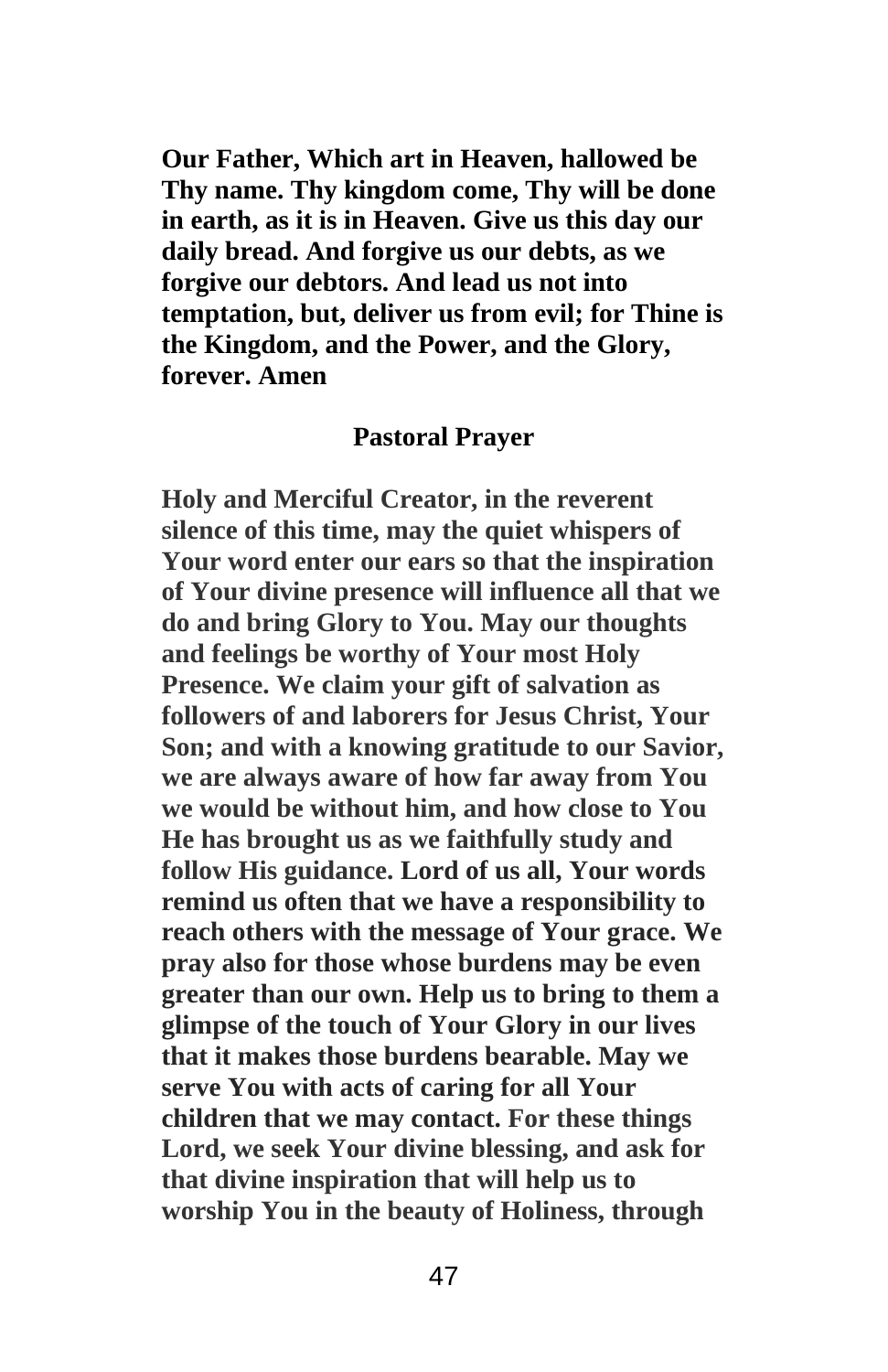**Our Father, Which art in Heaven, hallowed be Thy name. Thy kingdom come, Thy will be done in earth, as it is in Heaven. Give us this day our daily bread. And forgive us our debts, as we forgive our debtors. And lead us not into temptation, but, deliver us from evil; for Thine is the Kingdom, and the Power, and the Glory, forever. Amen**

## Pastoral Prayer

**Holy and Merciful Creator, in the reverent silence of this time, may the quiet whispers of Your word enter our ears so that the inspiration of Your divine presence will influence all that we do and bring Glory to You. May our thoughts and feelings be worthy of Your most Holy Presence. We claim your gift of salvation as followers of and laborers for Jesus Christ, Your Son; and with a knowing gratitude to our Savior, we are always aware of how far away from You we would be without him, and how close to You He has brought us as we faithfully study and follow His guidance. Lord of us all, Your words remind us often that we have a responsibility to reach others with the message of Your grace. We pray also for those whose burdens may be even greater than our own. Help us to bring to them a glimpse of the touch of Your Glory in our lives that it makes those burdens bearable. May we serve You with acts of caring for all Your children that we may contact. For these things Lord, we seek Your divine blessing, and ask for that divine inspiration that will help us to worship You in the beauty of Holiness, through**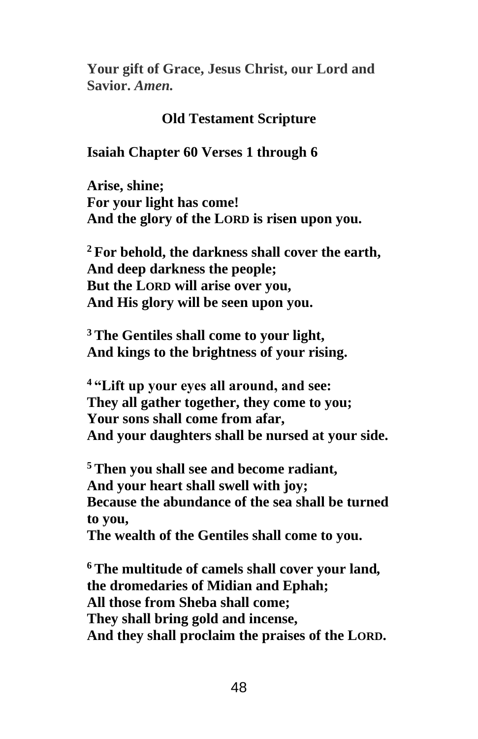**Your gift of Grace, Jesus Christ, our Lord and Savior.** ***Amen.***

## Old Testament Scripture

**Isaiah Chapter 60 Verses 1 through 6**

**Arise, shine;**
**For your light has come!**
**And the glory of the LORD is risen upon you.**

**[2] For behold, the darkness shall cover the earth,**
**And deep darkness the people;**
**But the LORD will arise over you,**
**And His glory will be seen upon you.**

**[3] The Gentiles shall come to your light,**
**And kings to the brightness of your rising.**

**[4] "Lift up your eyes all around, and see:**
**They all gather together, they come to you;**
**Your sons shall come from afar,**
**And your daughters shall be nursed at your side.**

**[5] Then you shall see and become radiant,**
**And your heart shall swell with joy;**
**Because the abundance of the sea shall be turned to you,**
**The wealth of the Gentiles shall come to you.**

**[6] The multitude of camels shall cover your land,**
**the dromedaries of Midian and Ephah;**
**All those from Sheba shall come;**
**They shall bring gold and incense,**
**And they shall proclaim the praises of the LORD.**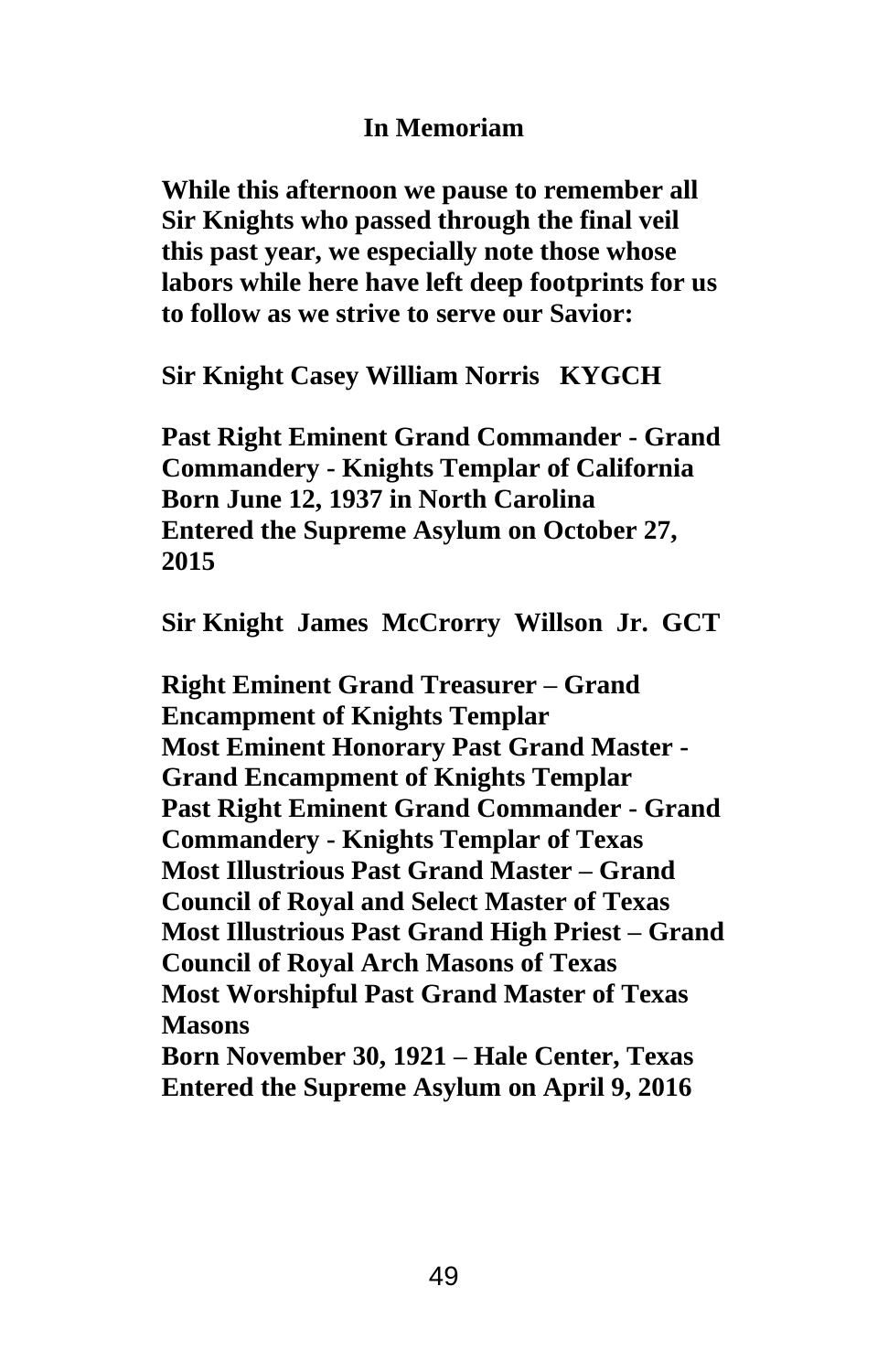## In Memoriam

**While this afternoon we pause to remember all Sir Knights who passed through the final veil this past year, we especially note those whose labors while here have left deep footprints for us to follow as we strive to serve our Savior:**

**Sir Knight Casey William Norris KYGCH**

**Past Right Eminent Grand Commander - Grand Commandery - Knights Templar of California**
**Born June 12, 1937 in North Carolina**
**Entered the Supreme Asylum on October 27, 2015**

**Sir Knight James McCrorry Willson Jr. GCT**

**Right Eminent Grand Treasurer – Grand Encampment of Knights Templar**
**Most Eminent Honorary Past Grand Master - Grand Encampment of Knights Templar**
**Past Right Eminent Grand Commander - Grand Commandery - Knights Templar of Texas**
**Most Illustrious Past Grand Master – Grand Council of Royal and Select Master of Texas**
**Most Illustrious Past Grand High Priest – Grand Council of Royal Arch Masons of Texas**
**Most Worshipful Past Grand Master of Texas Masons**
**Born November 30, 1921 – Hale Center, Texas**
**Entered the Supreme Asylum on April 9, 2016**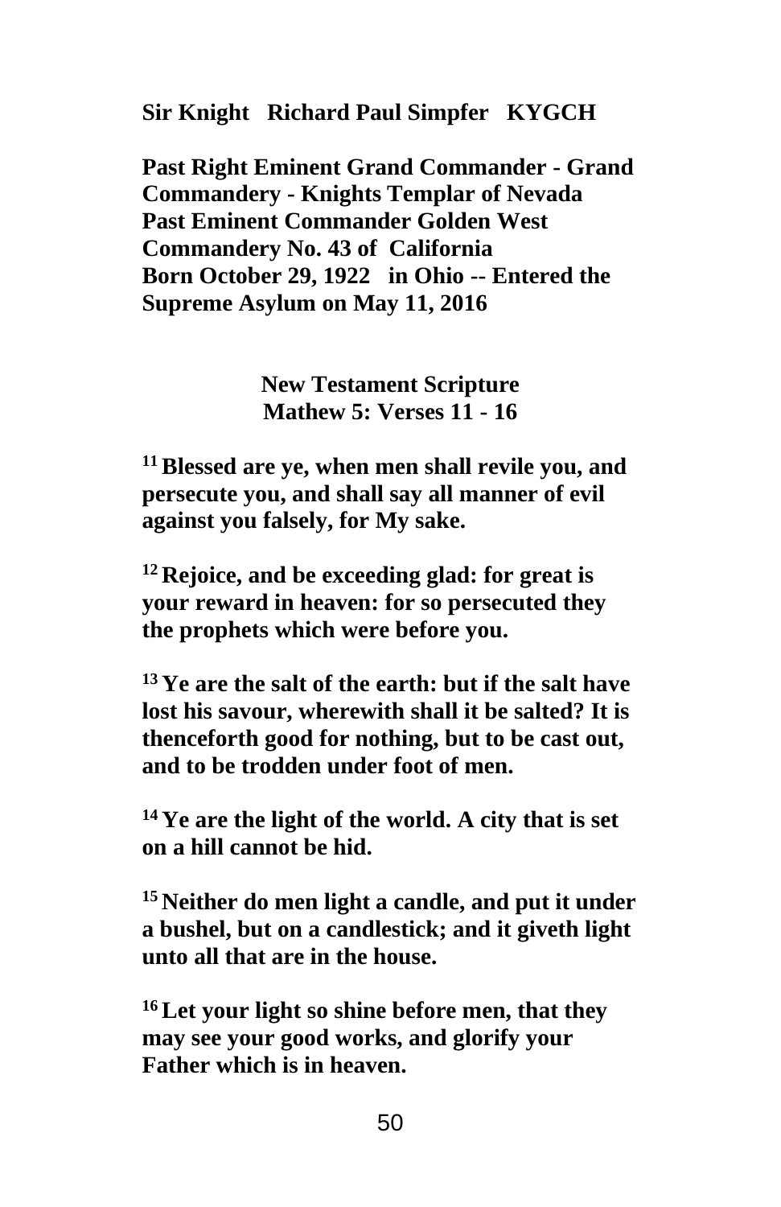**Sir Knight Richard Paul Simpfer KYGCH**

**Past Right Eminent Grand Commander - Grand Commandery - Knights Templar of Nevada**
**Past Eminent Commander Golden West Commandery No. 43 of California**
**Born October 29, 1922 in Ohio -- Entered the Supreme Asylum on May 11, 2016**

**New Testament Scripture**
**Mathew 5: Verses 11 - 16**

**[11] Blessed are ye, when men shall revile you, and persecute you, and shall say all manner of evil against you falsely, for My sake.**

**[12] Rejoice, and be exceeding glad: for great is your reward in heaven: for so persecuted they the prophets which were before you.**

**[13] Ye are the salt of the earth: but if the salt have lost his savour, wherewith shall it be salted? It is thenceforth good for nothing, but to be cast out, and to be trodden under foot of men.**

**[14] Ye are the light of the world. A city that is set on a hill cannot be hid.**

**[15] Neither do men light a candle, and put it under a bushel, but on a candlestick; and it giveth light unto all that are in the house.**

**[16] Let your light so shine before men, that they may see your good works, and glorify your Father which is in heaven.**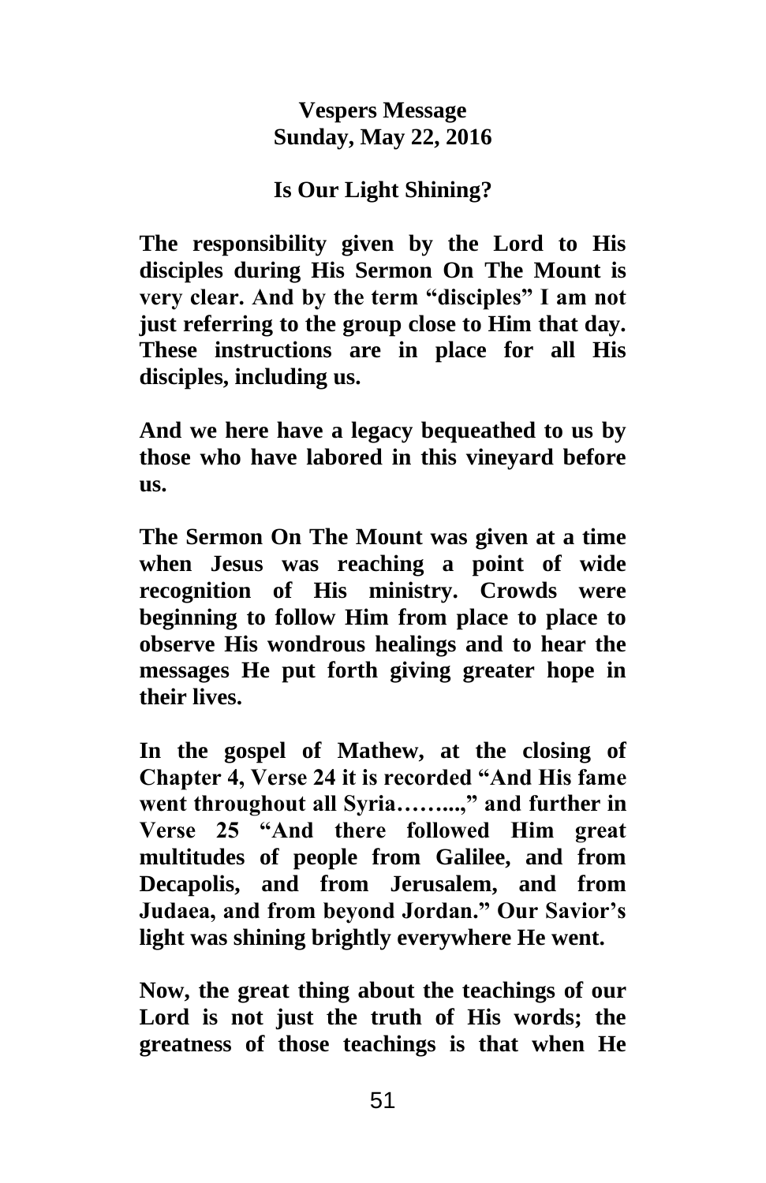**Vespers Message**
**Sunday, May 22, 2016**

## Is Our Light Shining?

**The responsibility given by the Lord to His disciples during His Sermon On The Mount is very clear. And by the term "disciples" I am not just referring to the group close to Him that day. These instructions are in place for all His disciples, including us.**

**And we here have a legacy bequeathed to us by those who have labored in this vineyard before us.**

**The Sermon On The Mount was given at a time when Jesus was reaching a point of wide recognition of His ministry. Crowds were beginning to follow Him from place to place to observe His wondrous healings and to hear the messages He put forth giving greater hope in their lives.**

**In the gospel of Mathew, at the closing of Chapter 4, Verse 24 it is recorded "And His fame went throughout all Syria……...," and further in Verse 25 "And there followed Him great multitudes of people from Galilee, and from Decapolis, and from Jerusalem, and from Judaea, and from beyond Jordan." Our Savior's light was shining brightly everywhere He went.**

**Now, the great thing about the teachings of our Lord is not just the truth of His words; the greatness of those teachings is that when He**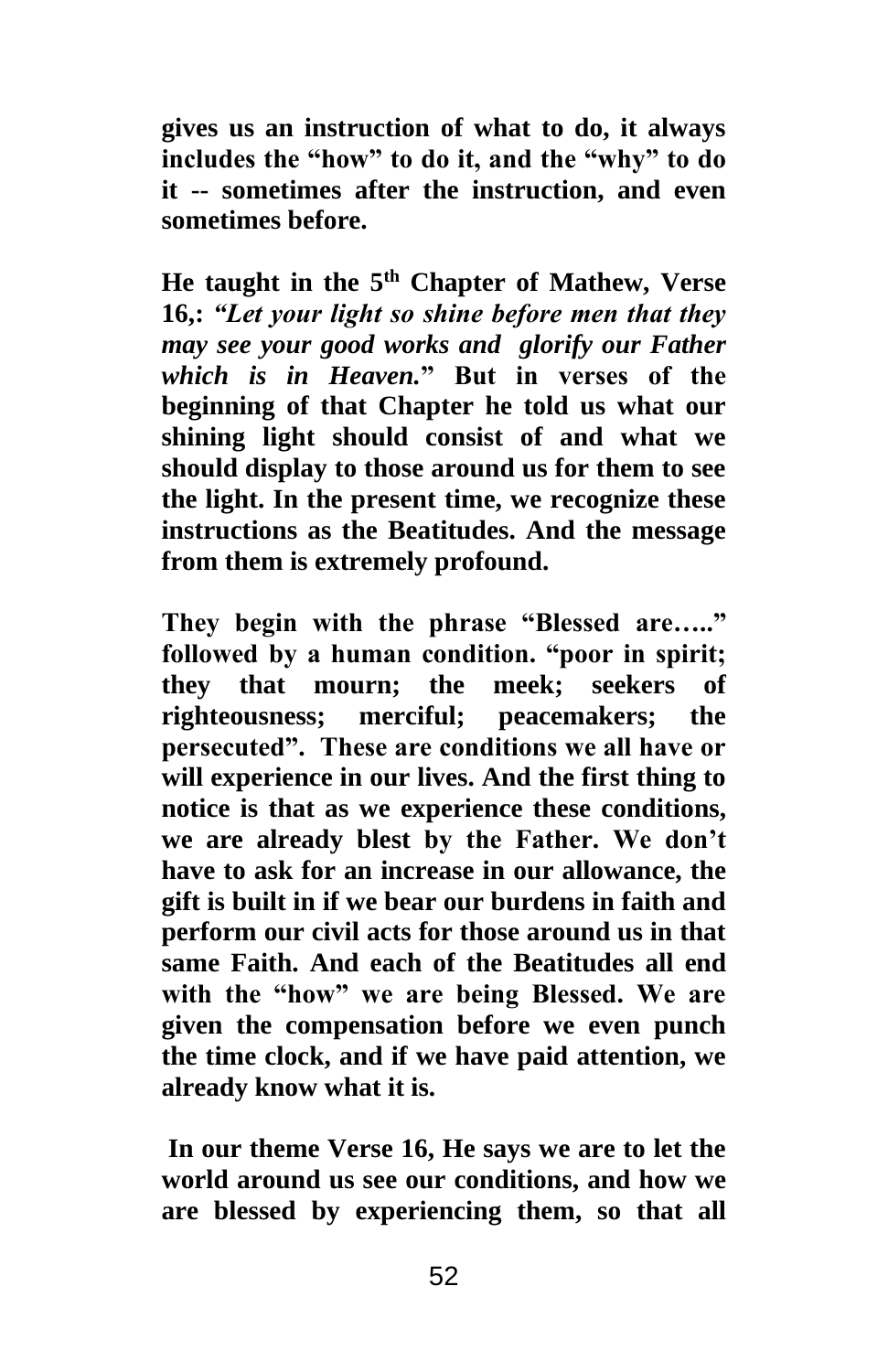**gives us an instruction of what to do, it always includes the "how" to do it, and the "why" to do it -- sometimes after the instruction, and even sometimes before.**

**He taught in the 5th Chapter of Mathew, Verse 16,: *"Let your light so shine before men that they may see your good works and glorify our Father which is in Heaven.*" But in verses of the beginning of that Chapter he told us what our shining light should consist of and what we should display to those around us for them to see the light. In the present time, we recognize these instructions as the Beatitudes. And the message from them is extremely profound.**

**They begin with the phrase "Blessed are….." followed by a human condition. "poor in spirit; they that mourn; the meek; seekers of righteousness; merciful; peacemakers; the persecuted". These are conditions we all have or will experience in our lives. And the first thing to notice is that as we experience these conditions, we are already blest by the Father. We don't have to ask for an increase in our allowance, the gift is built in if we bear our burdens in faith and perform our civil acts for those around us in that same Faith. And each of the Beatitudes all end with the "how" we are being Blessed. We are given the compensation before we even punch the time clock, and if we have paid attention, we already know what it is.**

**In our theme Verse 16, He says we are to let the world around us see our conditions, and how we are blessed by experiencing them, so that all**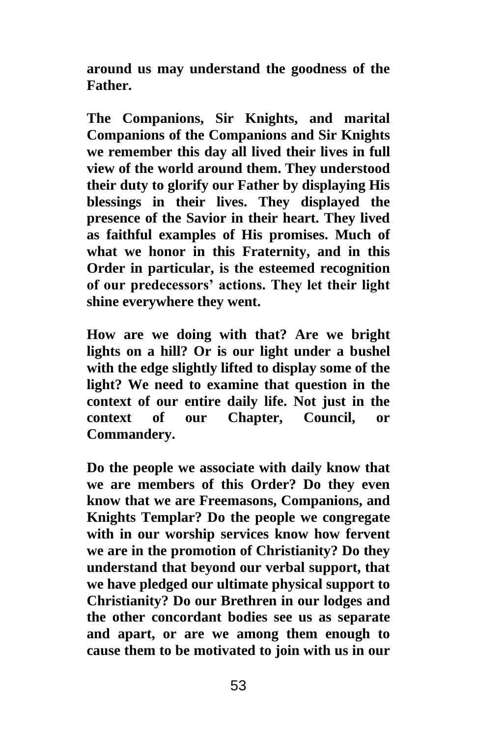**around us may understand the goodness of the Father.**

**The Companions, Sir Knights, and marital Companions of the Companions and Sir Knights we remember this day all lived their lives in full view of the world around them. They understood their duty to glorify our Father by displaying His blessings in their lives. They displayed the presence of the Savior in their heart. They lived as faithful examples of His promises. Much of what we honor in this Fraternity, and in this Order in particular, is the esteemed recognition of our predecessors' actions. They let their light shine everywhere they went.**

**How are we doing with that? Are we bright lights on a hill? Or is our light under a bushel with the edge slightly lifted to display some of the light? We need to examine that question in the context of our entire daily life. Not just in the context of our Chapter, Council, or Commandery.**

**Do the people we associate with daily know that we are members of this Order? Do they even know that we are Freemasons, Companions, and Knights Templar? Do the people we congregate with in our worship services know how fervent we are in the promotion of Christianity? Do they understand that beyond our verbal support, that we have pledged our ultimate physical support to Christianity? Do our Brethren in our lodges and the other concordant bodies see us as separate and apart, or are we among them enough to cause them to be motivated to join with us in our**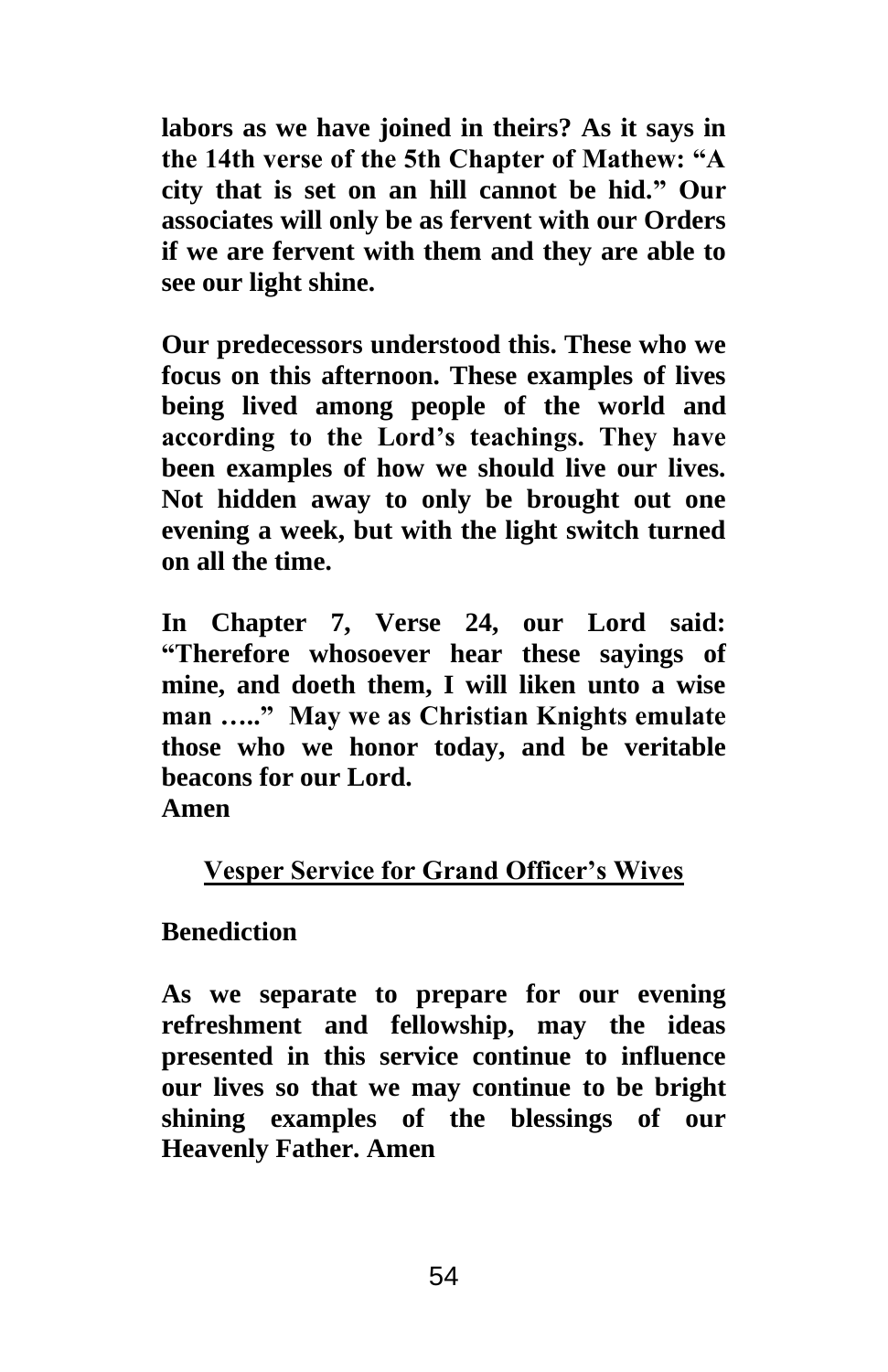**labors as we have joined in theirs? As it says in the 14th verse of the 5th Chapter of Mathew: "A city that is set on an hill cannot be hid." Our associates will only be as fervent with our Orders if we are fervent with them and they are able to see our light shine.**

**Our predecessors understood this. These who we focus on this afternoon. These examples of lives being lived among people of the world and according to the Lord's teachings. They have been examples of how we should live our lives. Not hidden away to only be brought out one evening a week, but with the light switch turned on all the time.**

**In Chapter 7, Verse 24, our Lord said: "Therefore whosoever hear these sayings of mine, and doeth them, I will liken unto a wise man ….." May we as Christian Knights emulate those who we honor today, and be veritable beacons for our Lord.**
**Amen**

## <u>Vesper Service for Grand Officer's Wives</u>

**Benediction**

**As we separate to prepare for our evening refreshment and fellowship, may the ideas presented in this service continue to influence our lives so that we may continue to be bright shining examples of the blessings of our Heavenly Father. Amen**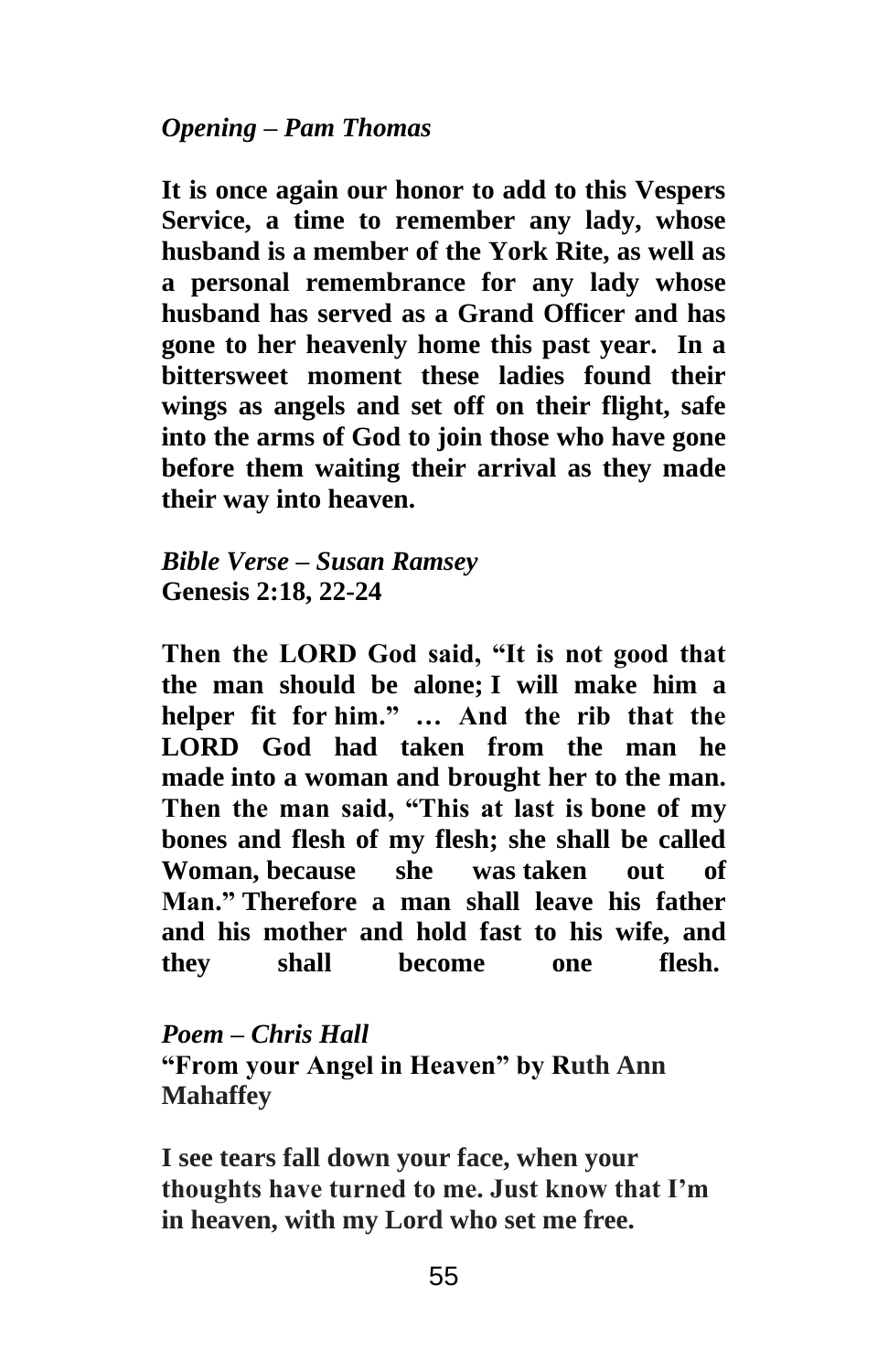*Opening – Pam Thomas*

**It is once again our honor to add to this Vespers Service, a time to remember any lady, whose husband is a member of the York Rite, as well as a personal remembrance for any lady whose husband has served as a Grand Officer and has gone to her heavenly home this past year. In a bittersweet moment these ladies found their wings as angels and set off on their flight, safe into the arms of God to join those who have gone before them waiting their arrival as they made their way into heaven.**

*Bible Verse – Susan Ramsey*
**Genesis 2:18, 22-24**

**Then the LORD God said, "It is not good that the man should be alone; I will make him a helper fit for him." … And the rib that the LORD God had taken from the man he made into a woman and brought her to the man. Then the man said, "This at last is bone of my bones and flesh of my flesh; she shall be called Woman, because she was taken out of Man." Therefore a man shall leave his father and his mother and hold fast to his wife, and they shall become one flesh.**

*Poem – Chris Hall*
**"From your Angel in Heaven" by Ruth Ann Mahaffey**

**I see tears fall down your face, when your thoughts have turned to me. Just know that I'm in heaven, with my Lord who set me free.**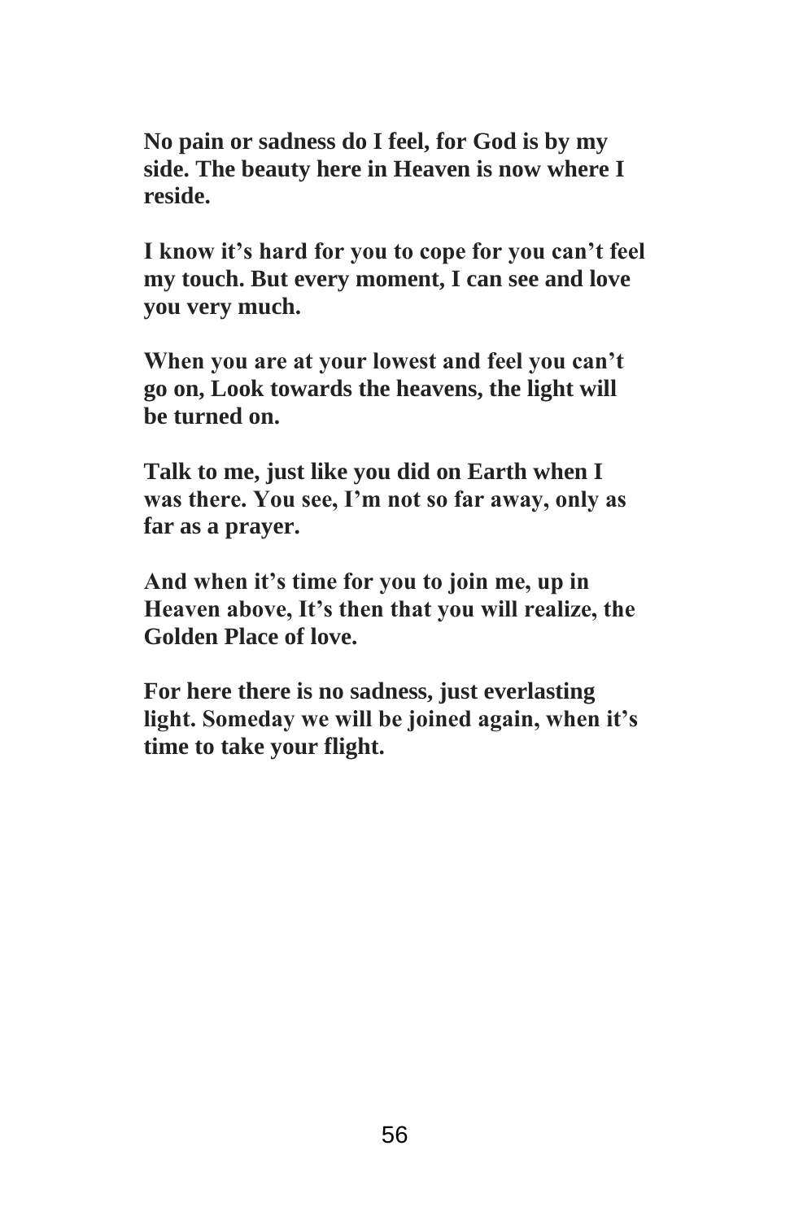**No pain or sadness do I feel, for God is by my side. The beauty here in Heaven is now where I reside.**

**I know it's hard for you to cope for you can't feel my touch. But every moment, I can see and love you very much.**

**When you are at your lowest and feel you can't go on, Look towards the heavens, the light will be turned on.**

**Talk to me, just like you did on Earth when I was there. You see, I'm not so far away, only as far as a prayer.**

**And when it's time for you to join me, up in Heaven above, It's then that you will realize, the Golden Place of love.**

**For here there is no sadness, just everlasting light. Someday we will be joined again, when it's time to take your flight.**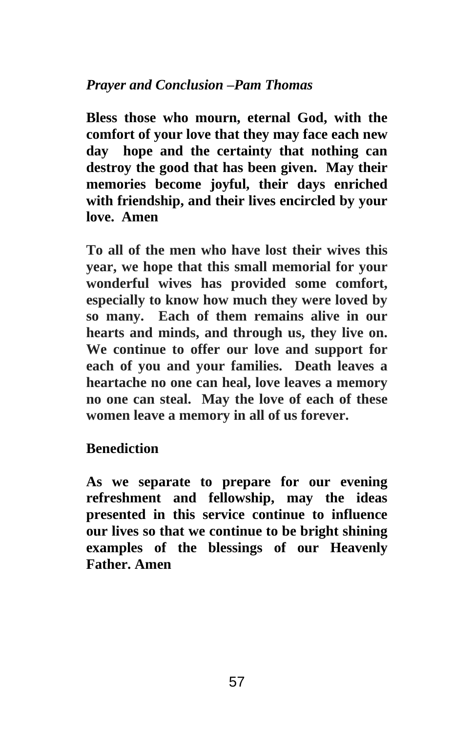*Prayer and Conclusion –Pam Thomas*

**Bless those who mourn, eternal God, with the comfort of your love that they may face each new day hope and the certainty that nothing can destroy the good that has been given. May their memories become joyful, their days enriched with friendship, and their lives encircled by your love. Amen**

**To all of the men who have lost their wives this year, we hope that this small memorial for your wonderful wives has provided some comfort, especially to know how much they were loved by so many. Each of them remains alive in our hearts and minds, and through us, they live on. We continue to offer our love and support for each of you and your families. Death leaves a heartache no one can heal, love leaves a memory no one can steal. May the love of each of these women leave a memory in all of us forever.**

**Benediction**

**As we separate to prepare for our evening refreshment and fellowship, may the ideas presented in this service continue to influence our lives so that we continue to be bright shining examples of the blessings of our Heavenly Father. Amen**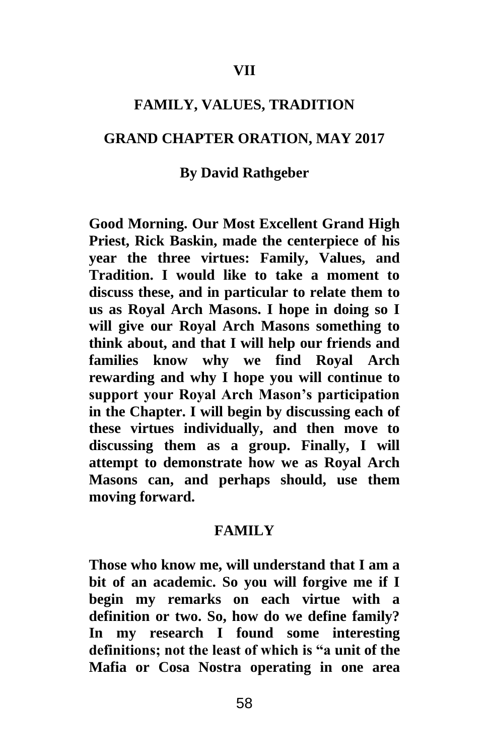# VII

## FAMILY, VALUES, TRADITION

## GRAND CHAPTER ORATION, MAY 2017

**By David Rathgeber**

**Good Morning. Our Most Excellent Grand High Priest, Rick Baskin, made the centerpiece of his year the three virtues: Family, Values, and Tradition. I would like to take a moment to discuss these, and in particular to relate them to us as Royal Arch Masons. I hope in doing so I will give our Royal Arch Masons something to think about, and that I will help our friends and families know why we find Royal Arch rewarding and why I hope you will continue to support your Royal Arch Mason's participation in the Chapter. I will begin by discussing each of these virtues individually, and then move to discussing them as a group. Finally, I will attempt to demonstrate how we as Royal Arch Masons can, and perhaps should, use them moving forward.**

### FAMILY

**Those who know me, will understand that I am a bit of an academic. So you will forgive me if I begin my remarks on each virtue with a definition or two. So, how do we define family? In my research I found some interesting definitions; not the least of which is "a unit of the Mafia or Cosa Nostra operating in one area**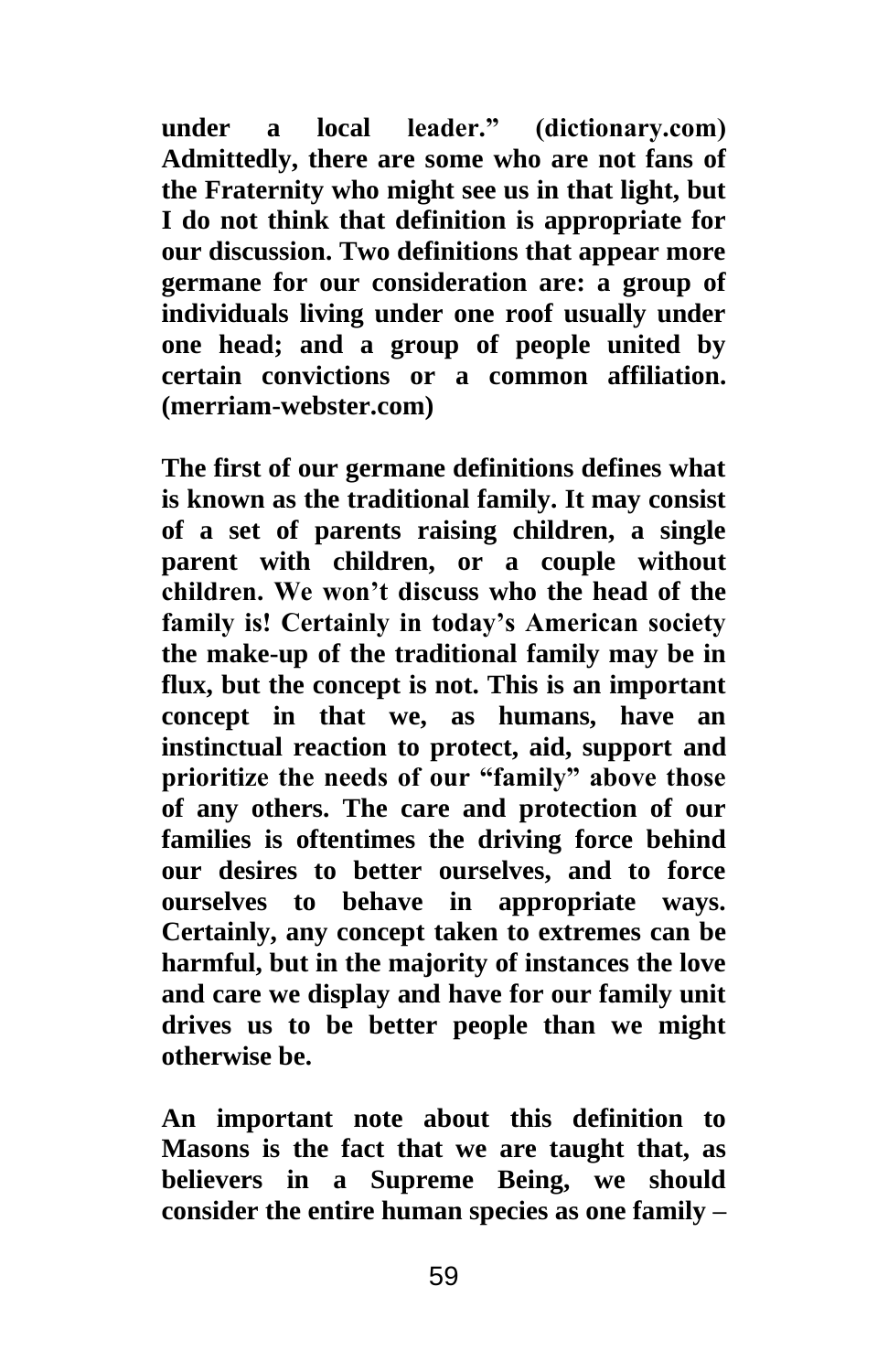**under a local leader." (dictionary.com) Admittedly, there are some who are not fans of the Fraternity who might see us in that light, but I do not think that definition is appropriate for our discussion. Two definitions that appear more germane for our consideration are: a group of individuals living under one roof usually under one head; and a group of people united by certain convictions or a common affiliation. (merriam-webster.com)**

**The first of our germane definitions defines what is known as the traditional family. It may consist of a set of parents raising children, a single parent with children, or a couple without children. We won't discuss who the head of the family is! Certainly in today's American society the make-up of the traditional family may be in flux, but the concept is not. This is an important concept in that we, as humans, have an instinctual reaction to protect, aid, support and prioritize the needs of our "family" above those of any others. The care and protection of our families is oftentimes the driving force behind our desires to better ourselves, and to force ourselves to behave in appropriate ways. Certainly, any concept taken to extremes can be harmful, but in the majority of instances the love and care we display and have for our family unit drives us to be better people than we might otherwise be.**

**An important note about this definition to Masons is the fact that we are taught that, as believers in a Supreme Being, we should consider the entire human species as one family –**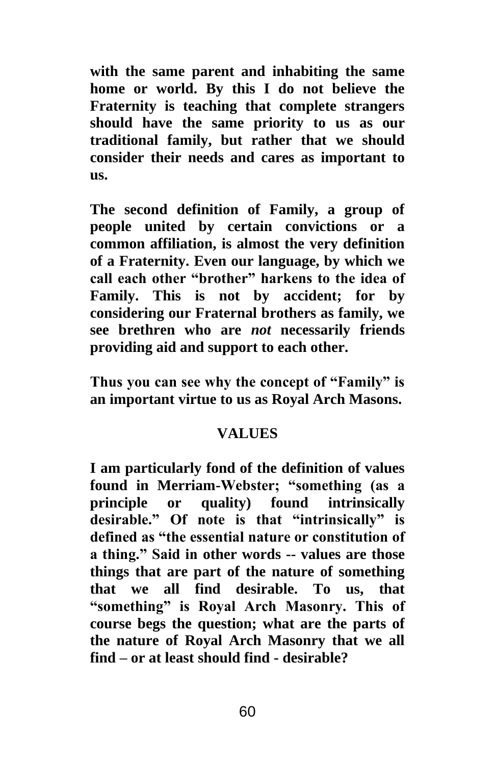**with the same parent and inhabiting the same home or world. By this I do not believe the Fraternity is teaching that complete strangers should have the same priority to us as our traditional family, but rather that we should consider their needs and cares as important to us.**

**The second definition of Family, a group of people united by certain convictions or a common affiliation, is almost the very definition of a Fraternity. Even our language, by which we call each other "brother" harkens to the idea of Family. This is not by accident; for by considering our Fraternal brothers as family, we see brethren who are *not* necessarily friends providing aid and support to each other.**

**Thus you can see why the concept of "Family" is an important virtue to us as Royal Arch Masons.**

## VALUES

**I am particularly fond of the definition of values found in Merriam-Webster; "something (as a principle or quality) found intrinsically desirable." Of note is that "intrinsically" is defined as "the essential nature or constitution of a thing." Said in other words -- values are those things that are part of the nature of something that we all find desirable. To us, that "something" is Royal Arch Masonry. This of course begs the question; what are the parts of the nature of Royal Arch Masonry that we all find – or at least should find - desirable?**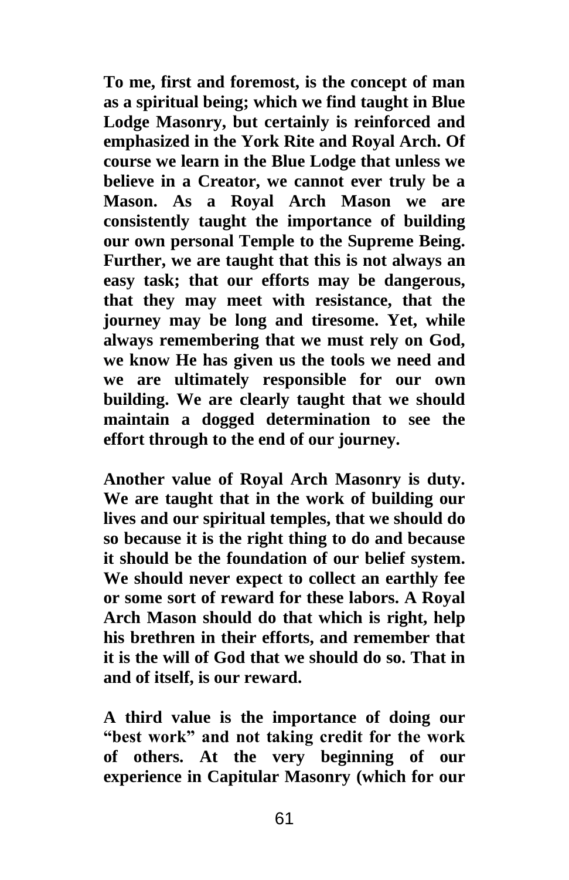To me, first and foremost, is the concept of man as a spiritual being; which we find taught in Blue Lodge Masonry, but certainly is reinforced and emphasized in the York Rite and Royal Arch. Of course we learn in the Blue Lodge that unless we believe in a Creator, we cannot ever truly be a Mason. As a Royal Arch Mason we are consistently taught the importance of building our own personal Temple to the Supreme Being. Further, we are taught that this is not always an easy task; that our efforts may be dangerous, that they may meet with resistance, that the journey may be long and tiresome. Yet, while always remembering that we must rely on God, we know He has given us the tools we need and we are ultimately responsible for our own building. We are clearly taught that we should maintain a dogged determination to see the effort through to the end of our journey.

Another value of Royal Arch Masonry is duty. We are taught that in the work of building our lives and our spiritual temples, that we should do so because it is the right thing to do and because it should be the foundation of our belief system. We should never expect to collect an earthly fee or some sort of reward for these labors. A Royal Arch Mason should do that which is right, help his brethren in their efforts, and remember that it is the will of God that we should do so. That in and of itself, is our reward.

A third value is the importance of doing our "best work" and not taking credit for the work of others. At the very beginning of our experience in Capitular Masonry (which for our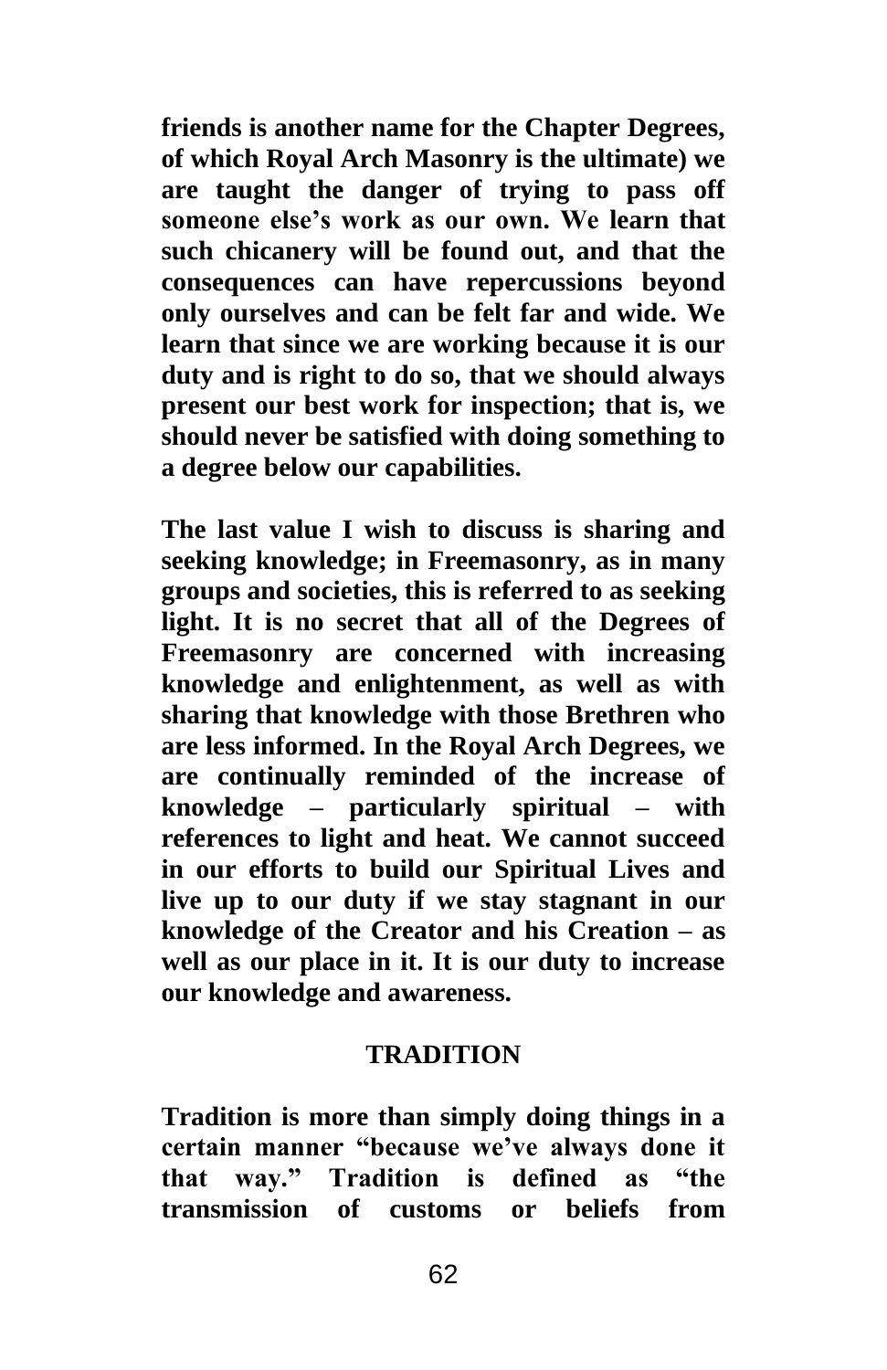friends is another name for the Chapter Degrees, of which Royal Arch Masonry is the ultimate) we are taught the danger of trying to pass off someone else's work as our own. We learn that such chicanery will be found out, and that the consequences can have repercussions beyond only ourselves and can be felt far and wide. We learn that since we are working because it is our duty and is right to do so, that we should always present our best work for inspection; that is, we should never be satisfied with doing something to a degree below our capabilities.

The last value I wish to discuss is sharing and seeking knowledge; in Freemasonry, as in many groups and societies, this is referred to as seeking light. It is no secret that all of the Degrees of Freemasonry are concerned with increasing knowledge and enlightenment, as well as with sharing that knowledge with those Brethren who are less informed. In the Royal Arch Degrees, we are continually reminded of the increase of knowledge – particularly spiritual – with references to light and heat. We cannot succeed in our efforts to build our Spiritual Lives and live up to our duty if we stay stagnant in our knowledge of the Creator and his Creation – as well as our place in it. It is our duty to increase our knowledge and awareness.

## TRADITION

Tradition is more than simply doing things in a certain manner "because we've always done it that way." Tradition is defined as "the transmission of customs or beliefs from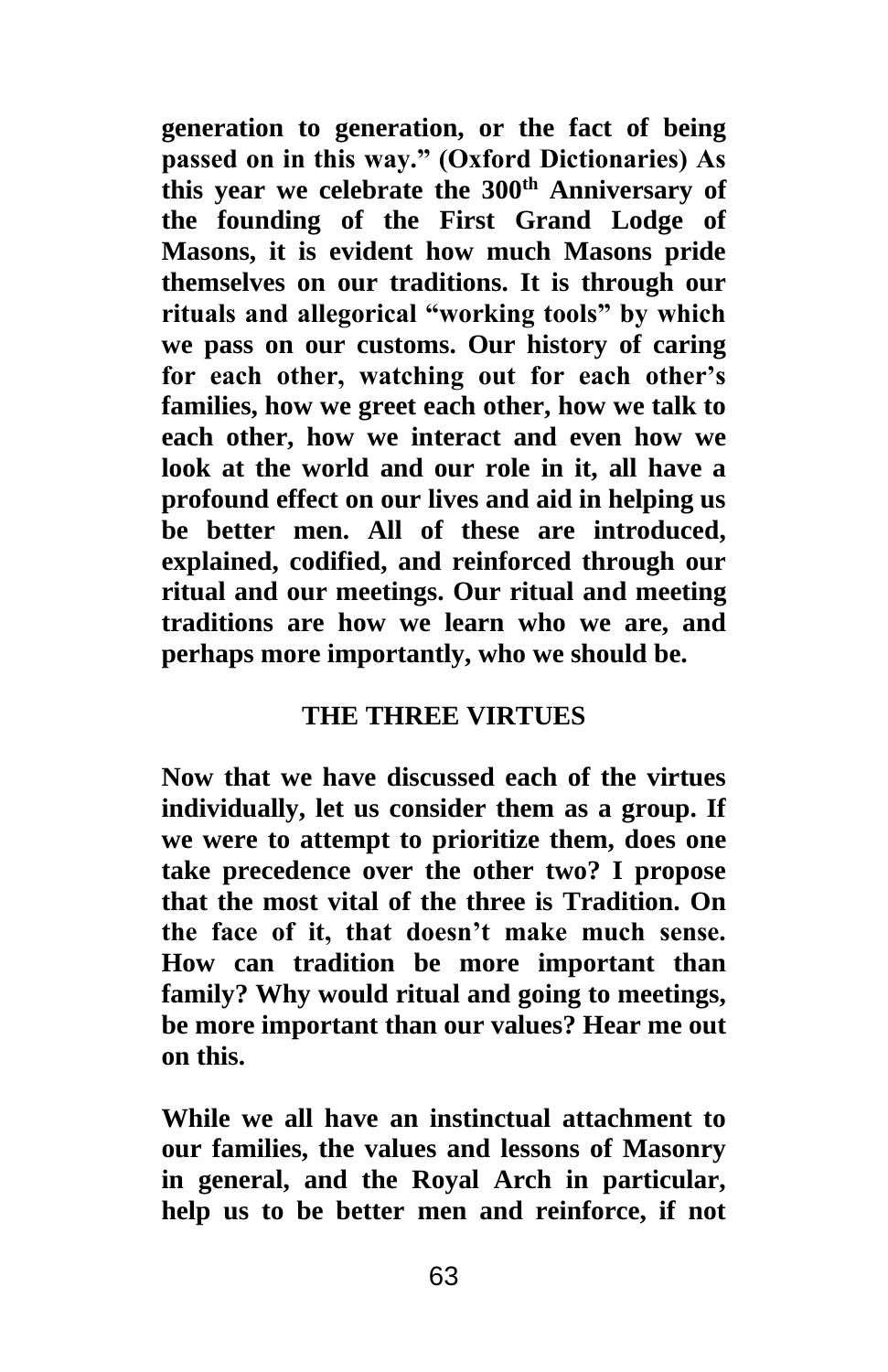**generation to generation, or the fact of being passed on in this way." (Oxford Dictionaries) As this year we celebrate the 300th Anniversary of the founding of the First Grand Lodge of Masons, it is evident how much Masons pride themselves on our traditions. It is through our rituals and allegorical "working tools" by which we pass on our customs. Our history of caring for each other, watching out for each other's families, how we greet each other, how we talk to each other, how we interact and even how we look at the world and our role in it, all have a profound effect on our lives and aid in helping us be better men. All of these are introduced, explained, codified, and reinforced through our ritual and our meetings. Our ritual and meeting traditions are how we learn who we are, and perhaps more importantly, who we should be.**

## THE THREE VIRTUES

**Now that we have discussed each of the virtues individually, let us consider them as a group. If we were to attempt to prioritize them, does one take precedence over the other two? I propose that the most vital of the three is Tradition. On the face of it, that doesn't make much sense. How can tradition be more important than family? Why would ritual and going to meetings, be more important than our values? Hear me out on this.**

**While we all have an instinctual attachment to our families, the values and lessons of Masonry in general, and the Royal Arch in particular, help us to be better men and reinforce, if not**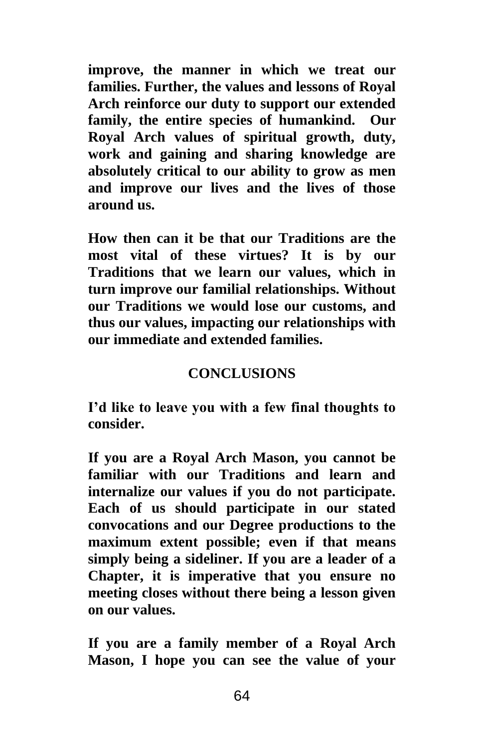**improve, the manner in which we treat our families. Further, the values and lessons of Royal Arch reinforce our duty to support our extended family, the entire species of humankind. Our Royal Arch values of spiritual growth, duty, work and gaining and sharing knowledge are absolutely critical to our ability to grow as men and improve our lives and the lives of those around us.**

**How then can it be that our Traditions are the most vital of these virtues? It is by our Traditions that we learn our values, which in turn improve our familial relationships. Without our Traditions we would lose our customs, and thus our values, impacting our relationships with our immediate and extended families.**

## CONCLUSIONS

**I'd like to leave you with a few final thoughts to consider.**

**If you are a Royal Arch Mason, you cannot be familiar with our Traditions and learn and internalize our values if you do not participate. Each of us should participate in our stated convocations and our Degree productions to the maximum extent possible; even if that means simply being a sideliner. If you are a leader of a Chapter, it is imperative that you ensure no meeting closes without there being a lesson given on our values.**

**If you are a family member of a Royal Arch Mason, I hope you can see the value of your**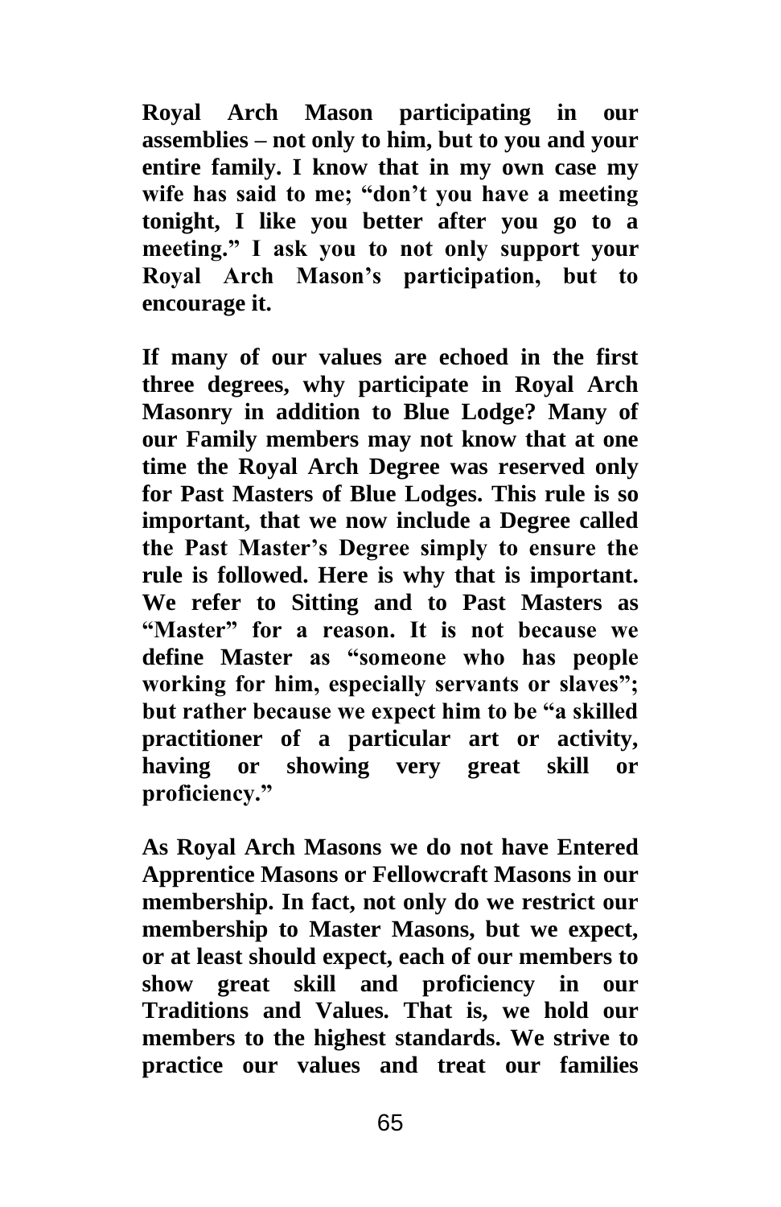**Royal Arch Mason participating in our assemblies – not only to him, but to you and your entire family. I know that in my own case my wife has said to me; "don't you have a meeting tonight, I like you better after you go to a meeting." I ask you to not only support your Royal Arch Mason's participation, but to encourage it.**

**If many of our values are echoed in the first three degrees, why participate in Royal Arch Masonry in addition to Blue Lodge? Many of our Family members may not know that at one time the Royal Arch Degree was reserved only for Past Masters of Blue Lodges. This rule is so important, that we now include a Degree called the Past Master's Degree simply to ensure the rule is followed. Here is why that is important. We refer to Sitting and to Past Masters as "Master" for a reason. It is not because we define Master as "someone who has people working for him, especially servants or slaves"; but rather because we expect him to be "a skilled practitioner of a particular art or activity, having or showing very great skill or proficiency."**

**As Royal Arch Masons we do not have Entered Apprentice Masons or Fellowcraft Masons in our membership. In fact, not only do we restrict our membership to Master Masons, but we expect, or at least should expect, each of our members to show great skill and proficiency in our Traditions and Values. That is, we hold our members to the highest standards. We strive to practice our values and treat our families**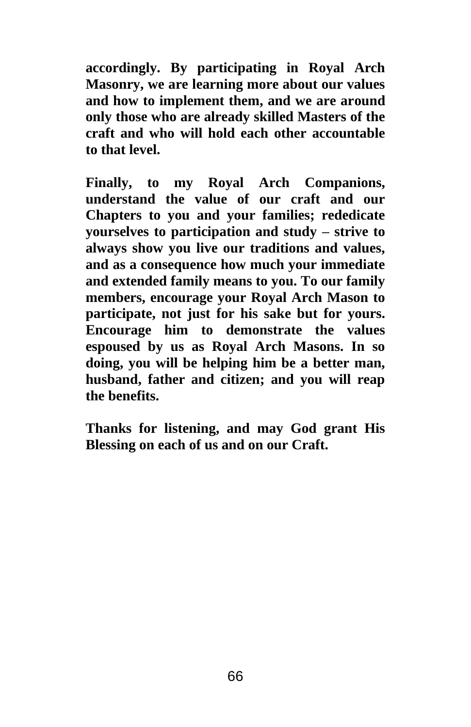**accordingly. By participating in Royal Arch Masonry, we are learning more about our values and how to implement them, and we are around only those who are already skilled Masters of the craft and who will hold each other accountable to that level.**

**Finally, to my Royal Arch Companions, understand the value of our craft and our Chapters to you and your families; rededicate yourselves to participation and study – strive to always show you live our traditions and values, and as a consequence how much your immediate and extended family means to you. To our family members, encourage your Royal Arch Mason to participate, not just for his sake but for yours. Encourage him to demonstrate the values espoused by us as Royal Arch Masons. In so doing, you will be helping him be a better man, husband, father and citizen; and you will reap the benefits.**

**Thanks for listening, and may God grant His Blessing on each of us and on our Craft.**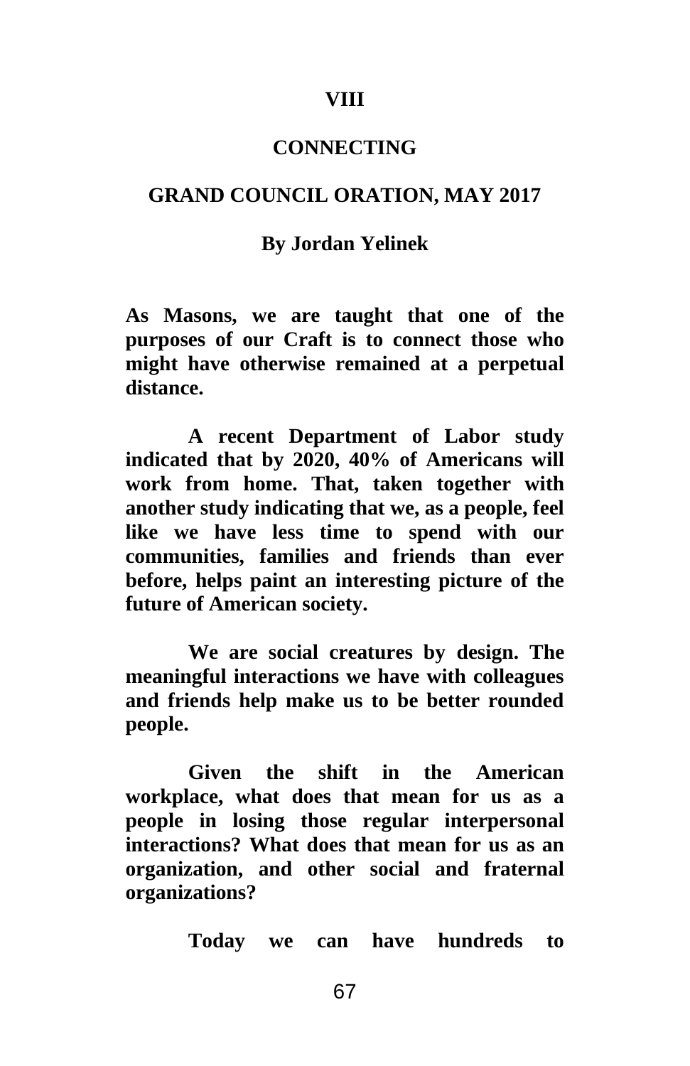# VIII

## CONNECTING

## GRAND COUNCIL ORATION, MAY 2017

**By Jordan Yelinek**

**As Masons, we are taught that one of the purposes of our Craft is to connect those who might have otherwise remained at a perpetual distance.**

**A recent Department of Labor study indicated that by 2020, 40% of Americans will work from home. That, taken together with another study indicating that we, as a people, feel like we have less time to spend with our communities, families and friends than ever before, helps paint an interesting picture of the future of American society.**

**We are social creatures by design. The meaningful interactions we have with colleagues and friends help make us to be better rounded people.**

**Given the shift in the American workplace, what does that mean for us as a people in losing those regular interpersonal interactions? What does that mean for us as an organization, and other social and fraternal organizations?**

**Today we can have hundreds to**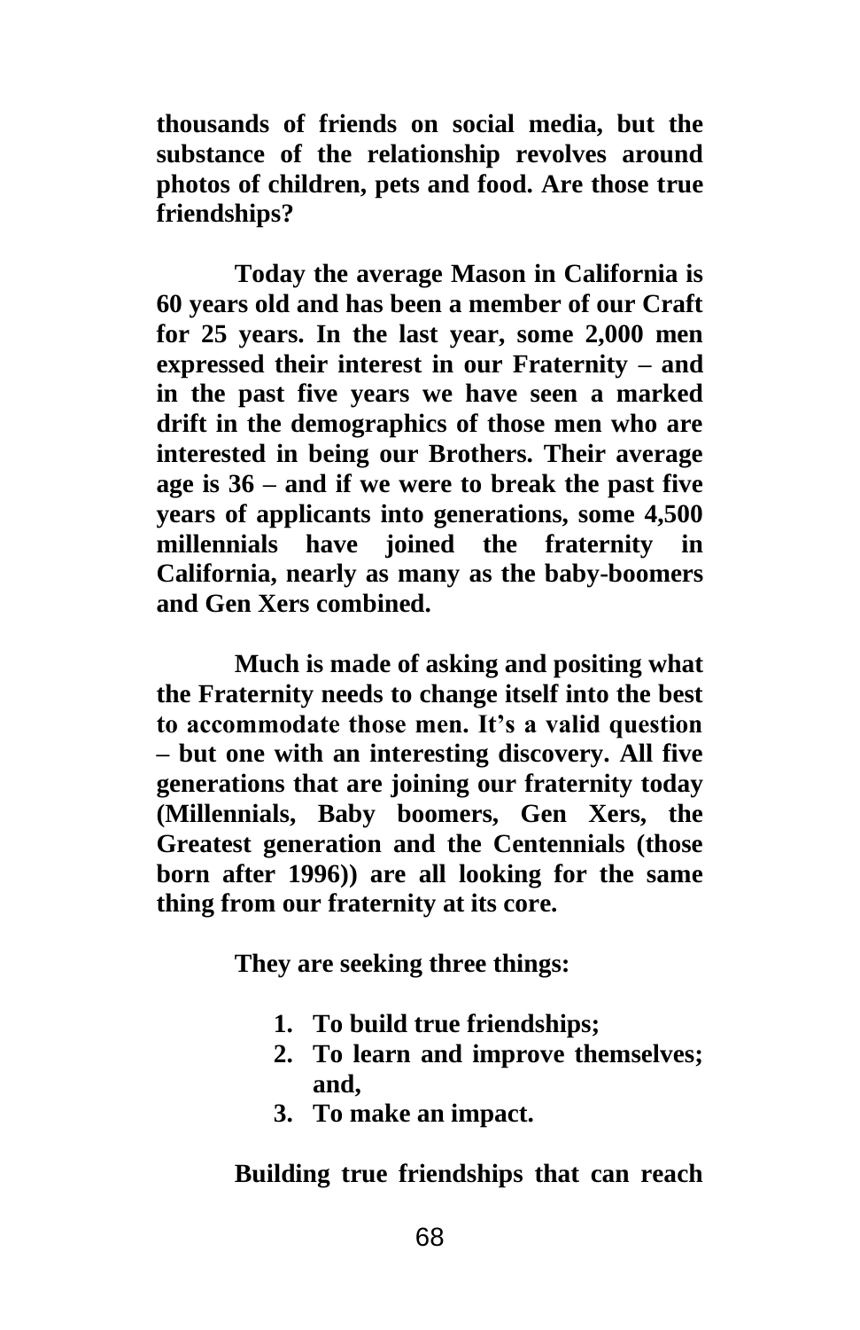**thousands of friends on social media, but the substance of the relationship revolves around photos of children, pets and food. Are those true friendships?**

**Today the average Mason in California is 60 years old and has been a member of our Craft for 25 years. In the last year, some 2,000 men expressed their interest in our Fraternity – and in the past five years we have seen a marked drift in the demographics of those men who are interested in being our Brothers. Their average age is 36 – and if we were to break the past five years of applicants into generations, some 4,500 millennials have joined the fraternity in California, nearly as many as the baby-boomers and Gen Xers combined.**

**Much is made of asking and positing what the Fraternity needs to change itself into the best to accommodate those men. It's a valid question – but one with an interesting discovery. All five generations that are joining our fraternity today (Millennials, Baby boomers, Gen Xers, the Greatest generation and the Centennials (those born after 1996)) are all looking for the same thing from our fraternity at its core.**

**They are seeking three things:**

1. **To build true friendships;**
2. **To learn and improve themselves; and,**
3. **To make an impact.**

**Building true friendships that can reach**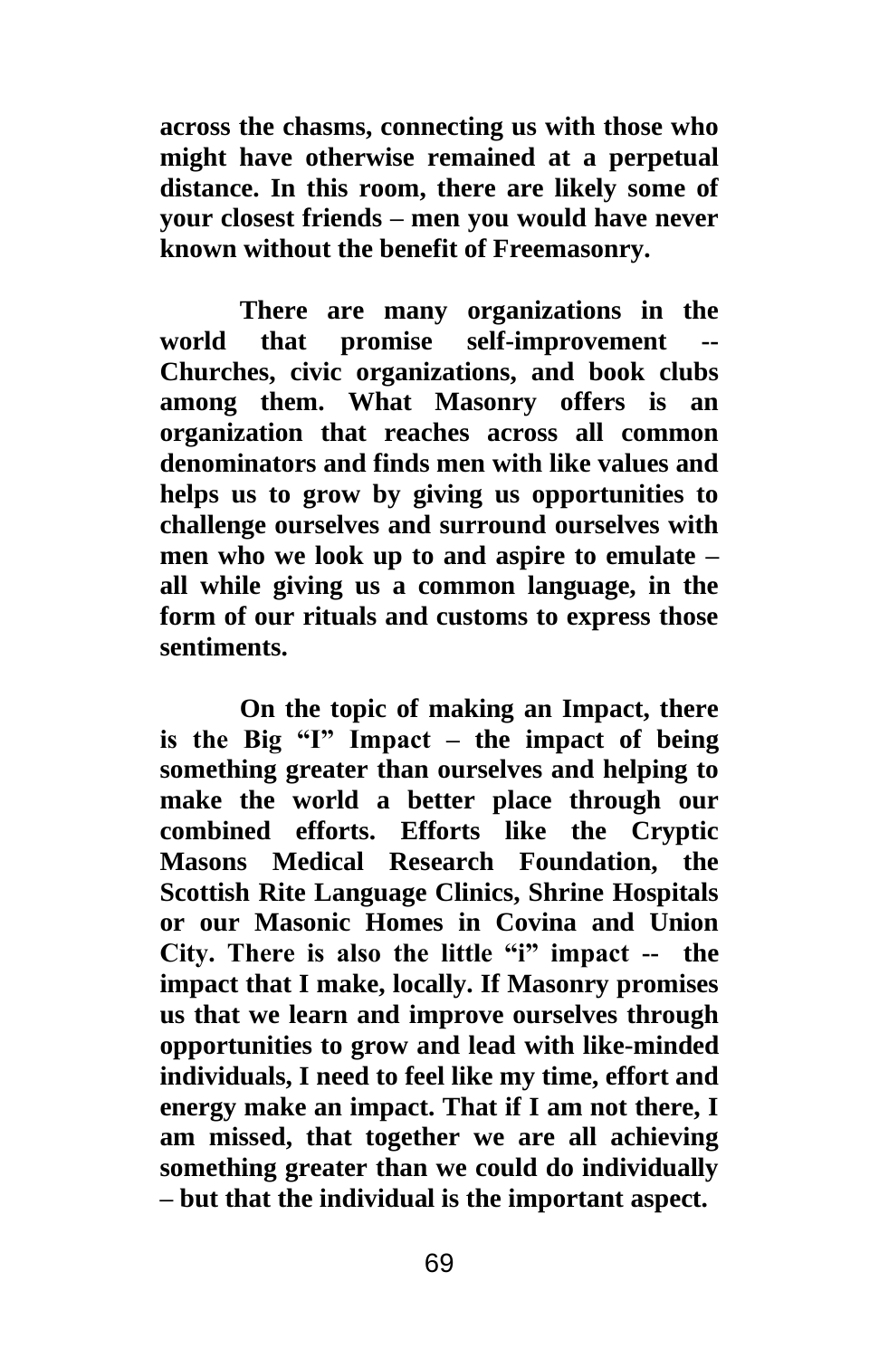**across the chasms, connecting us with those who might have otherwise remained at a perpetual distance. In this room, there are likely some of your closest friends – men you would have never known without the benefit of Freemasonry.**

**There are many organizations in the world that promise self-improvement -- Churches, civic organizations, and book clubs among them. What Masonry offers is an organization that reaches across all common denominators and finds men with like values and helps us to grow by giving us opportunities to challenge ourselves and surround ourselves with men who we look up to and aspire to emulate – all while giving us a common language, in the form of our rituals and customs to express those sentiments.**

**On the topic of making an Impact, there is the Big "I" Impact – the impact of being something greater than ourselves and helping to make the world a better place through our combined efforts. Efforts like the Cryptic Masons Medical Research Foundation, the Scottish Rite Language Clinics, Shrine Hospitals or our Masonic Homes in Covina and Union City. There is also the little "i" impact -- the impact that I make, locally. If Masonry promises us that we learn and improve ourselves through opportunities to grow and lead with like-minded individuals, I need to feel like my time, effort and energy make an impact. That if I am not there, I am missed, that together we are all achieving something greater than we could do individually – but that the individual is the important aspect.**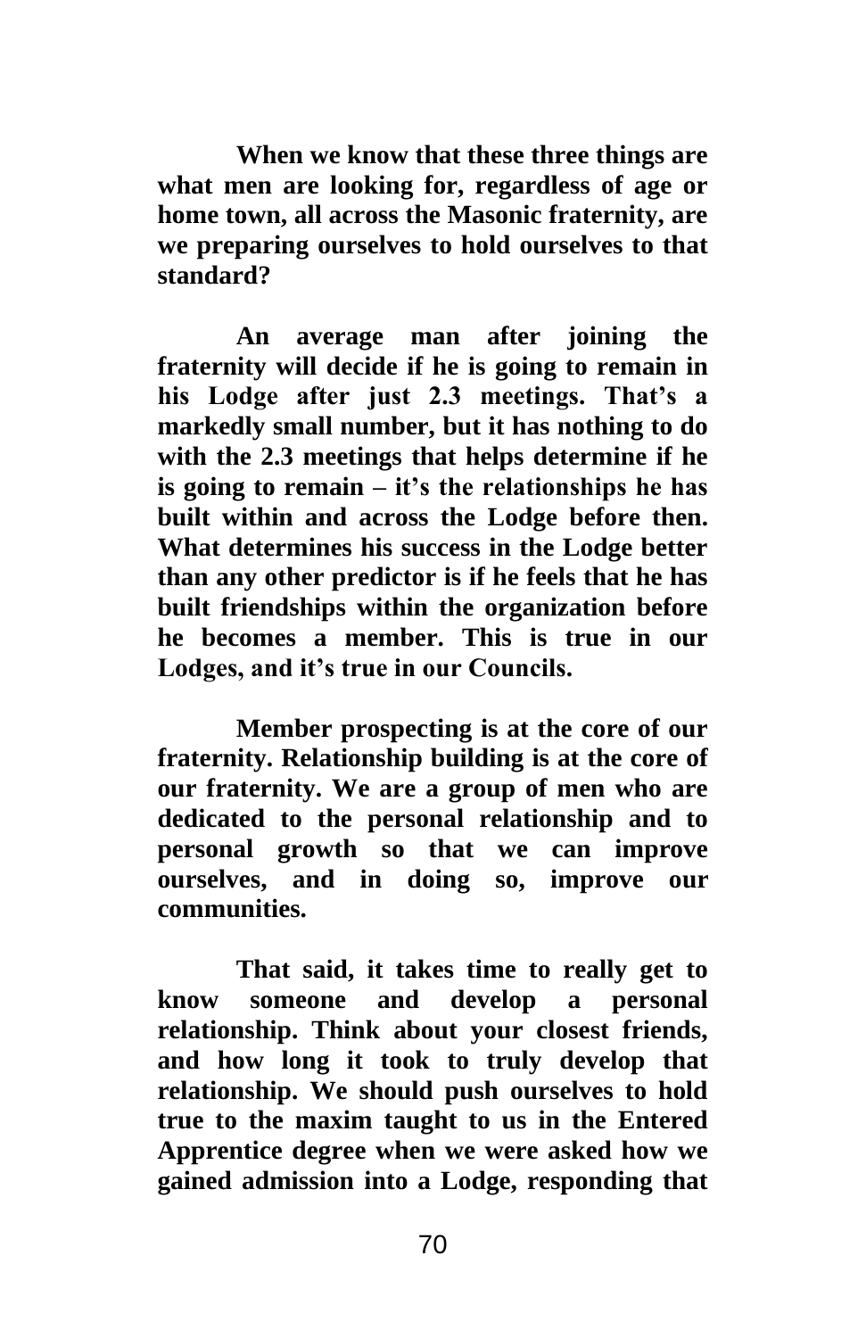**When we know that these three things are what men are looking for, regardless of age or home town, all across the Masonic fraternity, are we preparing ourselves to hold ourselves to that standard?**

**An average man after joining the fraternity will decide if he is going to remain in his Lodge after just 2.3 meetings. That's a markedly small number, but it has nothing to do with the 2.3 meetings that helps determine if he is going to remain – it's the relationships he has built within and across the Lodge before then. What determines his success in the Lodge better than any other predictor is if he feels that he has built friendships within the organization before he becomes a member. This is true in our Lodges, and it's true in our Councils.**

**Member prospecting is at the core of our fraternity. Relationship building is at the core of our fraternity. We are a group of men who are dedicated to the personal relationship and to personal growth so that we can improve ourselves, and in doing so, improve our communities.**

**That said, it takes time to really get to know someone and develop a personal relationship. Think about your closest friends, and how long it took to truly develop that relationship. We should push ourselves to hold true to the maxim taught to us in the Entered Apprentice degree when we were asked how we gained admission into a Lodge, responding that**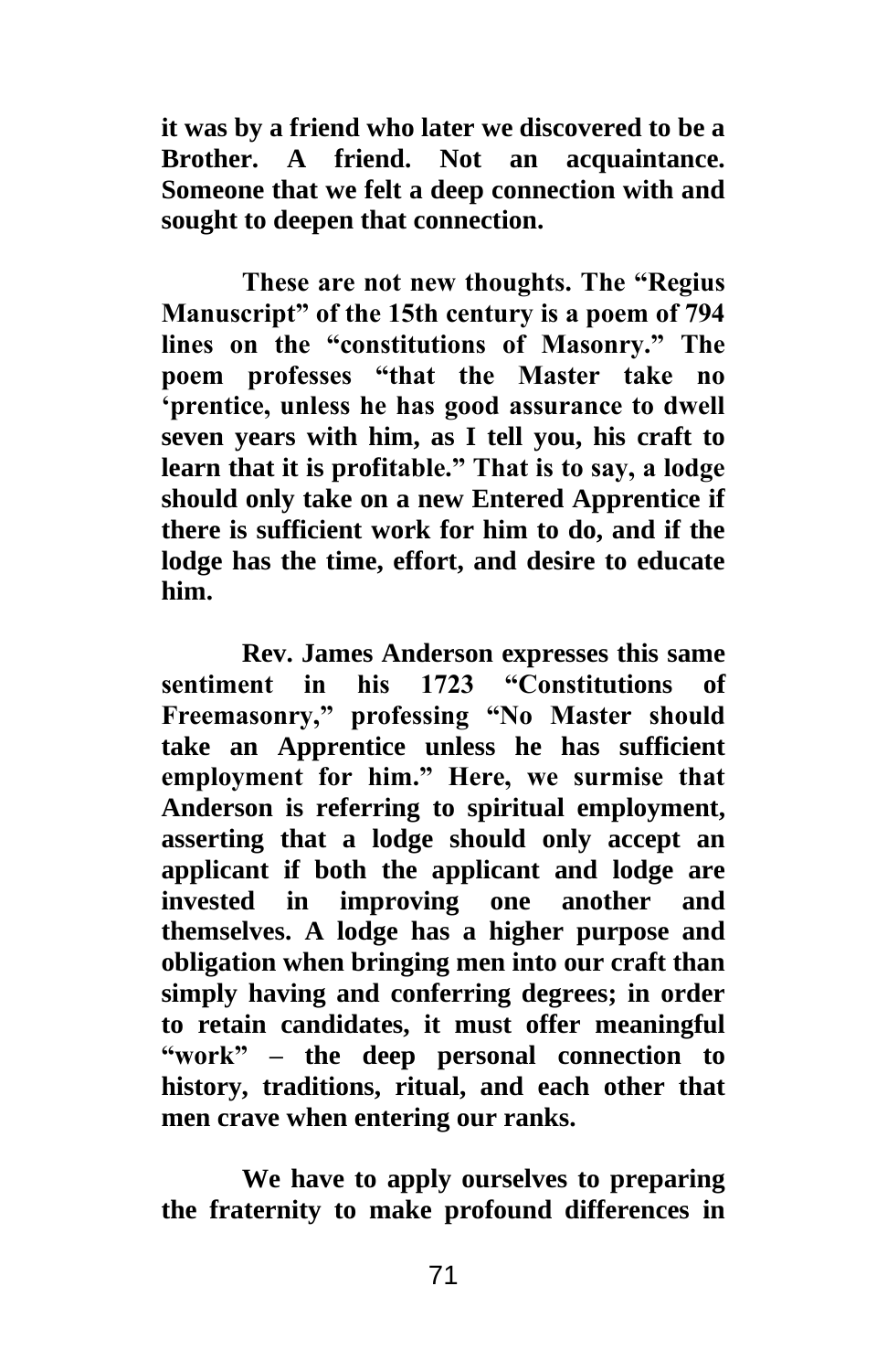**it was by a friend who later we discovered to be a Brother. A friend. Not an acquaintance. Someone that we felt a deep connection with and sought to deepen that connection.**

**These are not new thoughts. The "Regius Manuscript" of the 15th century is a poem of 794 lines on the "constitutions of Masonry." The poem professes "that the Master take no 'prentice, unless he has good assurance to dwell seven years with him, as I tell you, his craft to learn that it is profitable." That is to say, a lodge should only take on a new Entered Apprentice if there is sufficient work for him to do, and if the lodge has the time, effort, and desire to educate him.**

**Rev. James Anderson expresses this same sentiment in his 1723 "Constitutions of Freemasonry," professing "No Master should take an Apprentice unless he has sufficient employment for him." Here, we surmise that Anderson is referring to spiritual employment, asserting that a lodge should only accept an applicant if both the applicant and lodge are invested in improving one another and themselves. A lodge has a higher purpose and obligation when bringing men into our craft than simply having and conferring degrees; in order to retain candidates, it must offer meaningful "work" – the deep personal connection to history, traditions, ritual, and each other that men crave when entering our ranks.**

**We have to apply ourselves to preparing the fraternity to make profound differences in**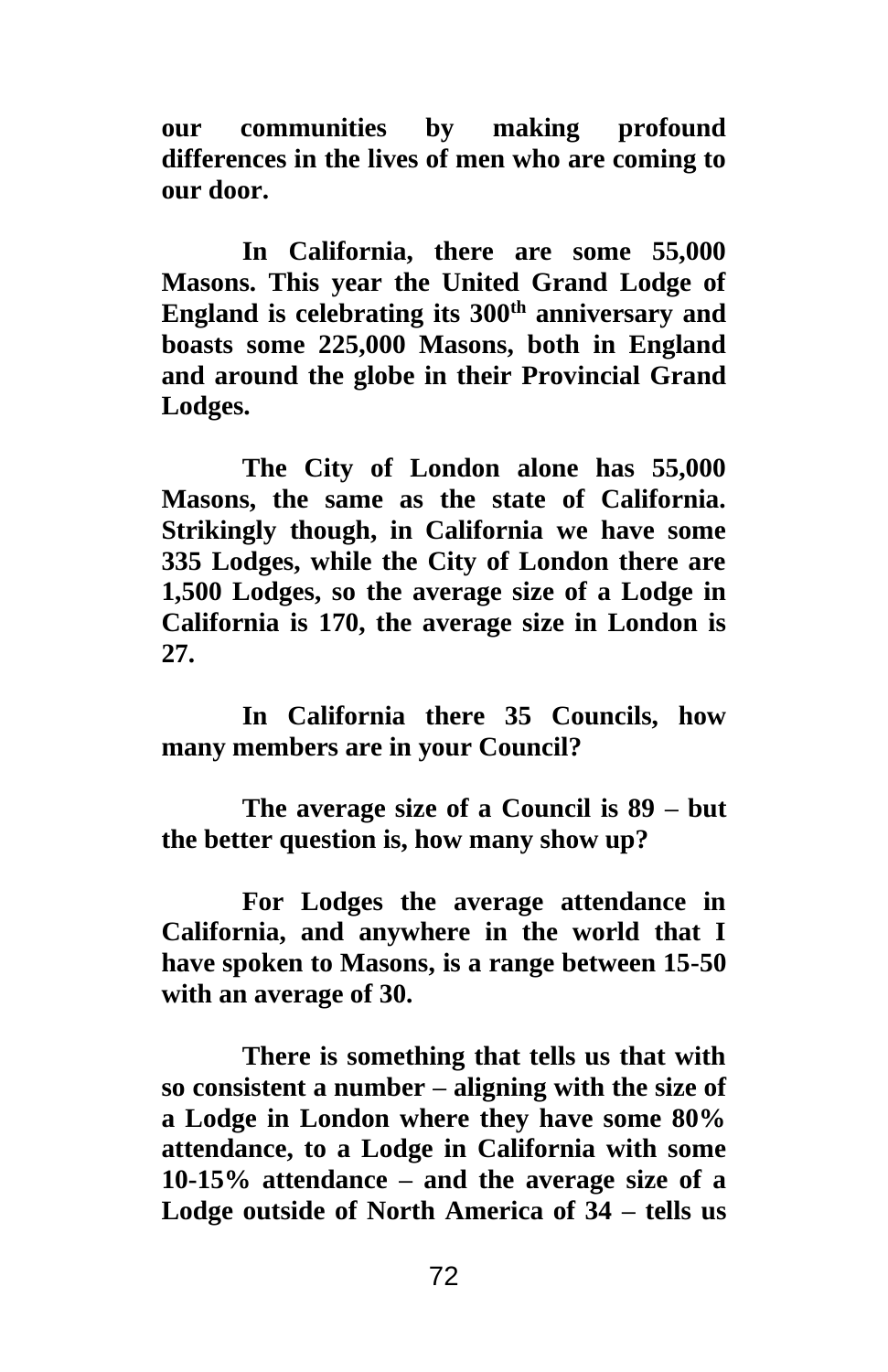**our communities by making profound differences in the lives of men who are coming to our door.**

**In California, there are some 55,000 Masons. This year the United Grand Lodge of England is celebrating its 300th anniversary and boasts some 225,000 Masons, both in England and around the globe in their Provincial Grand Lodges.**

**The City of London alone has 55,000 Masons, the same as the state of California. Strikingly though, in California we have some 335 Lodges, while the City of London there are 1,500 Lodges, so the average size of a Lodge in California is 170, the average size in London is 27.**

**In California there 35 Councils, how many members are in your Council?**

**The average size of a Council is 89 – but the better question is, how many show up?**

**For Lodges the average attendance in California, and anywhere in the world that I have spoken to Masons, is a range between 15-50 with an average of 30.**

**There is something that tells us that with so consistent a number – aligning with the size of a Lodge in London where they have some 80% attendance, to a Lodge in California with some 10-15% attendance – and the average size of a Lodge outside of North America of 34 – tells us**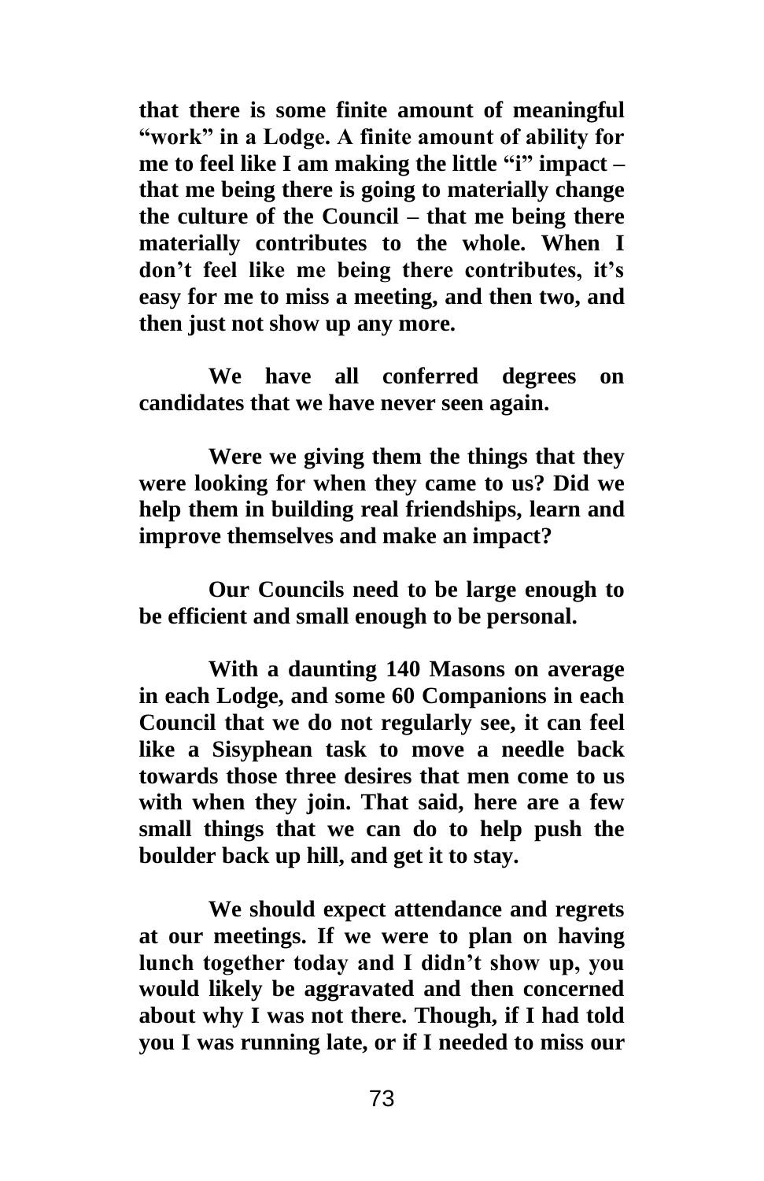**that there is some finite amount of meaningful "work" in a Lodge. A finite amount of ability for me to feel like I am making the little "i" impact – that me being there is going to materially change the culture of the Council – that me being there materially contributes to the whole. When I don't feel like me being there contributes, it's easy for me to miss a meeting, and then two, and then just not show up any more.**

**We have all conferred degrees on candidates that we have never seen again.**

**Were we giving them the things that they were looking for when they came to us? Did we help them in building real friendships, learn and improve themselves and make an impact?**

**Our Councils need to be large enough to be efficient and small enough to be personal.**

**With a daunting 140 Masons on average in each Lodge, and some 60 Companions in each Council that we do not regularly see, it can feel like a Sisyphean task to move a needle back towards those three desires that men come to us with when they join. That said, here are a few small things that we can do to help push the boulder back up hill, and get it to stay.**

**We should expect attendance and regrets at our meetings. If we were to plan on having lunch together today and I didn't show up, you would likely be aggravated and then concerned about why I was not there. Though, if I had told you I was running late, or if I needed to miss our**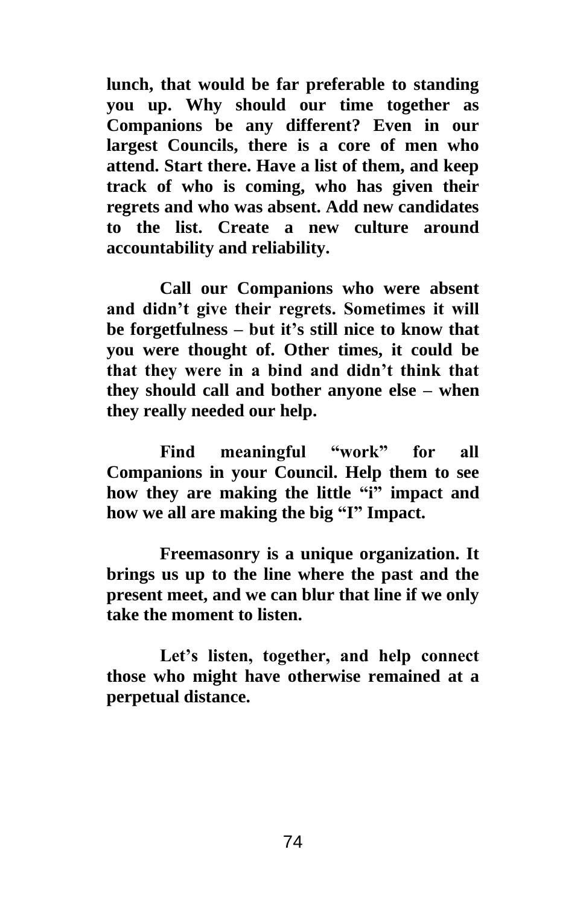**lunch, that would be far preferable to standing you up. Why should our time together as Companions be any different? Even in our largest Councils, there is a core of men who attend. Start there. Have a list of them, and keep track of who is coming, who has given their regrets and who was absent. Add new candidates to the list. Create a new culture around accountability and reliability.**

**Call our Companions who were absent and didn't give their regrets. Sometimes it will be forgetfulness – but it's still nice to know that you were thought of. Other times, it could be that they were in a bind and didn't think that they should call and bother anyone else – when they really needed our help.**

**Find meaningful "work" for all Companions in your Council. Help them to see how they are making the little "i" impact and how we all are making the big "I" Impact.**

**Freemasonry is a unique organization. It brings us up to the line where the past and the present meet, and we can blur that line if we only take the moment to listen.**

**Let's listen, together, and help connect those who might have otherwise remained at a perpetual distance.**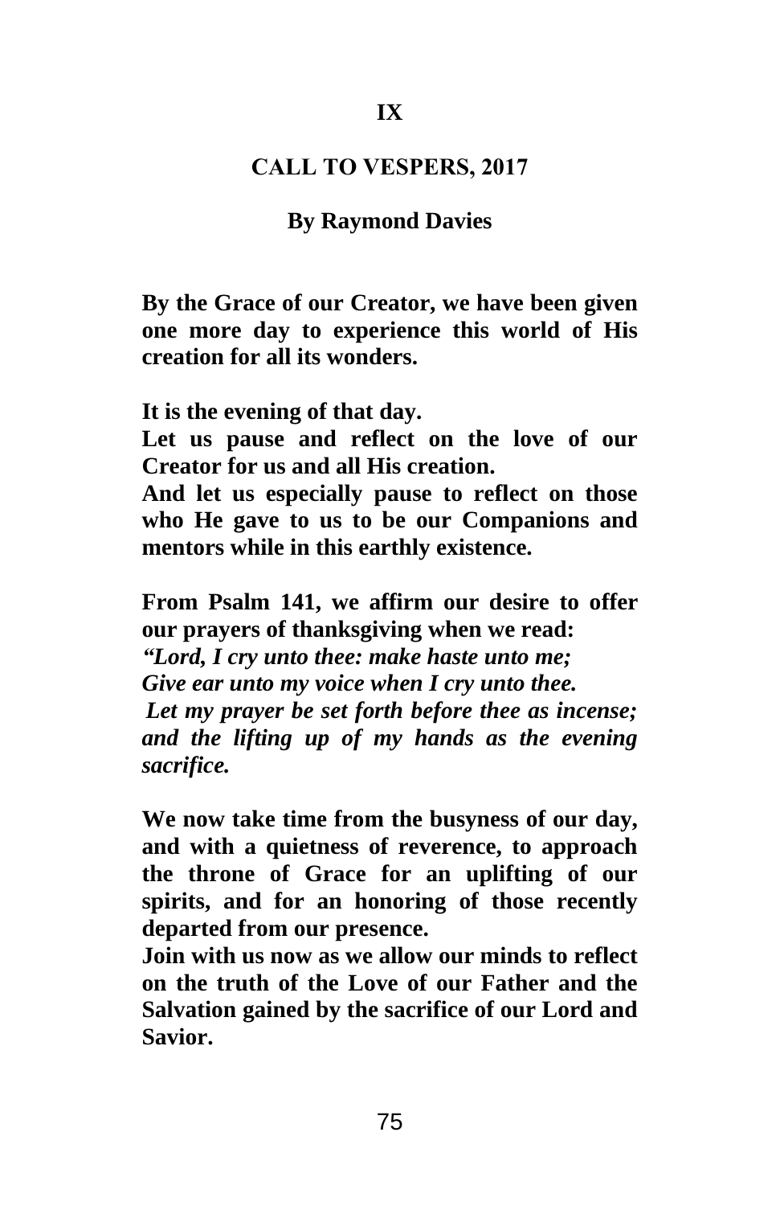## IX

## CALL TO VESPERS, 2017

### By Raymond Davies

**By the Grace of our Creator, we have been given one more day to experience this world of His creation for all its wonders.**

**It is the evening of that day.**
**Let us pause and reflect on the love of our Creator for us and all His creation.**
**And let us especially pause to reflect on those who He gave to us to be our Companions and mentors while in this earthly existence.**

**From Psalm 141, we affirm our desire to offer our prayers of thanksgiving when we read:**
***"Lord, I cry unto thee: make haste unto me;***
***Give ear unto my voice when I cry unto thee.***
***Let my prayer be set forth before thee as incense; and the lifting up of my hands as the evening sacrifice.***

**We now take time from the busyness of our day, and with a quietness of reverence, to approach the throne of Grace for an uplifting of our spirits, and for an honoring of those recently departed from our presence.**
**Join with us now as we allow our minds to reflect on the truth of the Love of our Father and the Salvation gained by the sacrifice of our Lord and Savior.**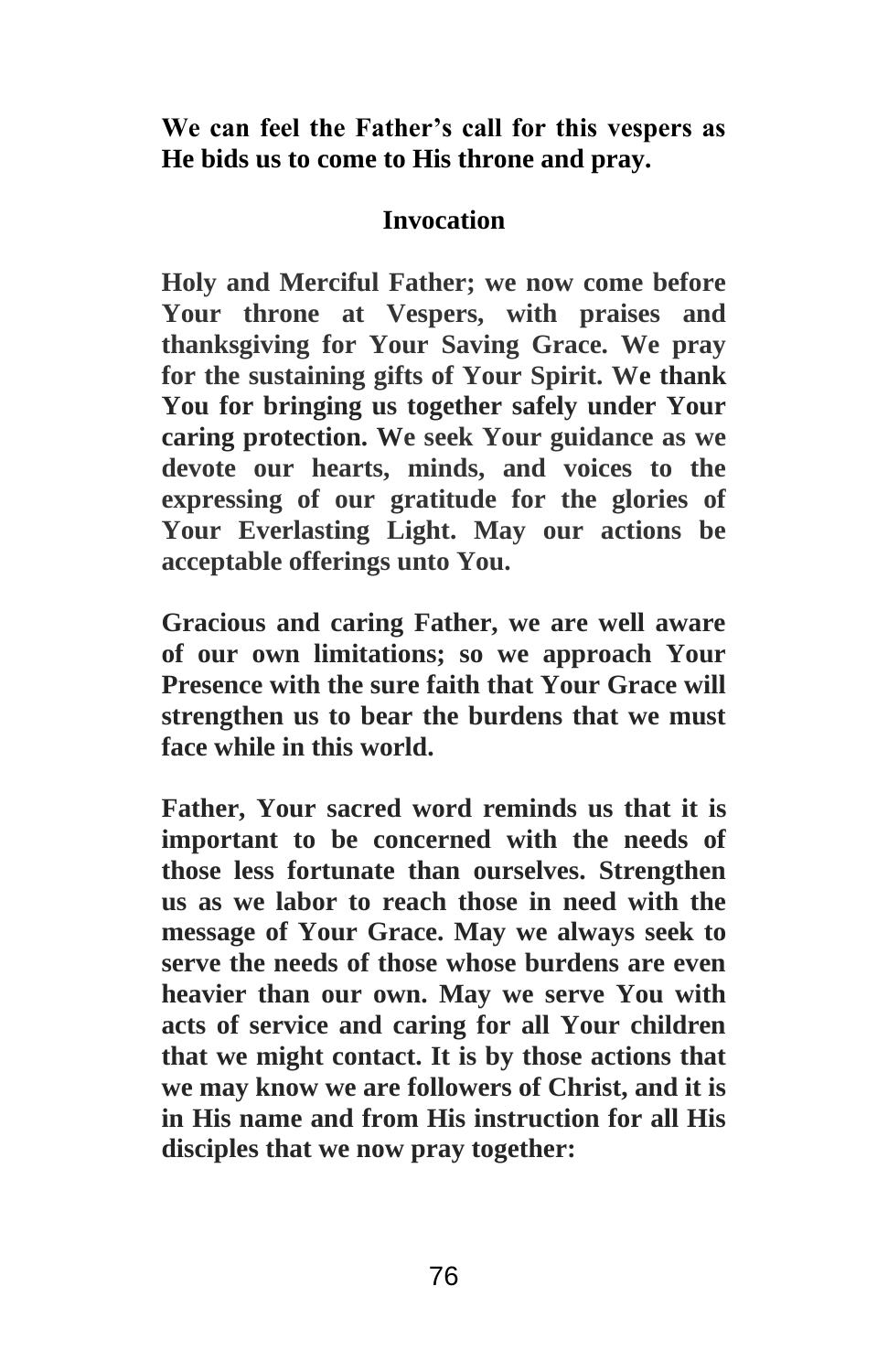**We can feel the Father's call for this vespers as He bids us to come to His throne and pray.**

## Invocation

**Holy and Merciful Father; we now come before Your throne at Vespers, with praises and thanksgiving for Your Saving Grace. We pray for the sustaining gifts of Your Spirit. We thank You for bringing us together safely under Your caring protection. We seek Your guidance as we devote our hearts, minds, and voices to the expressing of our gratitude for the glories of Your Everlasting Light. May our actions be acceptable offerings unto You.**

**Gracious and caring Father, we are well aware of our own limitations; so we approach Your Presence with the sure faith that Your Grace will strengthen us to bear the burdens that we must face while in this world.**

**Father, Your sacred word reminds us that it is important to be concerned with the needs of those less fortunate than ourselves. Strengthen us as we labor to reach those in need with the message of Your Grace. May we always seek to serve the needs of those whose burdens are even heavier than our own. May we serve You with acts of service and caring for all Your children that we might contact. It is by those actions that we may know we are followers of Christ, and it is in His name and from His instruction for all His disciples that we now pray together:**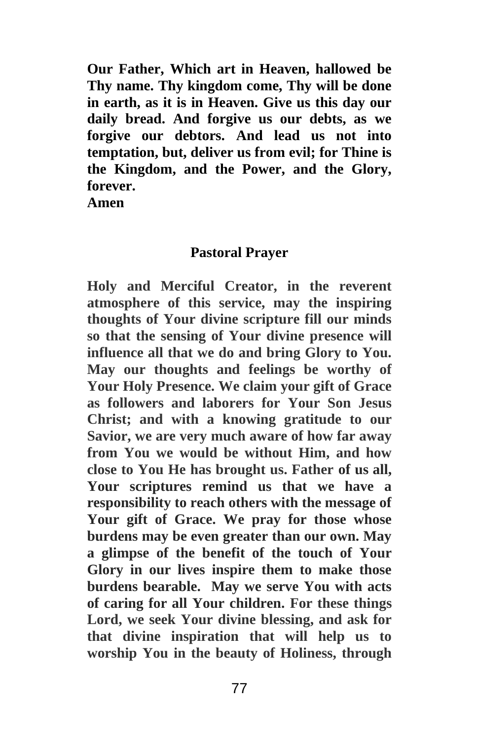**Our Father, Which art in Heaven, hallowed be Thy name. Thy kingdom come, Thy will be done in earth, as it is in Heaven. Give us this day our daily bread. And forgive us our debts, as we forgive our debtors. And lead us not into temptation, but, deliver us from evil; for Thine is the Kingdom, and the Power, and the Glory, forever.**
**Amen**

## Pastoral Prayer

**Holy and Merciful Creator, in the reverent atmosphere of this service, may the inspiring thoughts of Your divine scripture fill our minds so that the sensing of Your divine presence will influence all that we do and bring Glory to You. May our thoughts and feelings be worthy of Your Holy Presence. We claim your gift of Grace as followers and laborers for Your Son Jesus Christ; and with a knowing gratitude to our Savior, we are very much aware of how far away from You we would be without Him, and how close to You He has brought us. Father of us all, Your scriptures remind us that we have a responsibility to reach others with the message of Your gift of Grace. We pray for those whose burdens may be even greater than our own. May a glimpse of the benefit of the touch of Your Glory in our lives inspire them to make those burdens bearable. May we serve You with acts of caring for all Your children. For these things Lord, we seek Your divine blessing, and ask for that divine inspiration that will help us to worship You in the beauty of Holiness, through**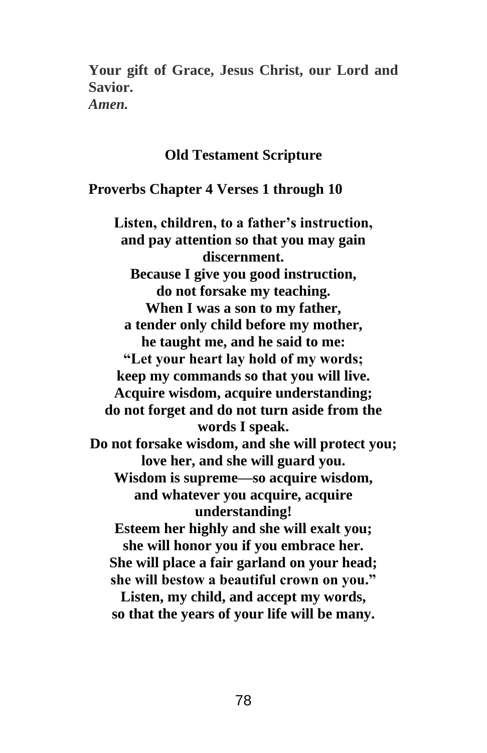**Your gift of Grace, Jesus Christ, our Lord and Savior.**
***Amen.***

### Old Testament Scripture

**Proverbs Chapter 4 Verses 1 through 10**

**Listen, children, to a father's instruction,**
**and pay attention so that you may gain discernment.**
**Because I give you good instruction,**
**do not forsake my teaching.**
**When I was a son to my father,**
**a tender only child before my mother,**
**he taught me, and he said to me:**
**"Let your heart lay hold of my words;**
**keep my commands so that you will live.**
**Acquire wisdom, acquire understanding;**
**do not forget and do not turn aside from the words I speak.**
**Do not forsake wisdom, and she will protect you;**
**love her, and she will guard you.**
**Wisdom is supreme—so acquire wisdom,**
**and whatever you acquire, acquire understanding!**
**Esteem her highly and she will exalt you;**
**she will honor you if you embrace her.**
**She will place a fair garland on your head;**
**she will bestow a beautiful crown on you."**
**Listen, my child, and accept my words,**
**so that the years of your life will be many.**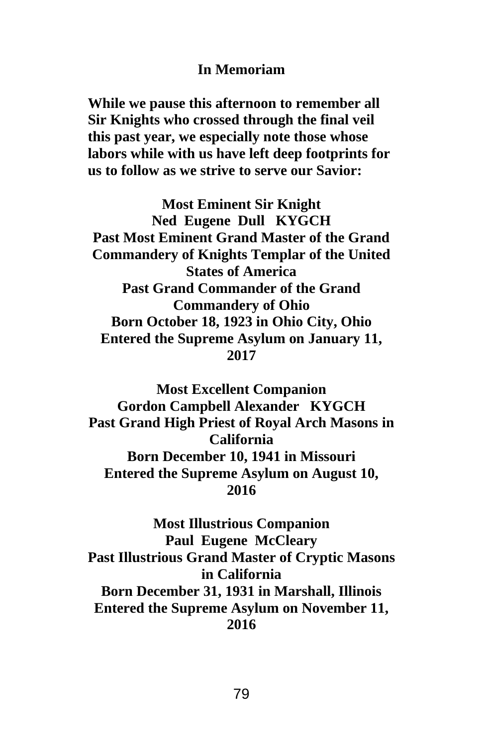## In Memoriam

**While we pause this afternoon to remember all Sir Knights who crossed through the final veil this past year, we especially note those whose labors while with us have left deep footprints for us to follow as we strive to serve our Savior:**

**Most Eminent Sir Knight**
**Ned Eugene Dull KYGCH**
**Past Most Eminent Grand Master of the Grand Commandery of Knights Templar of the United States of America**
**Past Grand Commander of the Grand Commandery of Ohio**
**Born October 18, 1923 in Ohio City, Ohio**
**Entered the Supreme Asylum on January 11, 2017**

**Most Excellent Companion**
**Gordon Campbell Alexander KYGCH**
**Past Grand High Priest of Royal Arch Masons in California**
**Born December 10, 1941 in Missouri**
**Entered the Supreme Asylum on August 10, 2016**

**Most Illustrious Companion**
**Paul Eugene McCleary**
**Past Illustrious Grand Master of Cryptic Masons in California**
**Born December 31, 1931 in Marshall, Illinois**
**Entered the Supreme Asylum on November 11, 2016**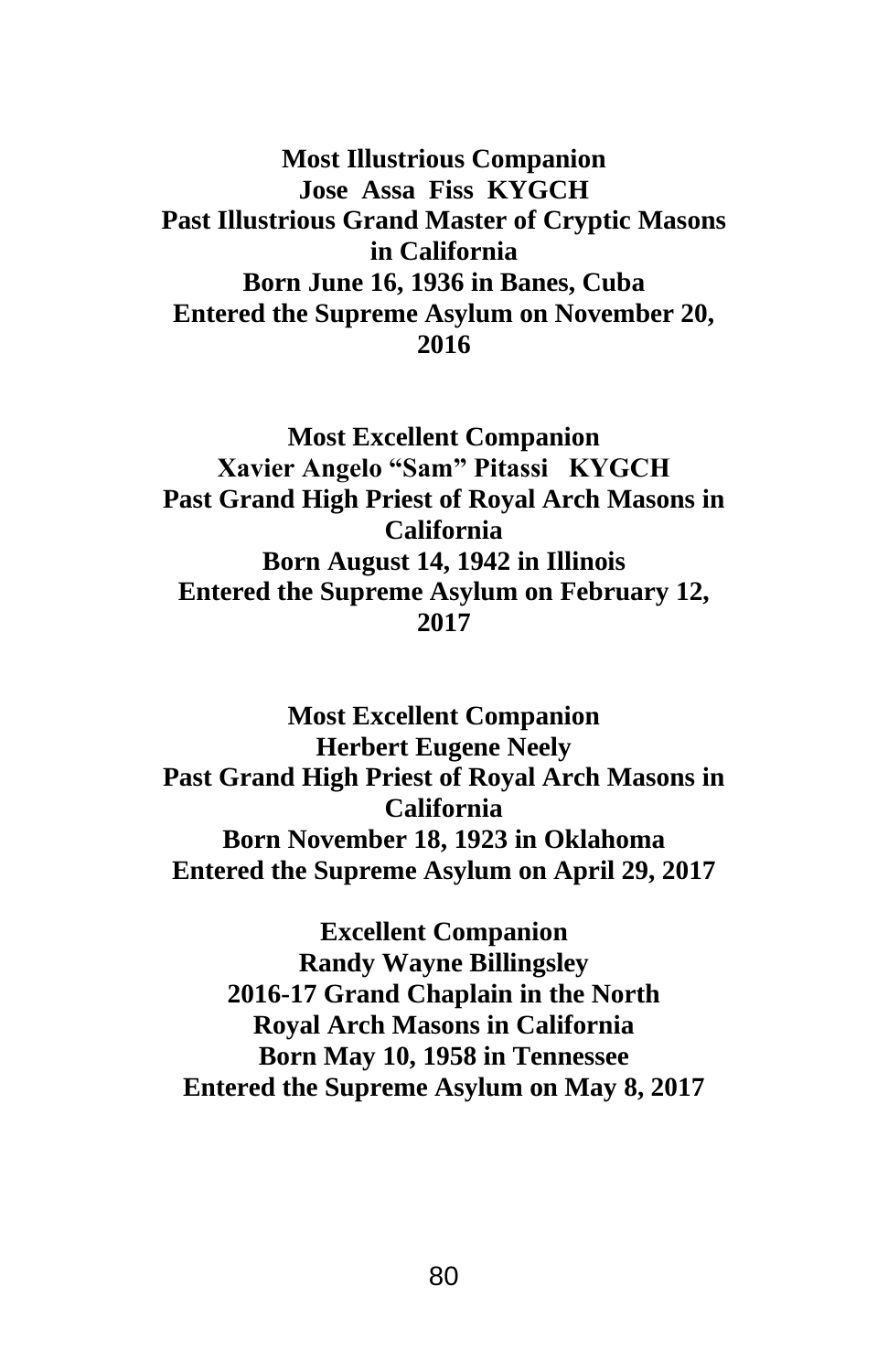**Most Illustrious Companion**
**Jose Assa Fiss KYGCH**
**Past Illustrious Grand Master of Cryptic Masons in California**
**Born June 16, 1936 in Banes, Cuba**
**Entered the Supreme Asylum on November 20, 2016**

**Most Excellent Companion**
**Xavier Angelo "Sam" Pitassi KYGCH**
**Past Grand High Priest of Royal Arch Masons in California**
**Born August 14, 1942 in Illinois**
**Entered the Supreme Asylum on February 12, 2017**

**Most Excellent Companion**
**Herbert Eugene Neely**
**Past Grand High Priest of Royal Arch Masons in California**
**Born November 18, 1923 in Oklahoma**
**Entered the Supreme Asylum on April 29, 2017**

**Excellent Companion**
**Randy Wayne Billingsley**
**2016-17 Grand Chaplain in the North**
**Royal Arch Masons in California**
**Born May 10, 1958 in Tennessee**
**Entered the Supreme Asylum on May 8, 2017**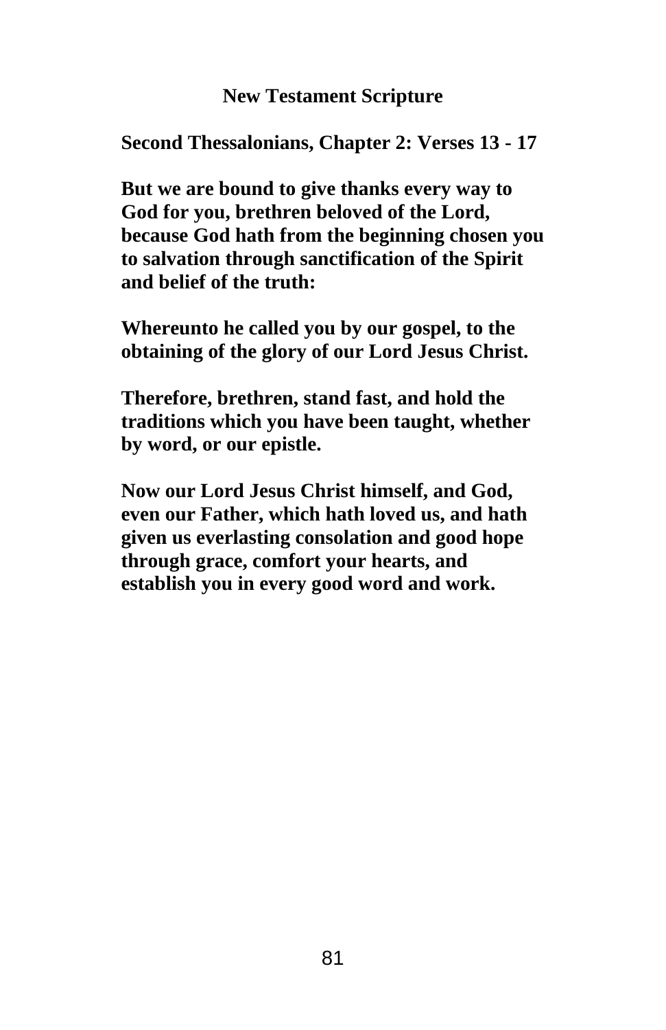## New Testament Scripture

**Second Thessalonians, Chapter 2: Verses 13 - 17**

**But we are bound to give thanks every way to God for you, brethren beloved of the Lord, because God hath from the beginning chosen you to salvation through sanctification of the Spirit and belief of the truth:**

**Whereunto he called you by our gospel, to the obtaining of the glory of our Lord Jesus Christ.**

**Therefore, brethren, stand fast, and hold the traditions which you have been taught, whether by word, or our epistle.**

**Now our Lord Jesus Christ himself, and God, even our Father, which hath loved us, and hath given us everlasting consolation and good hope through grace, comfort your hearts, and establish you in every good word and work.**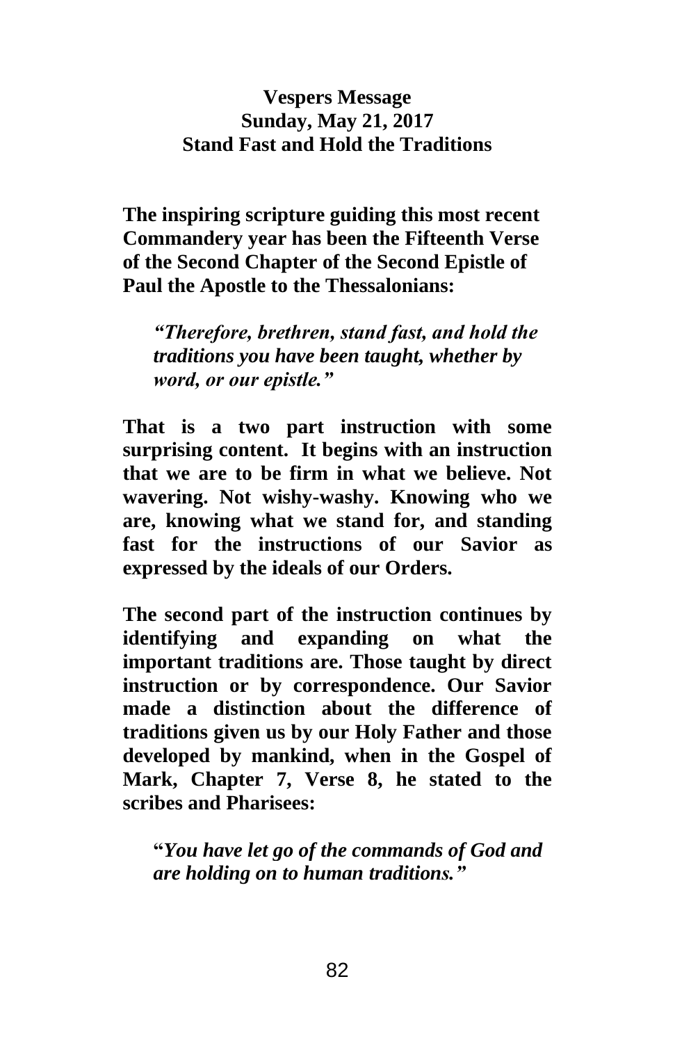**Vespers Message**
**Sunday, May 21, 2017**
**Stand Fast and Hold the Traditions**

**The inspiring scripture guiding this most recent Commandery year has been the Fifteenth Verse of the Second Chapter of the Second Epistle of Paul the Apostle to the Thessalonians:**

> ***"Therefore, brethren, stand fast, and hold the traditions you have been taught, whether by word, or our epistle."***

**That is a two part instruction with some surprising content. It begins with an instruction that we are to be firm in what we believe. Not wavering. Not wishy-washy. Knowing who we are, knowing what we stand for, and standing fast for the instructions of our Savior as expressed by the ideals of our Orders.**

**The second part of the instruction continues by identifying and expanding on what the important traditions are. Those taught by direct instruction or by correspondence. Our Savior made a distinction about the difference of traditions given us by our Holy Father and those developed by mankind, when in the Gospel of Mark, Chapter 7, Verse 8, he stated to the scribes and Pharisees:**

> **"*You have let go of the commands of God and are holding on to human traditions."***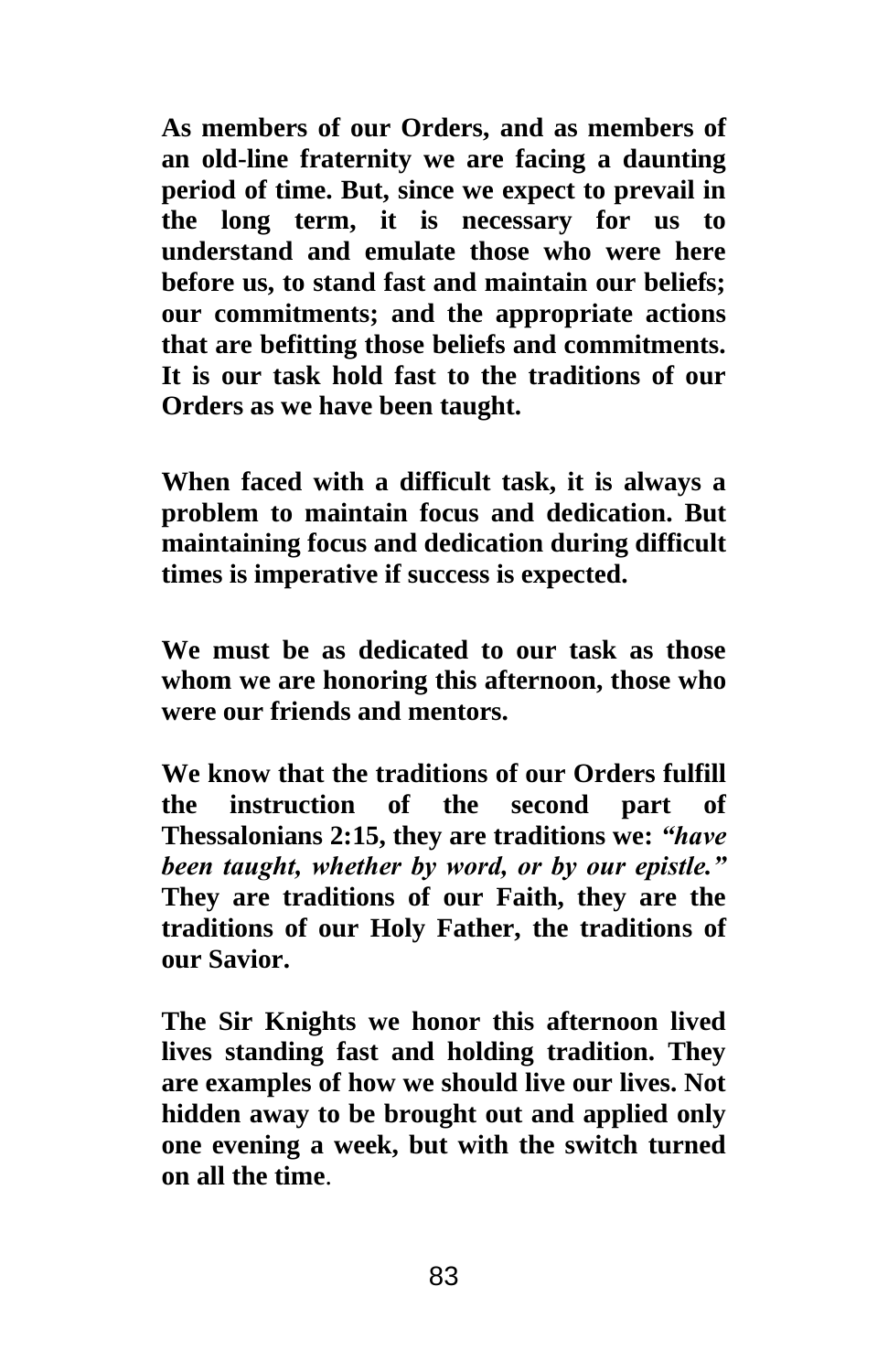**As members of our Orders, and as members of an old-line fraternity we are facing a daunting period of time. But, since we expect to prevail in the long term, it is necessary for us to understand and emulate those who were here before us, to stand fast and maintain our beliefs; our commitments; and the appropriate actions that are befitting those beliefs and commitments. It is our task hold fast to the traditions of our Orders as we have been taught.**

**When faced with a difficult task, it is always a problem to maintain focus and dedication. But maintaining focus and dedication during difficult times is imperative if success is expected.**

**We must be as dedicated to our task as those whom we are honoring this afternoon, those who were our friends and mentors.**

**We know that the traditions of our Orders fulfill the instruction of the second part of Thessalonians 2:15, they are traditions we:** ***"have been taught, whether by word, or by our epistle."*** **They are traditions of our Faith, they are the traditions of our Holy Father, the traditions of our Savior.**

**The Sir Knights we honor this afternoon lived lives standing fast and holding tradition. They are examples of how we should live our lives. Not hidden away to be brought out and applied only one evening a week, but with the switch turned on all the time**.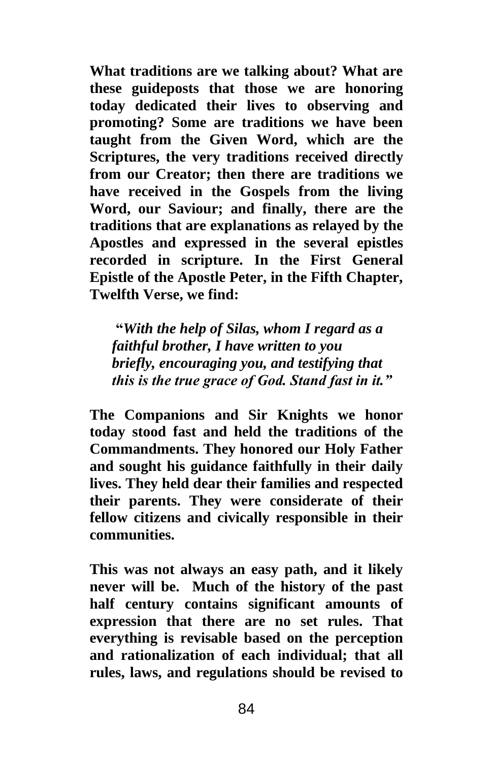**What traditions are we talking about? What are these guideposts that those we are honoring today dedicated their lives to observing and promoting? Some are traditions we have been taught from the Given Word, which are the Scriptures, the very traditions received directly from our Creator; then there are traditions we have received in the Gospels from the living Word, our Saviour; and finally, there are the traditions that are explanations as relayed by the Apostles and expressed in the several epistles recorded in scripture. In the First General Epistle of the Apostle Peter, in the Fifth Chapter, Twelfth Verse, we find:**

> **"*With the help of Silas, whom I regard as a faithful brother, I have written to you briefly, encouraging you, and testifying that this is the true grace of God. Stand fast in it.*"**

**The Companions and Sir Knights we honor today stood fast and held the traditions of the Commandments. They honored our Holy Father and sought his guidance faithfully in their daily lives. They held dear their families and respected their parents. They were considerate of their fellow citizens and civically responsible in their communities.**

**This was not always an easy path, and it likely never will be. Much of the history of the past half century contains significant amounts of expression that there are no set rules. That everything is revisable based on the perception and rationalization of each individual; that all rules, laws, and regulations should be revised to**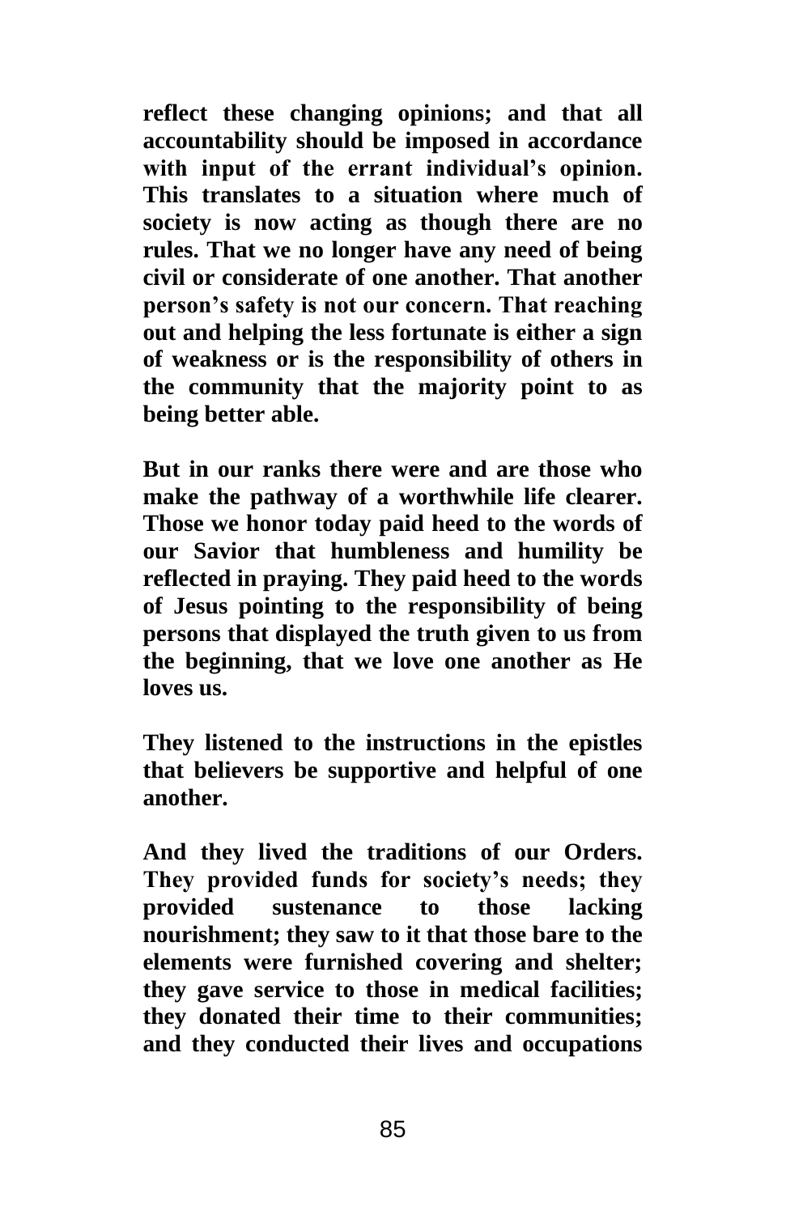reflect these changing opinions; and that all accountability should be imposed in accordance with input of the errant individual's opinion. This translates to a situation where much of society is now acting as though there are no rules. That we no longer have any need of being civil or considerate of one another. That another person's safety is not our concern. That reaching out and helping the less fortunate is either a sign of weakness or is the responsibility of others in the community that the majority point to as being better able.

But in our ranks there were and are those who make the pathway of a worthwhile life clearer. Those we honor today paid heed to the words of our Savior that humbleness and humility be reflected in praying. They paid heed to the words of Jesus pointing to the responsibility of being persons that displayed the truth given to us from the beginning, that we love one another as He loves us.

They listened to the instructions in the epistles that believers be supportive and helpful of one another.

And they lived the traditions of our Orders. They provided funds for society's needs; they provided sustenance to those lacking nourishment; they saw to it that those bare to the elements were furnished covering and shelter; they gave service to those in medical facilities; they donated their time to their communities; and they conducted their lives and occupations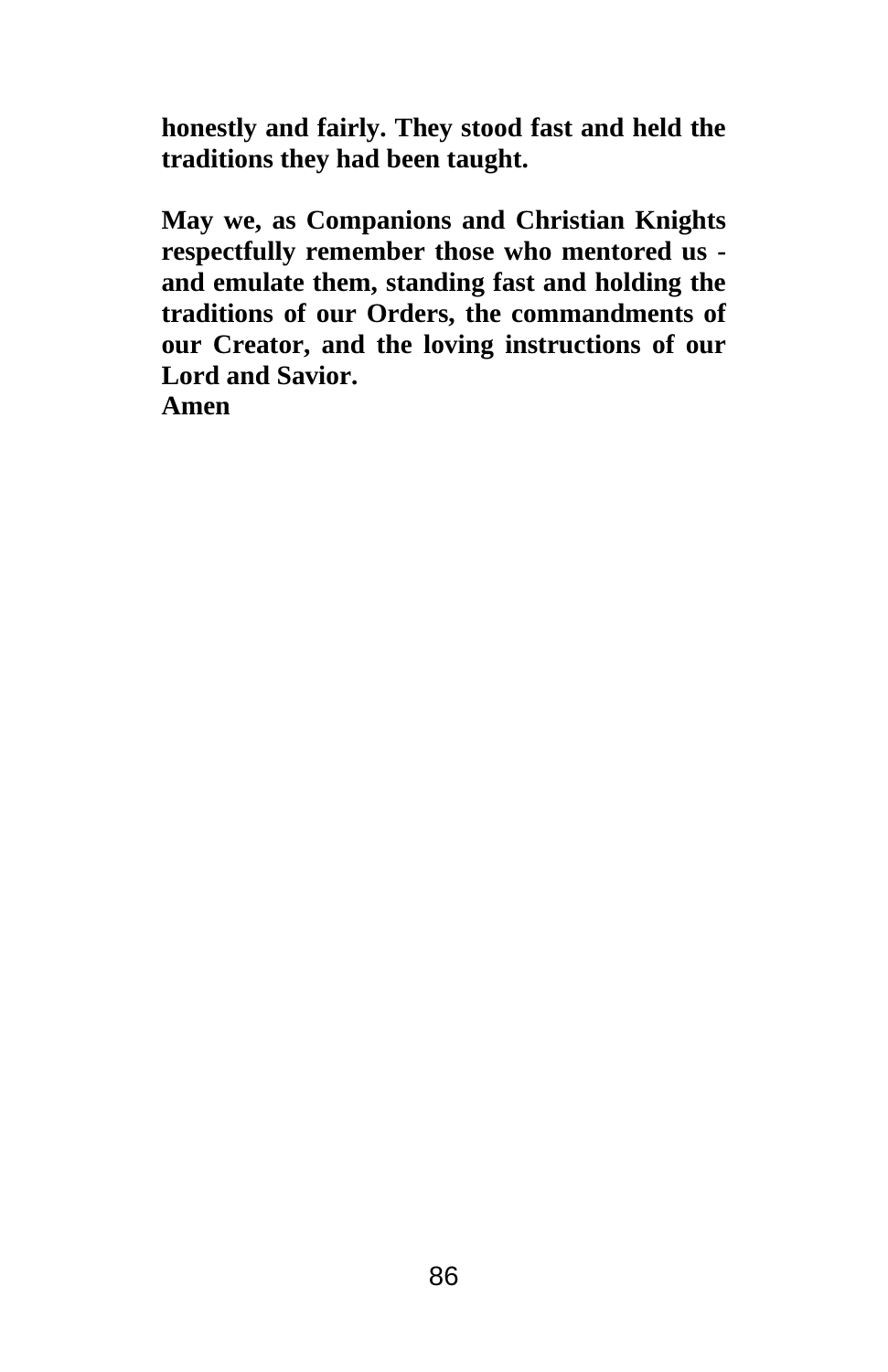**honestly and fairly. They stood fast and held the traditions they had been taught.**

**May we, as Companions and Christian Knights respectfully remember those who mentored us - and emulate them, standing fast and holding the traditions of our Orders, the commandments of our Creator, and the loving instructions of our Lord and Savior.**
**Amen**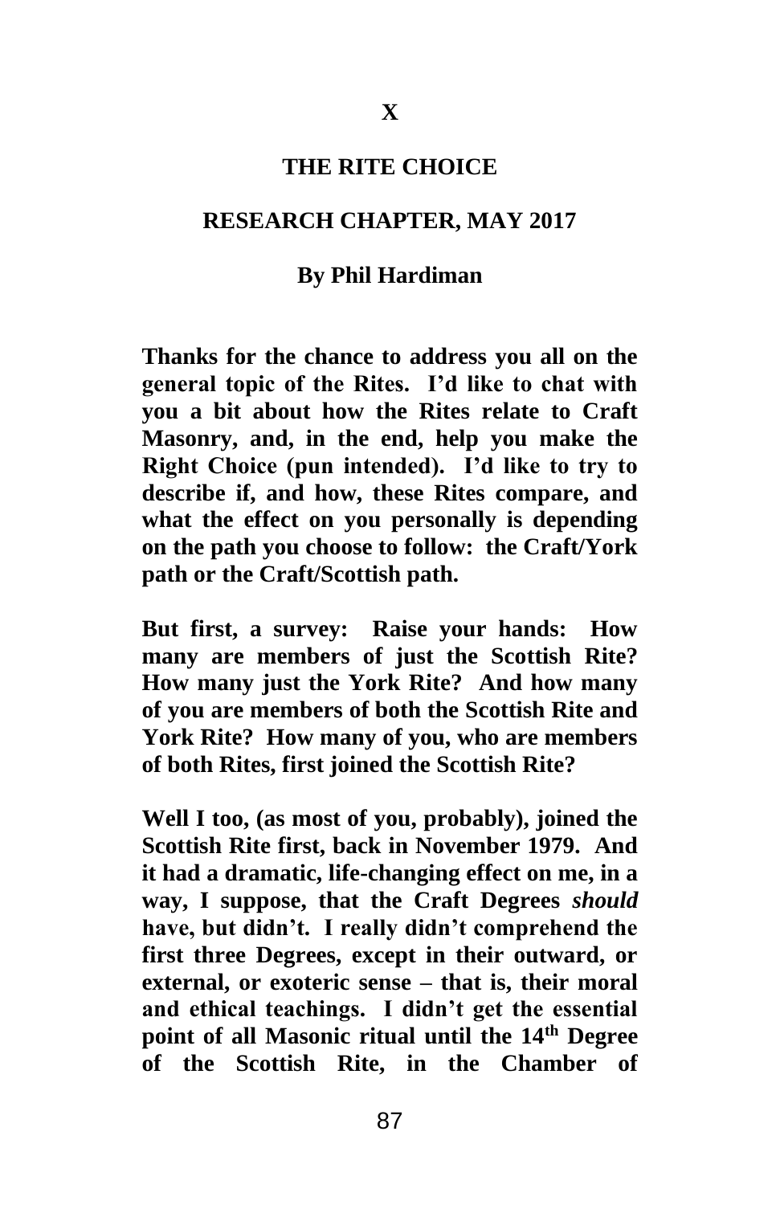# X

## THE RITE CHOICE

## RESEARCH CHAPTER, MAY 2017

### By Phil Hardiman

**Thanks for the chance to address you all on the general topic of the Rites. I'd like to chat with you a bit about how the Rites relate to Craft Masonry, and, in the end, help you make the Right Choice (pun intended). I'd like to try to describe if, and how, these Rites compare, and what the effect on you personally is depending on the path you choose to follow: the Craft/York path or the Craft/Scottish path.**

**But first, a survey: Raise your hands: How many are members of just the Scottish Rite? How many just the York Rite? And how many of you are members of both the Scottish Rite and York Rite? How many of you, who are members of both Rites, first joined the Scottish Rite?**

**Well I too, (as most of you, probably), joined the Scottish Rite first, back in November 1979. And it had a dramatic, life-changing effect on me, in a way, I suppose, that the Craft Degrees *should* have, but didn't. I really didn't comprehend the first three Degrees, except in their outward, or external, or exoteric sense – that is, their moral and ethical teachings. I didn't get the essential point of all Masonic ritual until the 14th Degree of the Scottish Rite, in the Chamber of**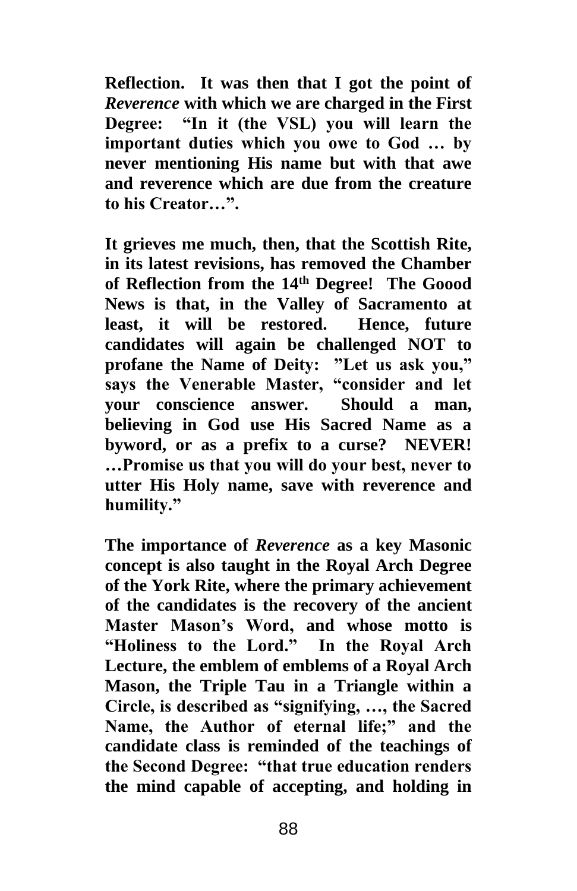**Reflection. It was then that I got the point of *Reverence* with which we are charged in the First Degree: "In it (the VSL) you will learn the important duties which you owe to God … by never mentioning His name but with that awe and reverence which are due from the creature to his Creator…".**

**It grieves me much, then, that the Scottish Rite, in its latest revisions, has removed the Chamber of Reflection from the 14th Degree! The Goood News is that, in the Valley of Sacramento at least, it will be restored. Hence, future candidates will again be challenged NOT to profane the Name of Deity: "Let us ask you," says the Venerable Master, "consider and let your conscience answer. Should a man, believing in God use His Sacred Name as a byword, or as a prefix to a curse? NEVER! …Promise us that you will do your best, never to utter His Holy name, save with reverence and humility."**

**The importance of *Reverence* as a key Masonic concept is also taught in the Royal Arch Degree of the York Rite, where the primary achievement of the candidates is the recovery of the ancient Master Mason's Word, and whose motto is "Holiness to the Lord." In the Royal Arch Lecture, the emblem of emblems of a Royal Arch Mason, the Triple Tau in a Triangle within a Circle, is described as "signifying, …, the Sacred Name, the Author of eternal life;" and the candidate class is reminded of the teachings of the Second Degree: "that true education renders the mind capable of accepting, and holding in**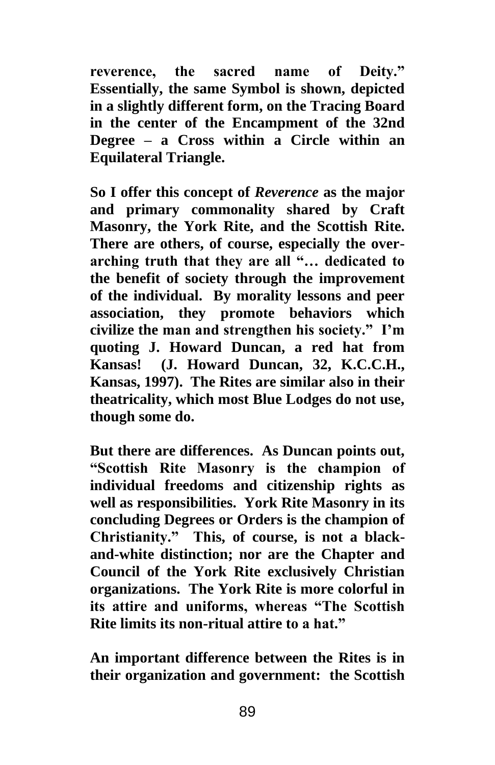**reverence, the sacred name of Deity." Essentially, the same Symbol is shown, depicted in a slightly different form, on the Tracing Board in the center of the Encampment of the 32nd Degree – a Cross within a Circle within an Equilateral Triangle.**

**So I offer this concept of *Reverence* as the major and primary commonality shared by Craft Masonry, the York Rite, and the Scottish Rite. There are others, of course, especially the over-arching truth that they are all "… dedicated to the benefit of society through the improvement of the individual. By morality lessons and peer association, they promote behaviors which civilize the man and strengthen his society." I'm quoting J. Howard Duncan, a red hat from Kansas! (J. Howard Duncan, 32, K.C.C.H., Kansas, 1997). The Rites are similar also in their theatricality, which most Blue Lodges do not use, though some do.**

**But there are differences. As Duncan points out, "Scottish Rite Masonry is the champion of individual freedoms and citizenship rights as well as responsibilities. York Rite Masonry in its concluding Degrees or Orders is the champion of Christianity." This, of course, is not a black-and-white distinction; nor are the Chapter and Council of the York Rite exclusively Christian organizations. The York Rite is more colorful in its attire and uniforms, whereas "The Scottish Rite limits its non-ritual attire to a hat."**

**An important difference between the Rites is in their organization and government: the Scottish**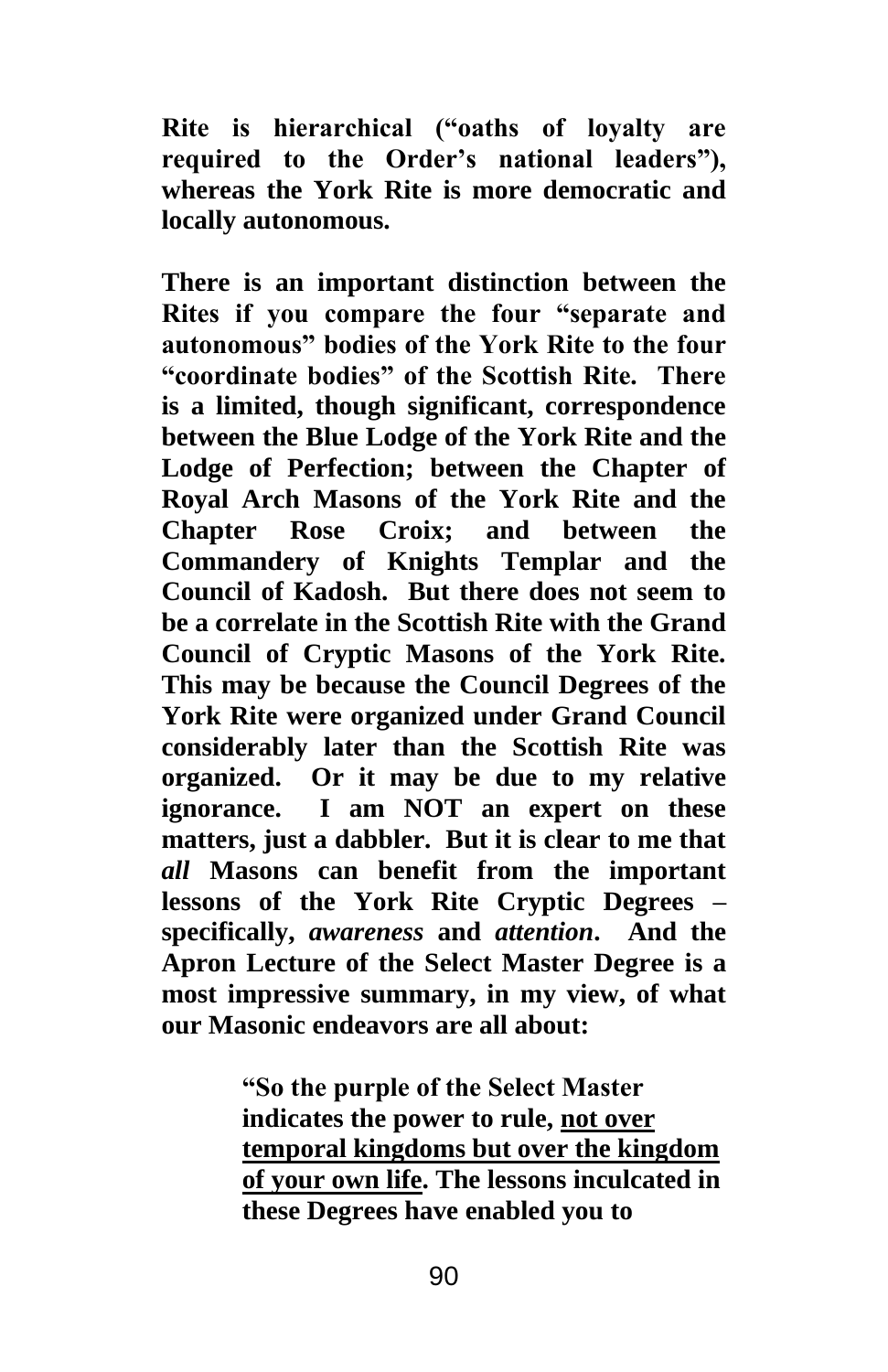**Rite is hierarchical ("oaths of loyalty are required to the Order's national leaders"), whereas the York Rite is more democratic and locally autonomous.**

**There is an important distinction between the Rites if you compare the four "separate and autonomous" bodies of the York Rite to the four "coordinate bodies" of the Scottish Rite. There is a limited, though significant, correspondence between the Blue Lodge of the York Rite and the Lodge of Perfection; between the Chapter of Royal Arch Masons of the York Rite and the Chapter Rose Croix; and between the Commandery of Knights Templar and the Council of Kadosh. But there does not seem to be a correlate in the Scottish Rite with the Grand Council of Cryptic Masons of the York Rite. This may be because the Council Degrees of the York Rite were organized under Grand Council considerably later than the Scottish Rite was organized. Or it may be due to my relative ignorance. I am NOT an expert on these matters, just a dabbler. But it is clear to me that *all* Masons can benefit from the important lessons of the York Rite Cryptic Degrees – specifically, *awareness* and *attention*. And the Apron Lecture of the Select Master Degree is a most impressive summary, in my view, of what our Masonic endeavors are all about:**

> **"So the purple of the Select Master indicates the power to rule, <u>not over temporal kingdoms but over the kingdom of your own life</u>. The lessons inculcated in these Degrees have enabled you to**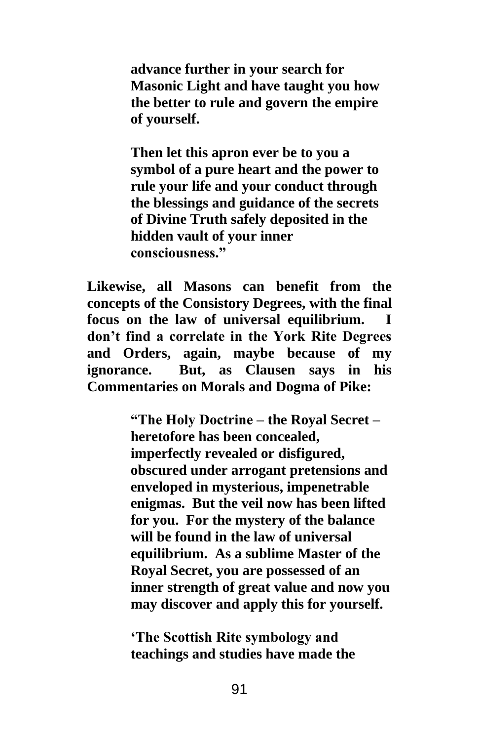> **advance further in your search for Masonic Light and have taught you how the better to rule and govern the empire of yourself.**
>
> **Then let this apron ever be to you a symbol of a pure heart and the power to rule your life and your conduct through the blessings and guidance of the secrets of Divine Truth safely deposited in the hidden vault of your inner consciousness."**

**Likewise, all Masons can benefit from the concepts of the Consistory Degrees, with the final focus on the law of universal equilibrium. I don't find a correlate in the York Rite Degrees and Orders, again, maybe because of my ignorance. But, as Clausen says in his Commentaries on Morals and Dogma of Pike:**

> **"The Holy Doctrine – the Royal Secret – heretofore has been concealed, imperfectly revealed or disfigured, obscured under arrogant pretensions and enveloped in mysterious, impenetrable enigmas. But the veil now has been lifted for you. For the mystery of the balance will be found in the law of universal equilibrium. As a sublime Master of the Royal Secret, you are possessed of an inner strength of great value and now you may discover and apply this for yourself.**
>
> **'The Scottish Rite symbology and teachings and studies have made the**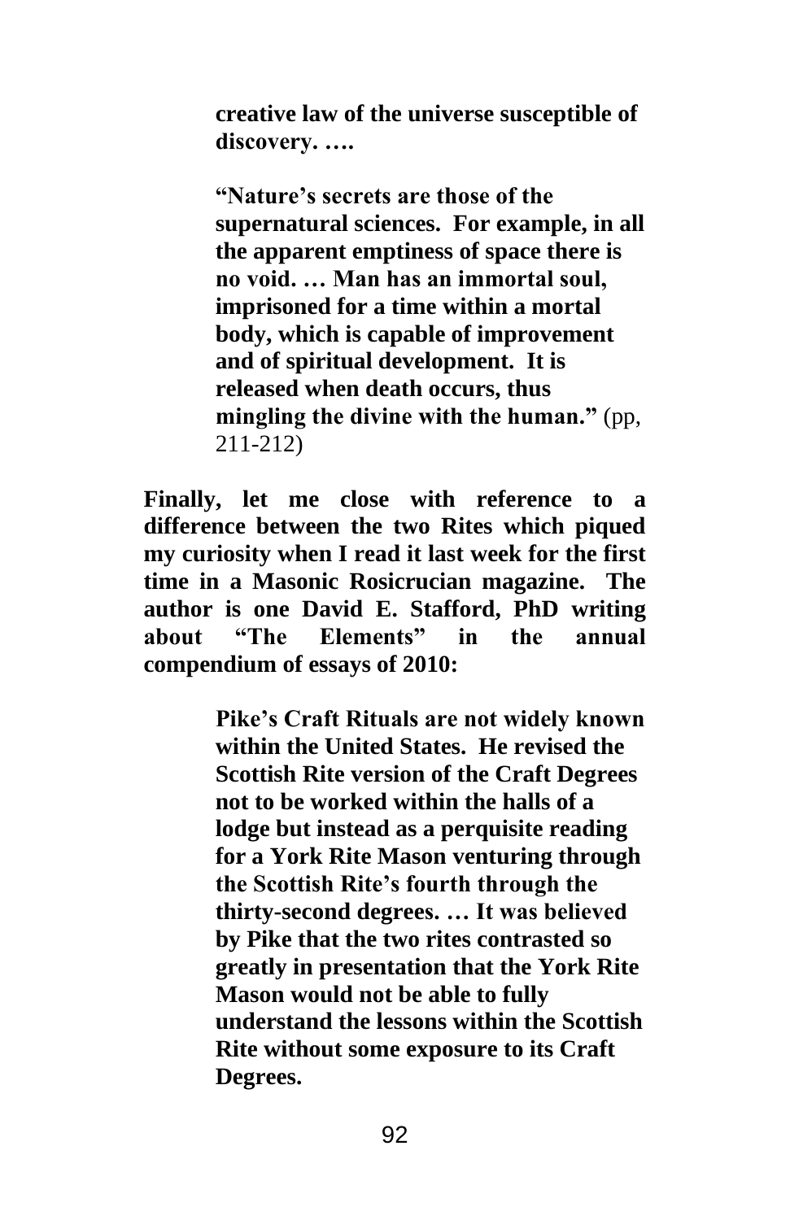> **creative law of the universe susceptible of discovery. ….**
>
> **"Nature's secrets are those of the supernatural sciences. For example, in all the apparent emptiness of space there is no void. … Man has an immortal soul, imprisoned for a time within a mortal body, which is capable of improvement and of spiritual development. It is released when death occurs, thus mingling the divine with the human."** (pp, 211-212)

**Finally, let me close with reference to a difference between the two Rites which piqued my curiosity when I read it last week for the first time in a Masonic Rosicrucian magazine. The author is one David E. Stafford, PhD writing about "The Elements" in the annual compendium of essays of 2010:**

> **Pike's Craft Rituals are not widely known within the United States. He revised the Scottish Rite version of the Craft Degrees not to be worked within the halls of a lodge but instead as a perquisite reading for a York Rite Mason venturing through the Scottish Rite's fourth through the thirty-second degrees. … It was believed by Pike that the two rites contrasted so greatly in presentation that the York Rite Mason would not be able to fully understand the lessons within the Scottish Rite without some exposure to its Craft Degrees.**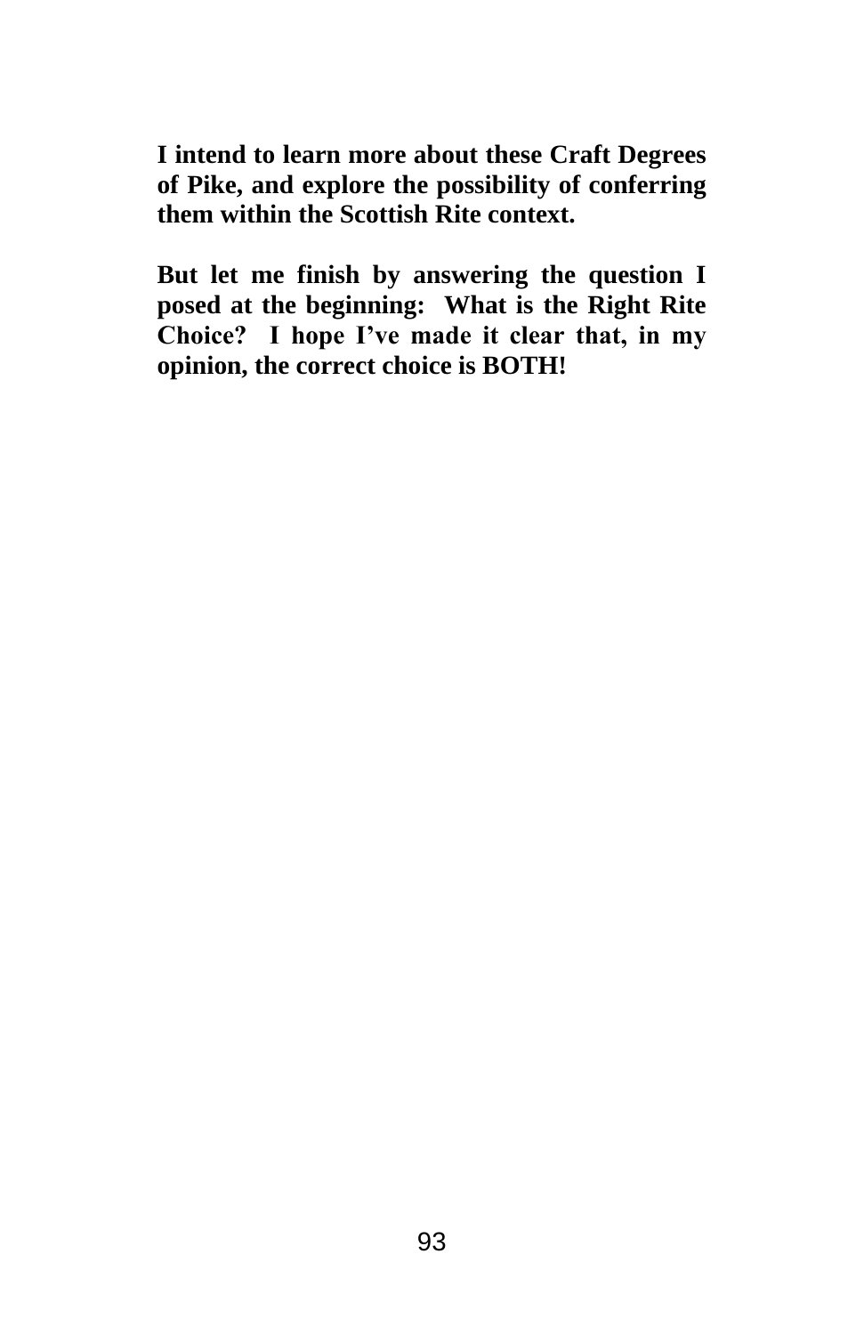**I intend to learn more about these Craft Degrees of Pike, and explore the possibility of conferring them within the Scottish Rite context.**

**But let me finish by answering the question I posed at the beginning: What is the Right Rite Choice? I hope I've made it clear that, in my opinion, the correct choice is BOTH!**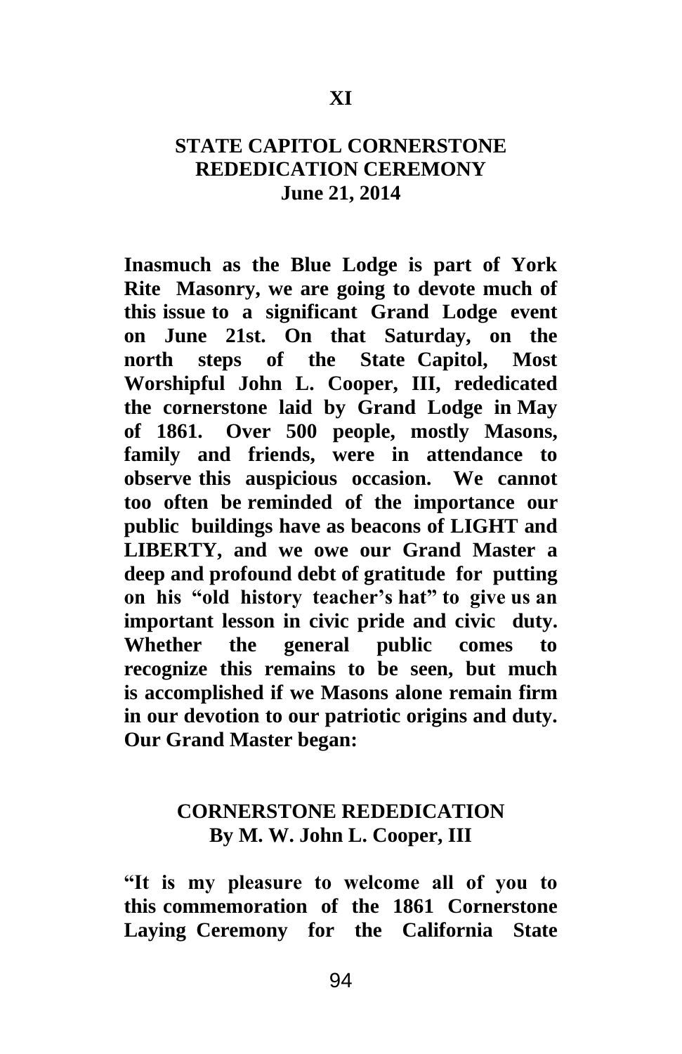## XI

## STATE CAPITOL CORNERSTONE REDEDICATION CEREMONY
### June 21, 2014

**Inasmuch as the Blue Lodge is part of York Rite Masonry, we are going to devote much of this issue to a significant Grand Lodge event on June 21st. On that Saturday, on the north steps of the State Capitol, Most Worshipful John L. Cooper, III, rededicated the cornerstone laid by Grand Lodge in May of 1861. Over 500 people, mostly Masons, family and friends, were in attendance to observe this auspicious occasion. We cannot too often be reminded of the importance our public buildings have as beacons of LIGHT and LIBERTY, and we owe our Grand Master a deep and profound debt of gratitude for putting on his "old history teacher's hat" to give us an important lesson in civic pride and civic duty. Whether the general public comes to recognize this remains to be seen, but much is accomplished if we Masons alone remain firm in our devotion to our patriotic origins and duty. Our Grand Master began:**

### CORNERSTONE REDEDICATION
### By M. W. John L. Cooper, III

**"It is my pleasure to welcome all of you to this commemoration of the 1861 Cornerstone Laying Ceremony for the California State**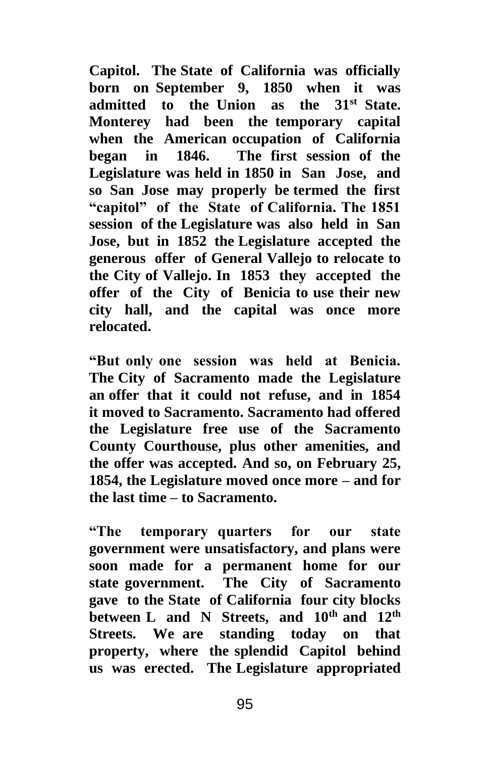**Capitol. The State of California was officially born on September 9, 1850 when it was admitted to the Union as the 31st State. Monterey had been the temporary capital when the American occupation of California began in 1846. The first session of the Legislature was held in 1850 in San Jose, and so San Jose may properly be termed the first "capitol" of the State of California. The 1851 session of the Legislature was also held in San Jose, but in 1852 the Legislature accepted the generous offer of General Vallejo to relocate to the City of Vallejo. In 1853 they accepted the offer of the City of Benicia to use their new city hall, and the capital was once more relocated.**

**"But only one session was held at Benicia. The City of Sacramento made the Legislature an offer that it could not refuse, and in 1854 it moved to Sacramento. Sacramento had offered the Legislature free use of the Sacramento County Courthouse, plus other amenities, and the offer was accepted. And so, on February 25, 1854, the Legislature moved once more – and for the last time – to Sacramento.**

**"The temporary quarters for our state government were unsatisfactory, and plans were soon made for a permanent home for our state government. The City of Sacramento gave to the State of California four city blocks between L and N Streets, and 10th and 12th Streets. We are standing today on that property, where the splendid Capitol behind us was erected. The Legislature appropriated**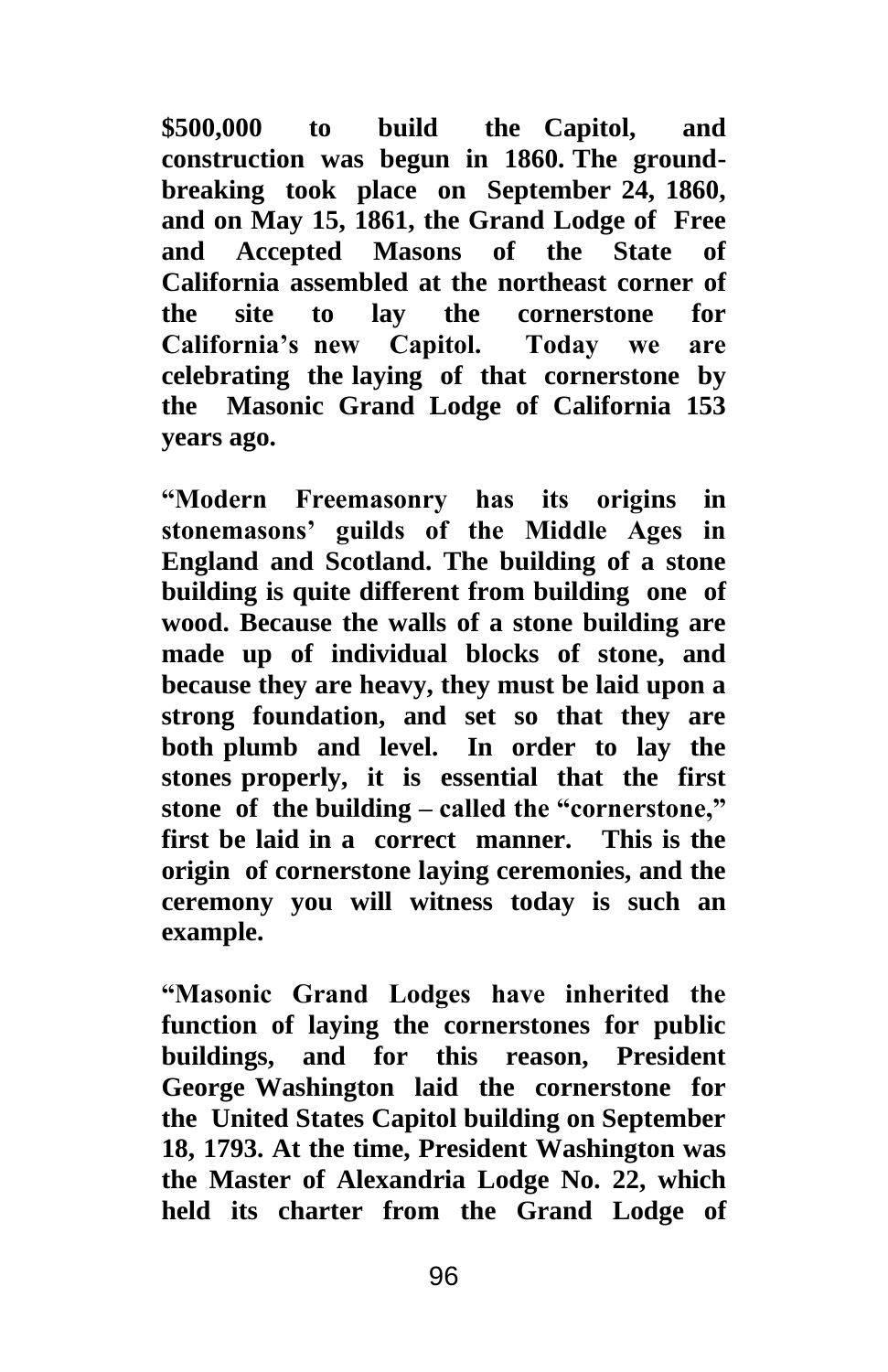**$500,000 to build the Capitol, and construction was begun in 1860. The ground-breaking took place on September 24, 1860, and on May 15, 1861, the Grand Lodge of Free and Accepted Masons of the State of California assembled at the northeast corner of the site to lay the cornerstone for California's new Capitol. Today we are celebrating the laying of that cornerstone by the Masonic Grand Lodge of California 153 years ago.**

**"Modern Freemasonry has its origins in stonemasons' guilds of the Middle Ages in England and Scotland. The building of a stone building is quite different from building one of wood. Because the walls of a stone building are made up of individual blocks of stone, and because they are heavy, they must be laid upon a strong foundation, and set so that they are both plumb and level. In order to lay the stones properly, it is essential that the first stone of the building – called the "cornerstone," first be laid in a correct manner. This is the origin of cornerstone laying ceremonies, and the ceremony you will witness today is such an example.**

**"Masonic Grand Lodges have inherited the function of laying the cornerstones for public buildings, and for this reason, President George Washington laid the cornerstone for the United States Capitol building on September 18, 1793. At the time, President Washington was the Master of Alexandria Lodge No. 22, which held its charter from the Grand Lodge of**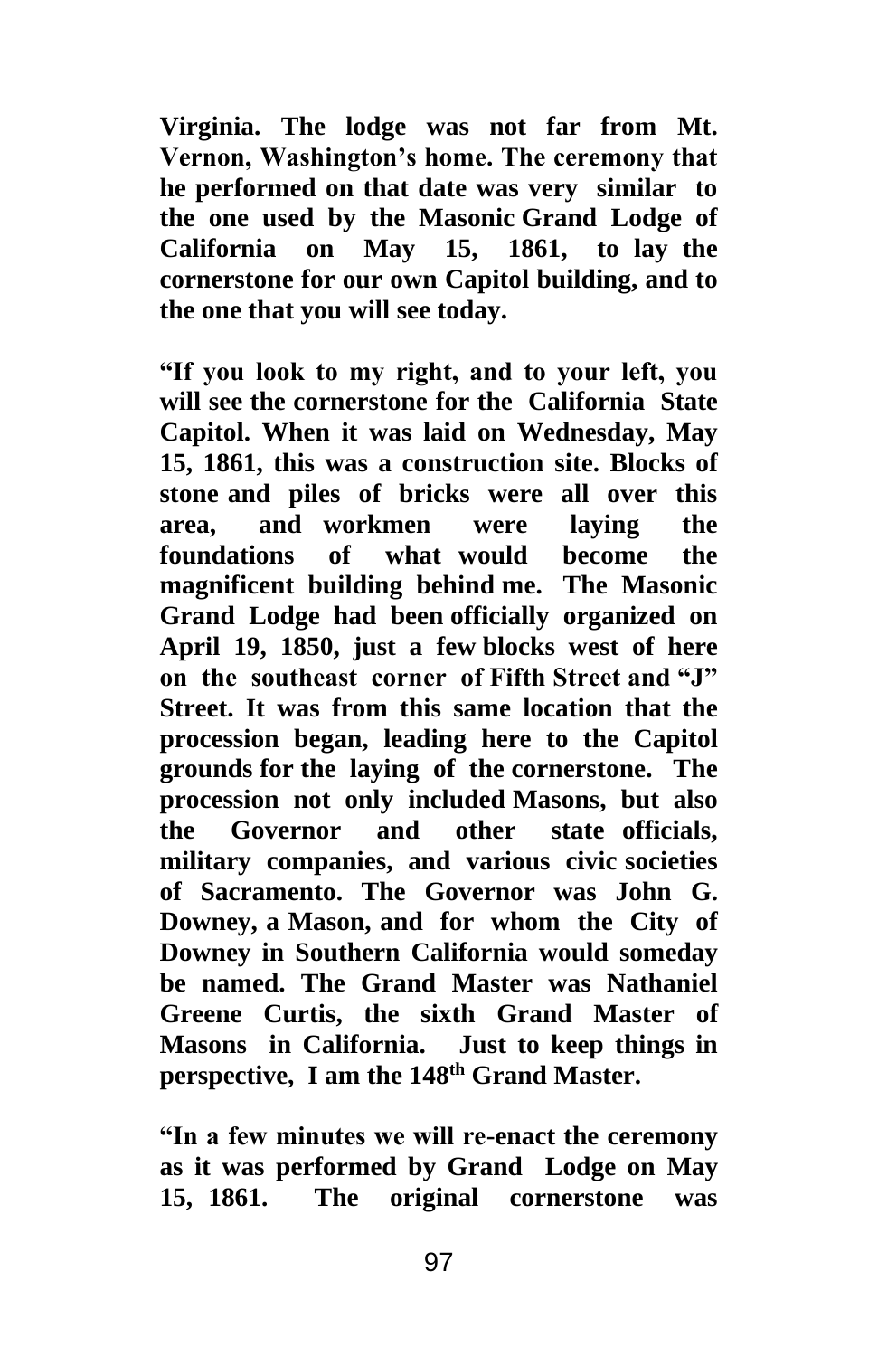**Virginia. The lodge was not far from Mt. Vernon, Washington's home. The ceremony that he performed on that date was very similar to the one used by the Masonic Grand Lodge of California on May 15, 1861, to lay the cornerstone for our own Capitol building, and to the one that you will see today.**

**"If you look to my right, and to your left, you will see the cornerstone for the California State Capitol. When it was laid on Wednesday, May 15, 1861, this was a construction site. Blocks of stone and piles of bricks were all over this area, and workmen were laying the foundations of what would become the magnificent building behind me. The Masonic Grand Lodge had been officially organized on April 19, 1850, just a few blocks west of here on the southeast corner of Fifth Street and "J" Street. It was from this same location that the procession began, leading here to the Capitol grounds for the laying of the cornerstone. The procession not only included Masons, but also the Governor and other state officials, military companies, and various civic societies of Sacramento. The Governor was John G. Downey, a Mason, and for whom the City of Downey in Southern California would someday be named. The Grand Master was Nathaniel Greene Curtis, the sixth Grand Master of Masons in California. Just to keep things in perspective, I am the 148th Grand Master.**

**"In a few minutes we will re-enact the ceremony as it was performed by Grand Lodge on May 15, 1861. The original cornerstone was**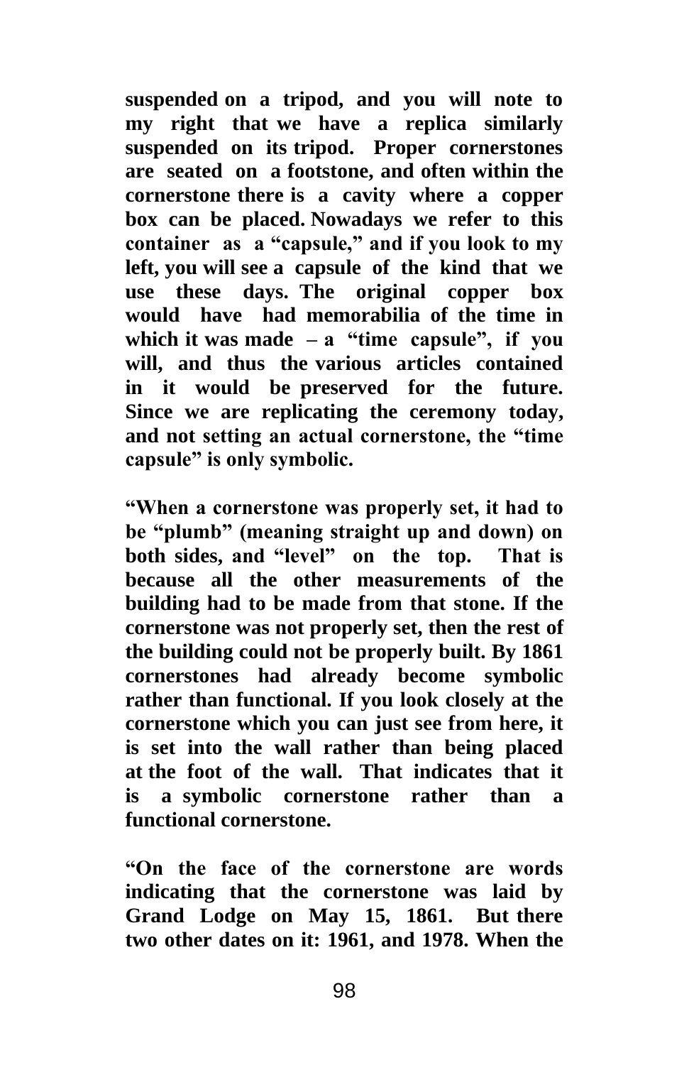**suspended on a tripod, and you will note to my right that we have a replica similarly suspended on its tripod. Proper cornerstones are seated on a footstone, and often within the cornerstone there is a cavity where a copper box can be placed. Nowadays we refer to this container as a "capsule," and if you look to my left, you will see a capsule of the kind that we use these days. The original copper box would have had memorabilia of the time in which it was made – a "time capsule", if you will, and thus the various articles contained in it would be preserved for the future. Since we are replicating the ceremony today, and not setting an actual cornerstone, the "time capsule" is only symbolic.**

**"When a cornerstone was properly set, it had to be "plumb" (meaning straight up and down) on both sides, and "level" on the top. That is because all the other measurements of the building had to be made from that stone. If the cornerstone was not properly set, then the rest of the building could not be properly built. By 1861 cornerstones had already become symbolic rather than functional. If you look closely at the cornerstone which you can just see from here, it is set into the wall rather than being placed at the foot of the wall. That indicates that it is a symbolic cornerstone rather than a functional cornerstone.**

**"On the face of the cornerstone are words indicating that the cornerstone was laid by Grand Lodge on May 15, 1861. But there two other dates on it: 1961, and 1978. When the**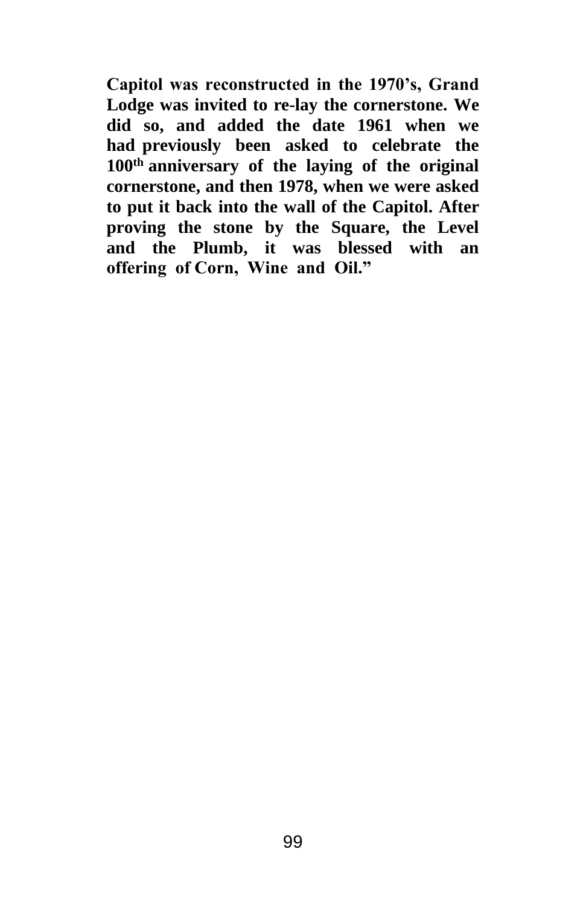**Capitol was reconstructed in the 1970's, Grand Lodge was invited to re-lay the cornerstone. We did so, and added the date 1961 when we had previously been asked to celebrate the 100th anniversary of the laying of the original cornerstone, and then 1978, when we were asked to put it back into the wall of the Capitol. After proving the stone by the Square, the Level and the Plumb, it was blessed with an offering of Corn, Wine and Oil."**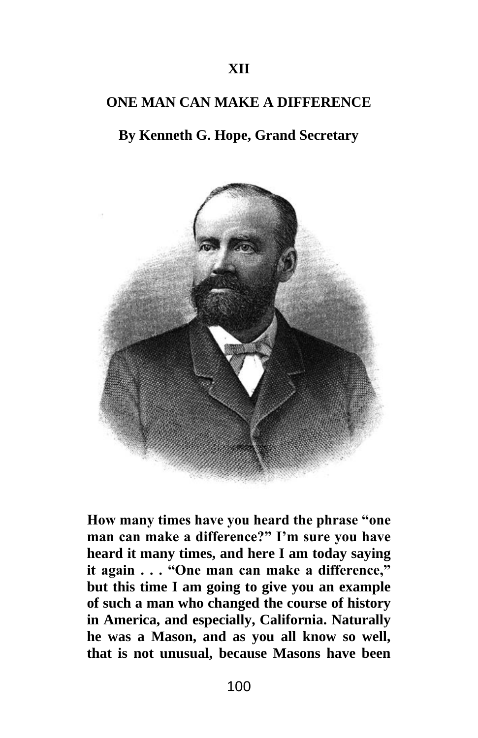# XII

## ONE MAN CAN MAKE A DIFFERENCE

### By Kenneth G. Hope, Grand Secretary

**How many times have you heard the phrase "one man can make a difference?" I'm sure you have heard it many times, and here I am today saying it again . . . "One man can make a difference," but this time I am going to give you an example of such a man who changed the course of history in America, and especially, California. Naturally he was a Mason, and as you all know so well, that is not unusual, because Masons have been**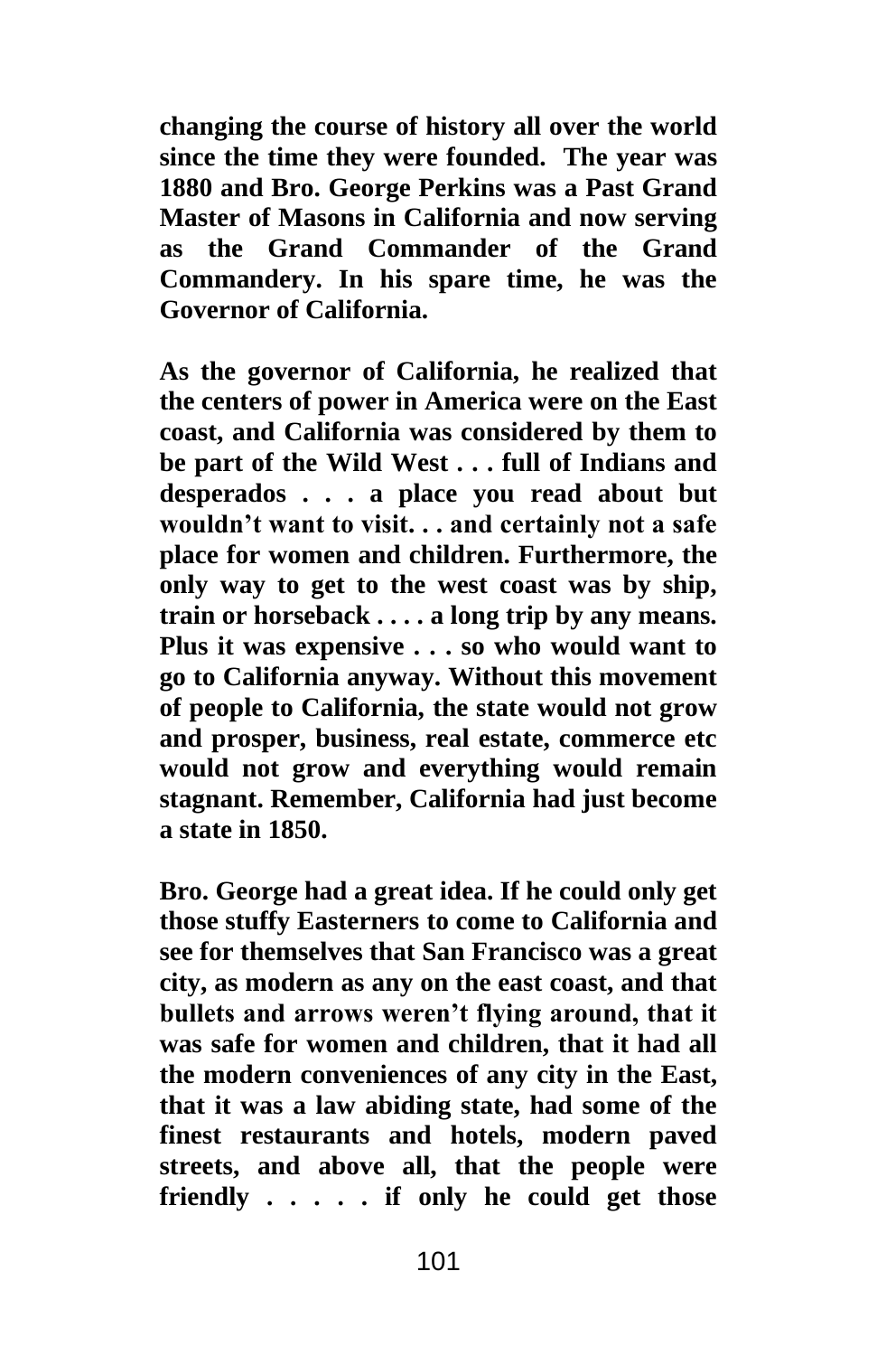**changing the course of history all over the world since the time they were founded. The year was 1880 and Bro. George Perkins was a Past Grand Master of Masons in California and now serving as the Grand Commander of the Grand Commandery. In his spare time, he was the Governor of California.**

**As the governor of California, he realized that the centers of power in America were on the East coast, and California was considered by them to be part of the Wild West . . . full of Indians and desperados . . . a place you read about but wouldn't want to visit. . . and certainly not a safe place for women and children. Furthermore, the only way to get to the west coast was by ship, train or horseback . . . . a long trip by any means. Plus it was expensive . . . so who would want to go to California anyway. Without this movement of people to California, the state would not grow and prosper, business, real estate, commerce etc would not grow and everything would remain stagnant. Remember, California had just become a state in 1850.**

**Bro. George had a great idea. If he could only get those stuffy Easterners to come to California and see for themselves that San Francisco was a great city, as modern as any on the east coast, and that bullets and arrows weren't flying around, that it was safe for women and children, that it had all the modern conveniences of any city in the East, that it was a law abiding state, had some of the finest restaurants and hotels, modern paved streets, and above all, that the people were friendly . . . . . if only he could get those**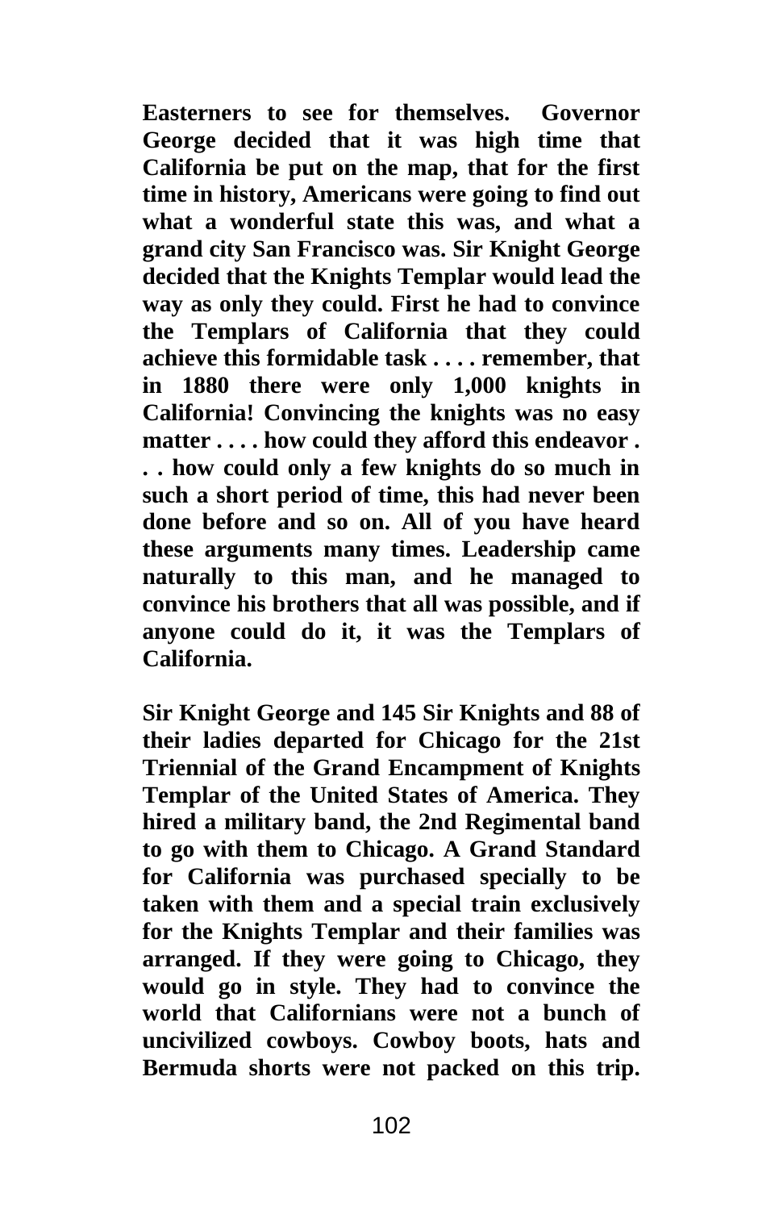**Easterners to see for themselves. Governor George decided that it was high time that California be put on the map, that for the first time in history, Americans were going to find out what a wonderful state this was, and what a grand city San Francisco was. Sir Knight George decided that the Knights Templar would lead the way as only they could. First he had to convince the Templars of California that they could achieve this formidable task . . . . remember, that in 1880 there were only 1,000 knights in California! Convincing the knights was no easy matter . . . . how could they afford this endeavor . . . how could only a few knights do so much in such a short period of time, this had never been done before and so on. All of you have heard these arguments many times. Leadership came naturally to this man, and he managed to convince his brothers that all was possible, and if anyone could do it, it was the Templars of California.**

**Sir Knight George and 145 Sir Knights and 88 of their ladies departed for Chicago for the 21st Triennial of the Grand Encampment of Knights Templar of the United States of America. They hired a military band, the 2nd Regimental band to go with them to Chicago. A Grand Standard for California was purchased specially to be taken with them and a special train exclusively for the Knights Templar and their families was arranged. If they were going to Chicago, they would go in style. They had to convince the world that Californians were not a bunch of uncivilized cowboys. Cowboy boots, hats and Bermuda shorts were not packed on this trip.**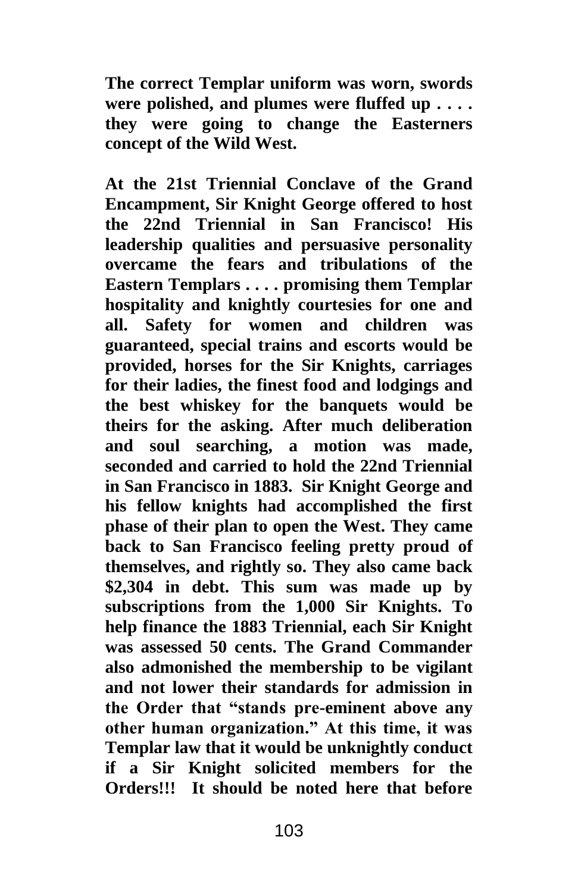**The correct Templar uniform was worn, swords were polished, and plumes were fluffed up . . . . they were going to change the Easterners concept of the Wild West.**

**At the 21st Triennial Conclave of the Grand Encampment, Sir Knight George offered to host the 22nd Triennial in San Francisco! His leadership qualities and persuasive personality overcame the fears and tribulations of the Eastern Templars . . . . promising them Templar hospitality and knightly courtesies for one and all. Safety for women and children was guaranteed, special trains and escorts would be provided, horses for the Sir Knights, carriages for their ladies, the finest food and lodgings and the best whiskey for the banquets would be theirs for the asking. After much deliberation and soul searching, a motion was made, seconded and carried to hold the 22nd Triennial in San Francisco in 1883. Sir Knight George and his fellow knights had accomplished the first phase of their plan to open the West. They came back to San Francisco feeling pretty proud of themselves, and rightly so. They also came back $2,304 in debt. This sum was made up by subscriptions from the 1,000 Sir Knights. To help finance the 1883 Triennial, each Sir Knight was assessed 50 cents. The Grand Commander also admonished the membership to be vigilant and not lower their standards for admission in the Order that "stands pre-eminent above any other human organization." At this time, it was Templar law that it would be unknightly conduct if a Sir Knight solicited members for the Orders!!! It should be noted here that before**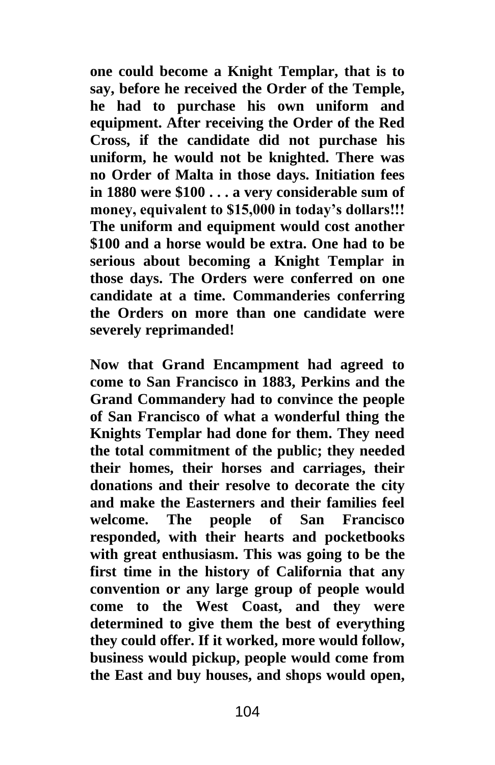**one could become a Knight Templar, that is to say, before he received the Order of the Temple, he had to purchase his own uniform and equipment. After receiving the Order of the Red Cross, if the candidate did not purchase his uniform, he would not be knighted. There was no Order of Malta in those days. Initiation fees in 1880 were $100 . . . a very considerable sum of money, equivalent to $15,000 in today's dollars!!! The uniform and equipment would cost another $100 and a horse would be extra. One had to be serious about becoming a Knight Templar in those days. The Orders were conferred on one candidate at a time. Commanderies conferring the Orders on more than one candidate were severely reprimanded!**

**Now that Grand Encampment had agreed to come to San Francisco in 1883, Perkins and the Grand Commandery had to convince the people of San Francisco of what a wonderful thing the Knights Templar had done for them. They need the total commitment of the public; they needed their homes, their horses and carriages, their donations and their resolve to decorate the city and make the Easterners and their families feel welcome. The people of San Francisco responded, with their hearts and pocketbooks with great enthusiasm. This was going to be the first time in the history of California that any convention or any large group of people would come to the West Coast, and they were determined to give them the best of everything they could offer. If it worked, more would follow, business would pickup, people would come from the East and buy houses, and shops would open,**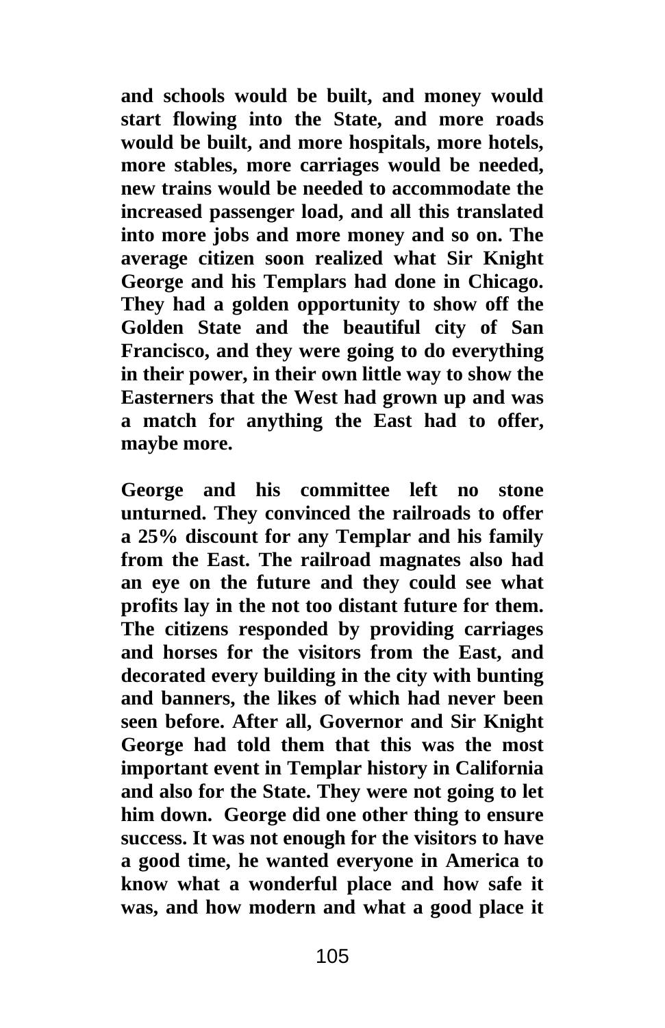**and schools would be built, and money would start flowing into the State, and more roads would be built, and more hospitals, more hotels, more stables, more carriages would be needed, new trains would be needed to accommodate the increased passenger load, and all this translated into more jobs and more money and so on. The average citizen soon realized what Sir Knight George and his Templars had done in Chicago. They had a golden opportunity to show off the Golden State and the beautiful city of San Francisco, and they were going to do everything in their power, in their own little way to show the Easterners that the West had grown up and was a match for anything the East had to offer, maybe more.**

**George and his committee left no stone unturned. They convinced the railroads to offer a 25% discount for any Templar and his family from the East. The railroad magnates also had an eye on the future and they could see what profits lay in the not too distant future for them. The citizens responded by providing carriages and horses for the visitors from the East, and decorated every building in the city with bunting and banners, the likes of which had never been seen before. After all, Governor and Sir Knight George had told them that this was the most important event in Templar history in California and also for the State. They were not going to let him down. George did one other thing to ensure success. It was not enough for the visitors to have a good time, he wanted everyone in America to know what a wonderful place and how safe it was, and how modern and what a good place it**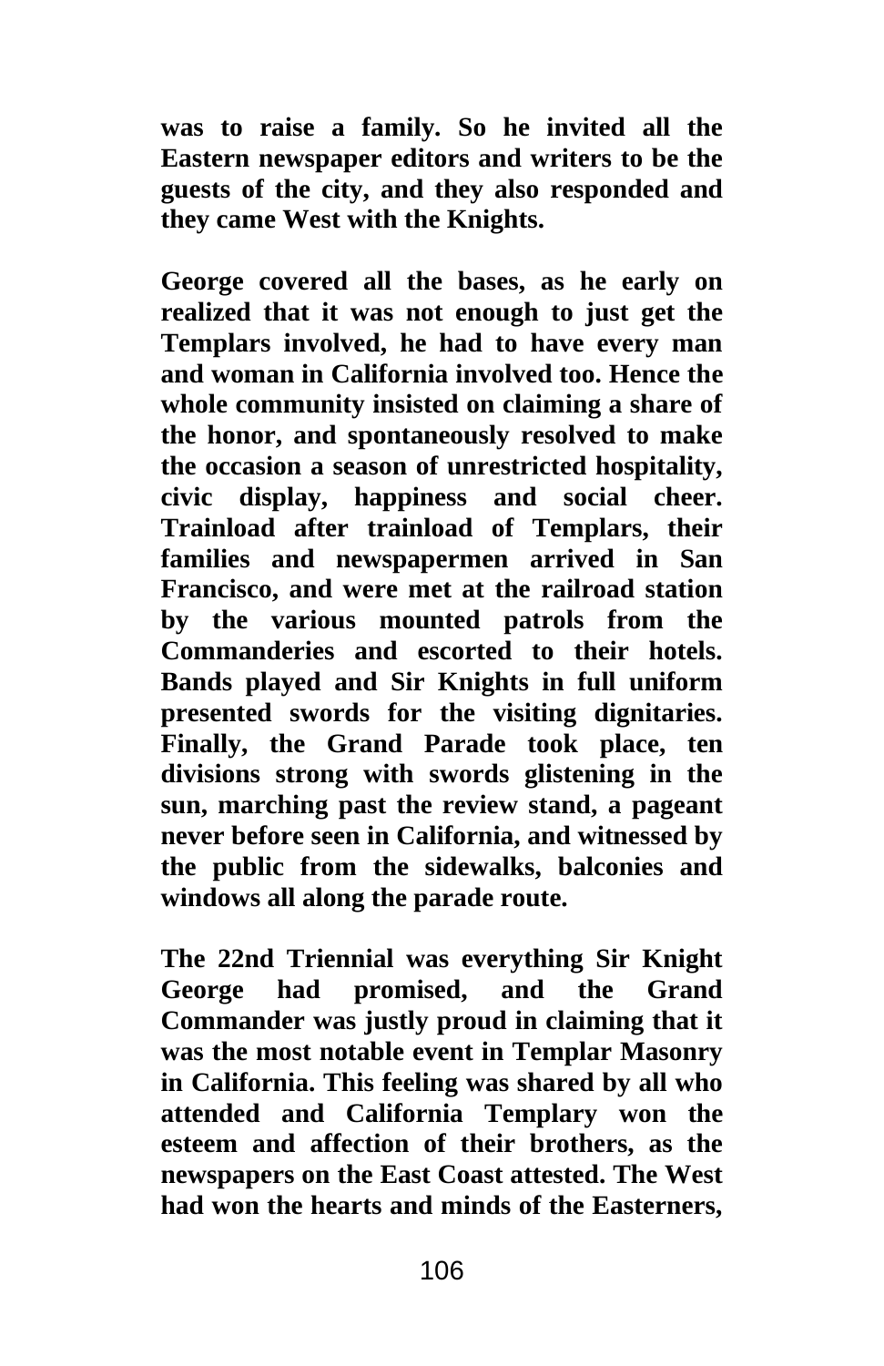was to raise a family. So he invited all the Eastern newspaper editors and writers to be the guests of the city, and they also responded and they came West with the Knights.

George covered all the bases, as he early on realized that it was not enough to just get the Templars involved, he had to have every man and woman in California involved too. Hence the whole community insisted on claiming a share of the honor, and spontaneously resolved to make the occasion a season of unrestricted hospitality, civic display, happiness and social cheer. Trainload after trainload of Templars, their families and newspapermen arrived in San Francisco, and were met at the railroad station by the various mounted patrols from the Commanderies and escorted to their hotels. Bands played and Sir Knights in full uniform presented swords for the visiting dignitaries. Finally, the Grand Parade took place, ten divisions strong with swords glistening in the sun, marching past the review stand, a pageant never before seen in California, and witnessed by the public from the sidewalks, balconies and windows all along the parade route.

The 22nd Triennial was everything Sir Knight George had promised, and the Grand Commander was justly proud in claiming that it was the most notable event in Templar Masonry in California. This feeling was shared by all who attended and California Templary won the esteem and affection of their brothers, as the newspapers on the East Coast attested. The West had won the hearts and minds of the Easterners,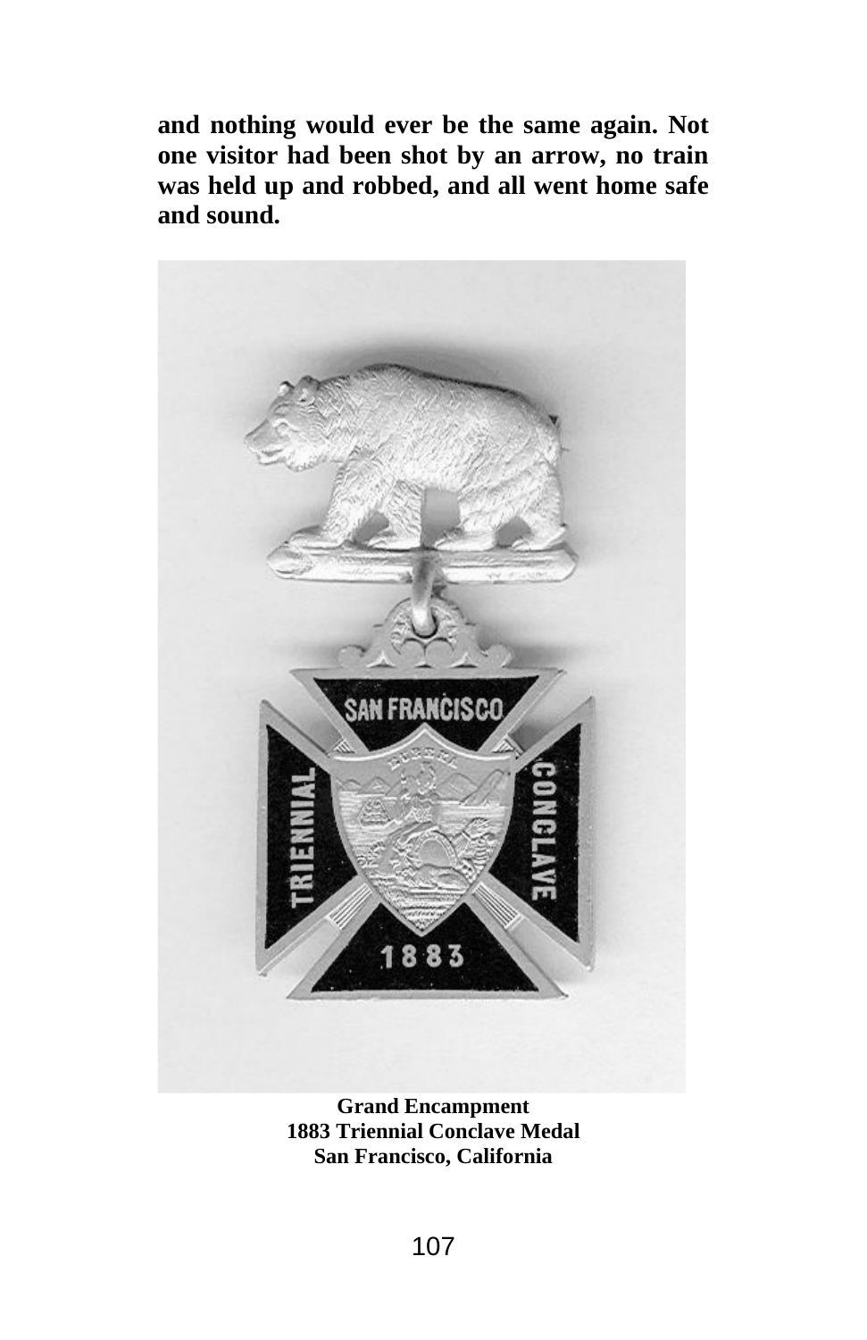**and nothing would ever be the same again. Not one visitor had been shot by an arrow, no train was held up and robbed, and all went home safe and sound.**

**Grand Encampment**
**1883 Triennial Conclave Medal**
**San Francisco, California**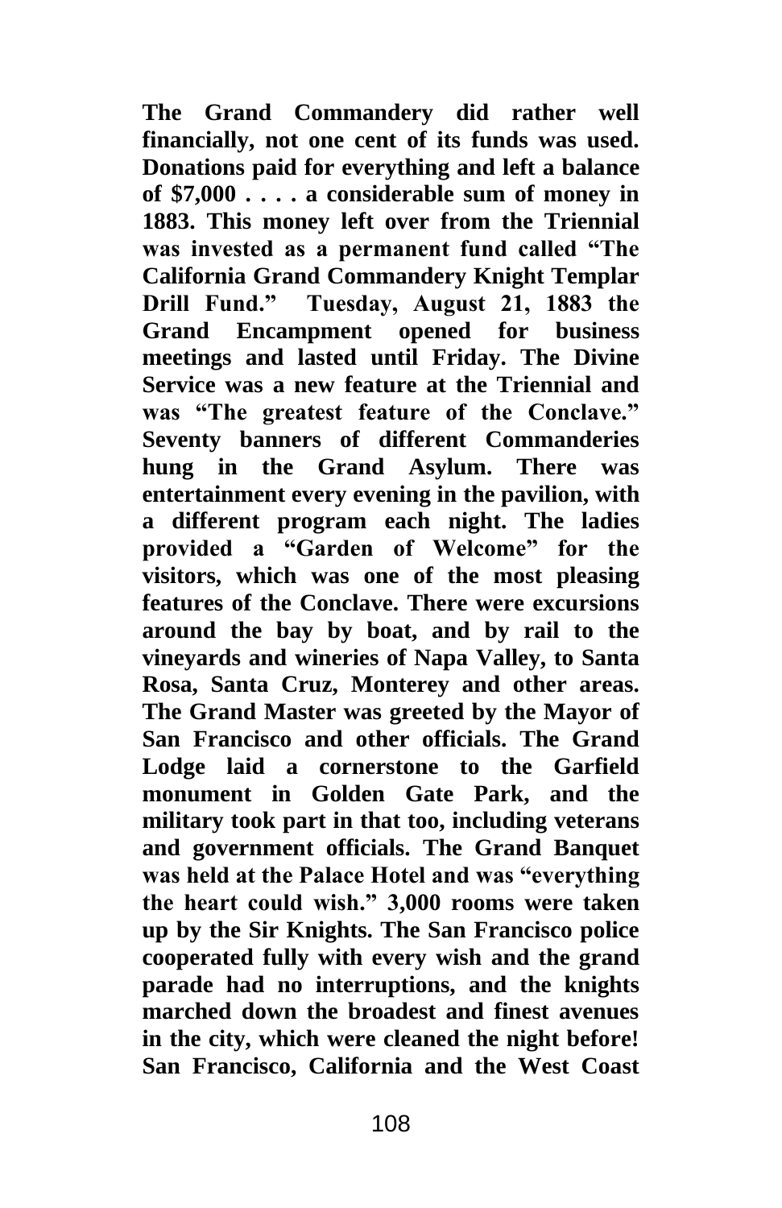**The Grand Commandery did rather well financially, not one cent of its funds was used. Donations paid for everything and left a balance of $7,000 . . . . a considerable sum of money in 1883. This money left over from the Triennial was invested as a permanent fund called "The California Grand Commandery Knight Templar Drill Fund." Tuesday, August 21, 1883 the Grand Encampment opened for business meetings and lasted until Friday. The Divine Service was a new feature at the Triennial and was "The greatest feature of the Conclave." Seventy banners of different Commanderies hung in the Grand Asylum. There was entertainment every evening in the pavilion, with a different program each night. The ladies provided a "Garden of Welcome" for the visitors, which was one of the most pleasing features of the Conclave. There were excursions around the bay by boat, and by rail to the vineyards and wineries of Napa Valley, to Santa Rosa, Santa Cruz, Monterey and other areas. The Grand Master was greeted by the Mayor of San Francisco and other officials. The Grand Lodge laid a cornerstone to the Garfield monument in Golden Gate Park, and the military took part in that too, including veterans and government officials. The Grand Banquet was held at the Palace Hotel and was "everything the heart could wish." 3,000 rooms were taken up by the Sir Knights. The San Francisco police cooperated fully with every wish and the grand parade had no interruptions, and the knights marched down the broadest and finest avenues in the city, which were cleaned the night before! San Francisco, California and the West Coast**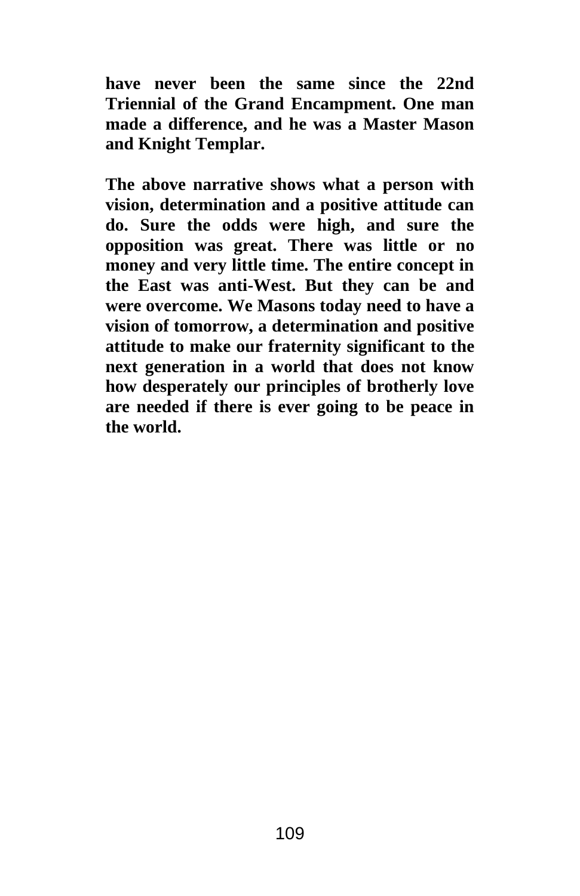**have never been the same since the 22nd Triennial of the Grand Encampment. One man made a difference, and he was a Master Mason and Knight Templar.**

**The above narrative shows what a person with vision, determination and a positive attitude can do. Sure the odds were high, and sure the opposition was great. There was little or no money and very little time. The entire concept in the East was anti-West. But they can be and were overcome. We Masons today need to have a vision of tomorrow, a determination and positive attitude to make our fraternity significant to the next generation in a world that does not know how desperately our principles of brotherly love are needed if there is ever going to be peace in the world.**